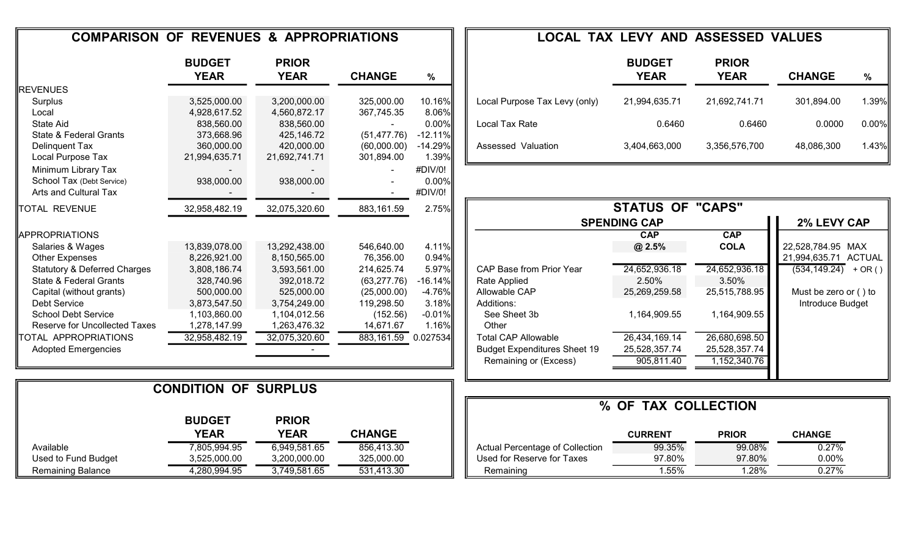## COMPARISON OF REVENUES & APPROPRIATIONS

| | BUDGET YEAR | PRIOR YEAR | CHANGE | % |
|---|---|---|---|---|
| **REVENUES** | | | | |
| Surplus | 3,525,000.00 | 3,200,000.00 | 325,000.00 | 10.16% |
| Local | 4,928,617.52 | 4,560,872.17 | 367,745.35 | 8.06% |
| State Aid | 838,560.00 | 838,560.00 | - | 0.00% |
| State & Federal Grants | 373,668.96 | 425,146.72 | (51,477.76) | -12.11% |
| Delinquent Tax | 360,000.00 | 420,000.00 | (60,000.00) | -14.29% |
| Local Purpose Tax | 21,994,635.71 | 21,692,741.71 | 301,894.00 | 1.39% |
| Minimum Library Tax | - | - | - | #DIV/0! |
| School Tax (Debt Service) | 938,000.00 | 938,000.00 | - | 0.00% |
| Arts and Cultural Tax | - | - | - | #DIV/0! |
| TOTAL REVENUE | 32,958,482.19 | 32,075,320.60 | 883,161.59 | 2.75% |
| **APPROPRIATIONS** | | | | |
| Salaries & Wages | 13,839,078.00 | 13,292,438.00 | 546,640.00 | 4.11% |
| Other Expenses | 8,226,921.00 | 8,150,565.00 | 76,356.00 | 0.94% |
| Statutory & Deferred Charges | 3,808,186.74 | 3,593,561.00 | 214,625.74 | 5.97% |
| State & Federal Grants | 328,740.96 | 392,018.72 | (63,277.76) | -16.14% |
| Capital (without grants) | 500,000.00 | 525,000.00 | (25,000.00) | -4.76% |
| Debt Service | 3,873,547.50 | 3,754,249.00 | 119,298.50 | 3.18% |
| School Debt Service | 1,103,860.00 | 1,104,012.56 | (152.56) | -0.01% |
| Reserve for Uncollected Taxes | 1,278,147.99 | 1,263,476.32 | 14,671.67 | 1.16% |
| TOTAL APPROPRIATIONS | 32,958,482.19 | 32,075,320.60 | 883,161.59 | 0.027534 |
| Adopted Emergencies | | - | | |

## LOCAL TAX LEVY AND ASSESSED VALUES

| | BUDGET YEAR | PRIOR YEAR | CHANGE | % |
|---|---|---|---|---|
| Local Purpose Tax Levy (only) | 21,994,635.71 | 21,692,741.71 | 301,894.00 | 1.39% |
| Local Tax Rate | 0.6460 | 0.6460 | 0.0000 | 0.00% |
| Assessed Valuation | 3,404,663,000 | 3,356,576,700 | 48,086,300 | 1.43% |

## STATUS OF "CAPS"

### SPENDING CAP

| | CAP @ 2.5% | CAP COLA |
|---|---|---|
| CAP Base from Prior Year | 24,652,936.18 | 24,652,936.18 |
| Rate Applied | 2.50% | 3.50% |
| Allowable CAP | 25,269,259.58 | 25,515,788.95 |
| Additions: | | |
| See Sheet 3b | 1,164,909.55 | 1,164,909.55 |
| Other | | |
| Total CAP Allowable | 26,434,169.14 | 26,680,698.50 |
| Budget Expenditures Sheet 19 | 25,528,357.74 | 25,528,357.74 |
| Remaining or (Excess) | 905,811.40 | 1,152,340.76 |

### 2% LEVY CAP

| | |
|---|---|
| 22,528,784.95 | MAX |
| 21,994,635.71 | ACTUAL |
| (534,149.24) | + OR ( ) |

Must be zero or ( ) to Introduce Budget

## CONDITION OF SURPLUS

| | BUDGET YEAR | PRIOR YEAR | CHANGE |
|---|---|---|---|
| Available | 7,805,994.95 | 6,949,581.65 | 856,413.30 |
| Used to Fund Budget | 3,525,000.00 | 3,200,000.00 | 325,000.00 |
| Remaining Balance | 4,280,994.95 | 3,749,581.65 | 531,413.30 |

## % OF TAX COLLECTION

| | CURRENT | PRIOR | CHANGE |
|---|---|---|---|
| Actual Percentage of Collection | 99.35% | 99.08% | 0.27% |
| Used for Reserve for Taxes | 97.80% | 97.80% | 0.00% |
| Remaining | 1.55% | 1.28% | 0.27% |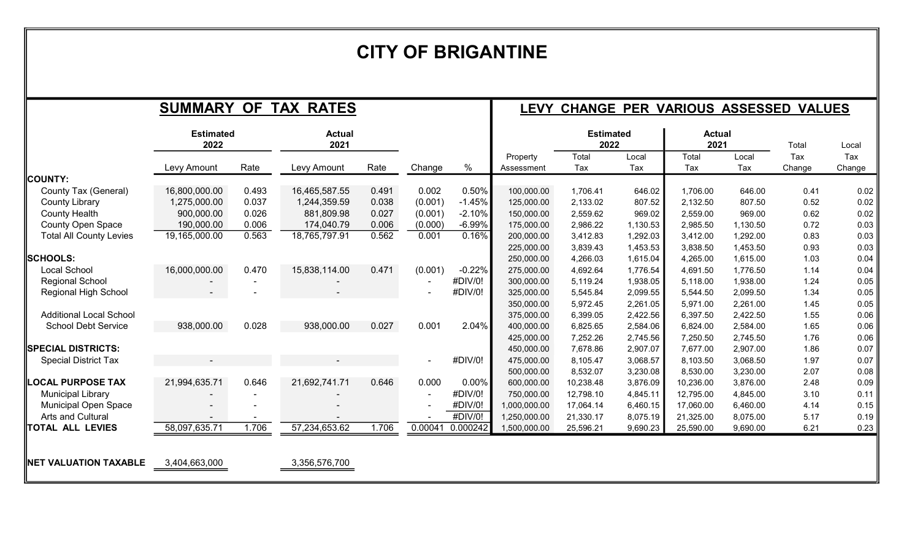# CITY OF BRIGANTINE

## SUMMARY OF TAX RATES

| | Estimated 2022 | | Actual 2021 | | | |
|---|---|---|---|---|---|---|
| | Levy Amount | Rate | Levy Amount | Rate | Change | % |
| **COUNTY:** | | | | | | |
| County Tax (General) | 16,800,000.00 | 0.493 | 16,465,587.55 | 0.491 | 0.002 | 0.50% |
| County Library | 1,275,000.00 | 0.037 | 1,244,359.59 | 0.038 | (0.001) | -1.45% |
| County Health | 900,000.00 | 0.026 | 881,809.98 | 0.027 | (0.001) | -2.10% |
| County Open Space | 190,000.00 | 0.006 | 174,040.79 | 0.006 | (0.000) | -6.99% |
| Total All County Levies | 19,165,000.00 | 0.563 | 18,765,797.91 | 0.562 | 0.001 | 0.16% |
| **SCHOOLS:** | | | | | | |
| Local School | 16,000,000.00 | 0.470 | 15,838,114.00 | 0.471 | (0.001) | -0.22% |
| Regional School | - | - | - | | - | #DIV/0! |
| Regional High School | - | - | - | | - | #DIV/0! |
| Additional Local School School Debt Service | 938,000.00 | 0.028 | 938,000.00 | 0.027 | 0.001 | 2.04% |
| **SPECIAL DISTRICTS:** | | | | | | |
| Special District Tax | - | | - | | - | #DIV/0! |
| **LOCAL PURPOSE TAX** | 21,994,635.71 | 0.646 | 21,692,741.71 | 0.646 | 0.000 | 0.00% |
| Municipal Library | - | - | - | | - | #DIV/0! |
| Municipal Open Space | - | - | - | | - | #DIV/0! |
| Arts and Cultural | - | - | - | | - | #DIV/0! |
| **TOTAL ALL LEVIES** | 58,097,635.71 | 1.706 | 57,234,653.62 | 1.706 | 0.00041 | 0.000242 |
| | | | | | | |
| **NET VALUATION TAXABLE** | 3,404,663,000 | | 3,356,576,700 | | | |

## LEVY CHANGE PER VARIOUS ASSESSED VALUES

| | Estimated 2022 | | Actual 2021 | | | |
|---|---|---|---|---|---|---|
| Property Assessment | Total Tax | Local Tax | Total Tax | Local Tax | Total Tax Change | Local Tax Change |
| 100,000.00 | 1,706.41 | 646.02 | 1,706.00 | 646.00 | 0.41 | 0.02 |
| 125,000.00 | 2,133.02 | 807.52 | 2,132.50 | 807.50 | 0.52 | 0.02 |
| 150,000.00 | 2,559.62 | 969.02 | 2,559.00 | 969.00 | 0.62 | 0.02 |
| 175,000.00 | 2,986.22 | 1,130.53 | 2,985.50 | 1,130.50 | 0.72 | 0.03 |
| 200,000.00 | 3,412.83 | 1,292.03 | 3,412.00 | 1,292.00 | 0.83 | 0.03 |
| 225,000.00 | 3,839.43 | 1,453.53 | 3,838.50 | 1,453.50 | 0.93 | 0.03 |
| 250,000.00 | 4,266.03 | 1,615.04 | 4,265.00 | 1,615.00 | 1.03 | 0.04 |
| 275,000.00 | 4,692.64 | 1,776.54 | 4,691.50 | 1,776.50 | 1.14 | 0.04 |
| 300,000.00 | 5,119.24 | 1,938.05 | 5,118.00 | 1,938.00 | 1.24 | 0.05 |
| 325,000.00 | 5,545.84 | 2,099.55 | 5,544.50 | 2,099.50 | 1.34 | 0.05 |
| 350,000.00 | 5,972.45 | 2,261.05 | 5,971.00 | 2,261.00 | 1.45 | 0.05 |
| 375,000.00 | 6,399.05 | 2,422.56 | 6,397.50 | 2,422.50 | 1.55 | 0.06 |
| 400,000.00 | 6,825.65 | 2,584.06 | 6,824.00 | 2,584.00 | 1.65 | 0.06 |
| 425,000.00 | 7,252.26 | 2,745.56 | 7,250.50 | 2,745.50 | 1.76 | 0.06 |
| 450,000.00 | 7,678.86 | 2,907.07 | 7,677.00 | 2,907.00 | 1.86 | 0.07 |
| 475,000.00 | 8,105.47 | 3,068.57 | 8,103.50 | 3,068.50 | 1.97 | 0.07 |
| 500,000.00 | 8,532.07 | 3,230.08 | 8,530.00 | 3,230.00 | 2.07 | 0.08 |
| 600,000.00 | 10,238.48 | 3,876.09 | 10,236.00 | 3,876.00 | 2.48 | 0.09 |
| 750,000.00 | 12,798.10 | 4,845.11 | 12,795.00 | 4,845.00 | 3.10 | 0.11 |
| 1,000,000.00 | 17,064.14 | 6,460.15 | 17,060.00 | 6,460.00 | 4.14 | 0.15 |
| 1,250,000.00 | 21,330.17 | 8,075.19 | 21,325.00 | 8,075.00 | 5.17 | 0.19 |
| 1,500,000.00 | 25,596.21 | 9,690.23 | 25,590.00 | 9,690.00 | 6.21 | 0.23 |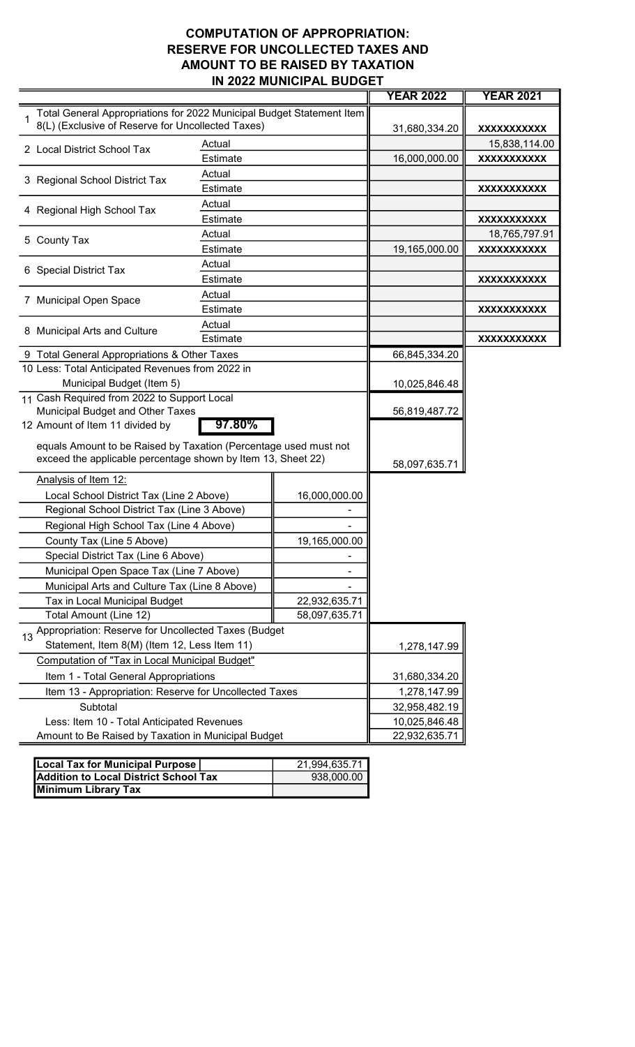# COMPUTATION OF APPROPRIATION: RESERVE FOR UNCOLLECTED TAXES AND AMOUNT TO BE RAISED BY TAXATION IN 2022 MUNICIPAL BUDGET

| | | | YEAR 2022 | YEAR 2021 |
|---|---|---|---|---|
| 1 Total General Appropriations for 2022 Municipal Budget Statement Item 8(L) (Exclusive of Reserve for Uncollected Taxes) | | | 31,680,334.20 | XXXXXXXXXX |
| 2 Local District School Tax | Actual | | | 15,838,114.00 |
| | Estimate | | 16,000,000.00 | XXXXXXXXXX |
| 3 Regional School District Tax | Actual | | | |
| | Estimate | | | XXXXXXXXXX |
| 4 Regional High School Tax | Actual | | | |
| | Estimate | | | XXXXXXXXXX |
| 5 County Tax | Actual | | | 18,765,797.91 |
| | Estimate | | 19,165,000.00 | XXXXXXXXXX |
| 6 Special District Tax | Actual | | | |
| | Estimate | | | XXXXXXXXXX |
| 7 Municipal Open Space | Actual | | | |
| | Estimate | | | XXXXXXXXXX |
| 8 Municipal Arts and Culture | Actual | | | |
| | Estimate | | | XXXXXXXXXX |
| 9 Total General Appropriations & Other Taxes | | | 66,845,334.20 | |
| 10 Less: Total Anticipated Revenues from 2022 in Municipal Budget (Item 5) | | | 10,025,846.48 | |
| 11 Cash Required from 2022 to Support Local Municipal Budget and Other Taxes | | | 56,819,487.72 | |
| 12 Amount of Item 11 divided by | **97.80%** | | | |
| equals Amount to be Raised by Taxation (Percentage used must not exceed the applicable percentage shown by Item 13, Sheet 22) | | | 58,097,635.71 | |
| Analysis of Item 12: | | | | |
| Local School District Tax (Line 2 Above) | | 16,000,000.00 | | |
| Regional School District Tax (Line 3 Above) | | - | | |
| Regional High School Tax (Line 4 Above) | | - | | |
| County Tax (Line 5 Above) | | 19,165,000.00 | | |
| Special District Tax (Line 6 Above) | | - | | |
| Municipal Open Space Tax (Line 7 Above) | | - | | |
| Municipal Arts and Culture Tax (Line 8 Above) | | - | | |
| Tax in Local Municipal Budget | | 22,932,635.71 | | |
| Total Amount (Line 12) | | 58,097,635.71 | | |
| 13 Appropriation: Reserve for Uncollected Taxes (Budget Statement, Item 8(M) (Item 12, Less Item 11) | | | 1,278,147.99 | |
| Computation of "Tax in Local Municipal Budget" | | | | |
| Item 1 - Total General Appropriations | | | 31,680,334.20 | |
| Item 13 - Appropriation: Reserve for Uncollected Taxes | | | 1,278,147.99 | |
| Subtotal | | | 32,958,482.19 | |
| Less: Item 10 - Total Anticipated Revenues | | | 10,025,846.48 | |
| Amount to Be Raised by Taxation in Municipal Budget | | | 22,932,635.71 | |

| | |
|---|---|
| **Local Tax for Municipal Purpose** | 21,994,635.71 |
| **Addition to Local District School Tax** | 938,000.00 |
| **Minimum Library Tax** | |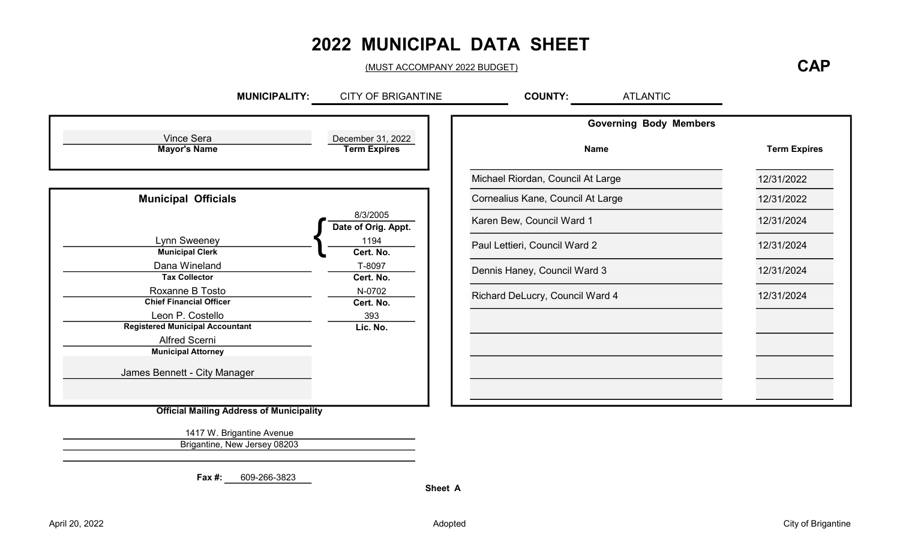# 2022 MUNICIPAL DATA SHEET

(MUST ACCOMPANY 2022 BUDGET)

**CAP**

**MUNICIPALITY:** CITY OF BRIGANTINE **COUNTY:** ATLANTIC

| Mayor's Name | Term Expires |
|---|---|
| Vince Sera | December 31, 2022 |

## Municipal Officials

| Name / Title | Cert. / Lic. No. |
|---|---|
| Lynn Sweeney, **Municipal Clerk** | Date of Orig. Appt.: 8/3/2005; Cert. No.: 1194 |
| Dana Wineland, **Tax Collector** | Cert. No.: T-8097 |
| Roxanne B Tosto, **Chief Financial Officer** | Cert. No.: N-0702 |
| Leon P. Costello, **Registered Municipal Accountant** | Lic. No.: 393 |
| Alfred Scerni, **Municipal Attorney** | |
| James Bennett - City Manager | |

## Governing Body Members

| Name | Term Expires |
|---|---|
| Michael Riordan, Council At Large | 12/31/2022 |
| Cornealius Kane, Council At Large | 12/31/2022 |
| Karen Bew, Council Ward 1 | 12/31/2024 |
| Paul Lettieri, Council Ward 2 | 12/31/2024 |
| Dennis Haney, Council Ward 3 | 12/31/2024 |
| Richard DeLucry, Council Ward 4 | 12/31/2024 |

**Official Mailing Address of Municipality**

1417 W. Brigantine Avenue
Brigantine, New Jersey 08203

**Fax #:** 609-266-3823

**Sheet A**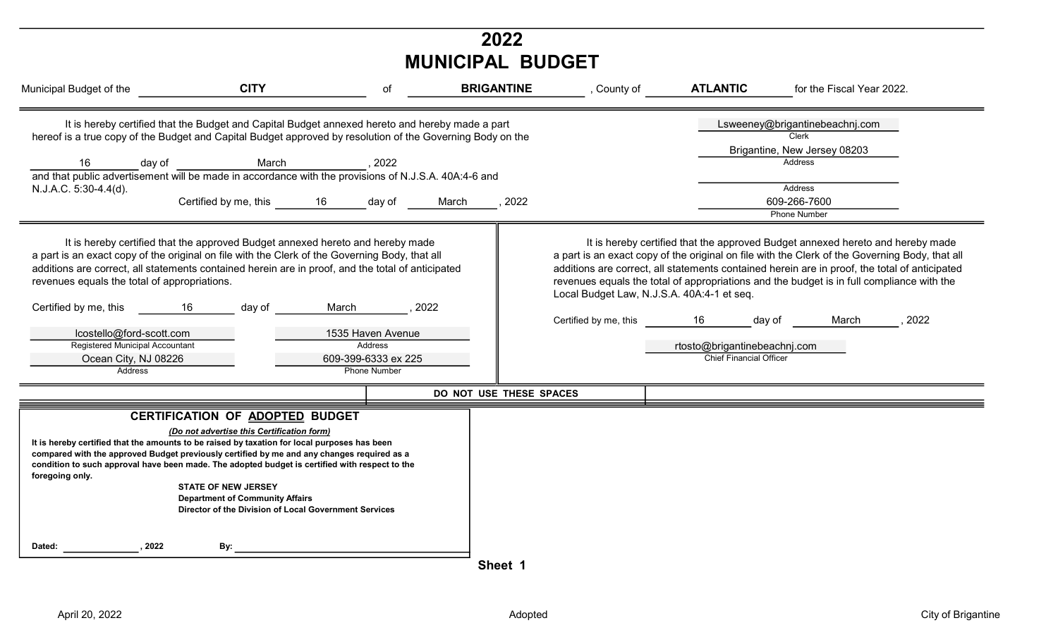# 2022
# MUNICIPAL BUDGET

Municipal Budget of the **CITY** of **BRIGANTINE**, County of **ATLANTIC** for the Fiscal Year 2022.

It is hereby certified that the Budget and Capital Budget annexed hereto and hereby made a part hereof is a true copy of the Budget and Capital Budget approved by resolution of the Governing Body on the 16 day of March, 2022 and that public advertisement will be made in accordance with the provisions of N.J.S.A. 40A:4-6 and N.J.A.C. 5:30-4.4(d).

Certified by me, this 16 day of March, 2022

Lsweeney@brigantinebeachnj.com
Clerk

Brigantine, New Jersey 08203
Address

Address

609-266-7600
Phone Number

It is hereby certified that the approved Budget annexed hereto and hereby made a part is an exact copy of the original on file with the Clerk of the Governing Body, that all additions are correct, all statements contained herein are in proof, and the total of anticipated revenues equals the total of appropriations.

Certified by me, this 16 day of March, 2022

lcostello@ford-scott.com
Registered Municipal Accountant

1535 Haven Avenue
Address

Ocean City, NJ 08226
Address

609-399-6333 ex 225
Phone Number

It is hereby certified that the approved Budget annexed hereto and hereby made a part is an exact copy of the original on file with the Clerk of the Governing Body, that all additions are correct, all statements contained herein are in proof, the total of anticipated revenues equals the total of appropriations and the budget is in full compliance with the Local Budget Law, N.J.S.A. 40A:4-1 et seq.

Certified by me, this 16 day of March, 2022

rtosto@brigantinebeachnj.com
Chief Financial Officer

DO NOT USE THESE SPACES

## CERTIFICATION OF ADOPTED BUDGET

***(Do not advertise this Certification form)***

**It is hereby certified that the amounts to be raised by taxation for local purposes has been compared with the approved Budget previously certified by me and any changes required as a condition to such approval have been made. The adopted budget is certified with respect to the foregoing only.**

**STATE OF NEW JERSEY**
**Department of Community Affairs**
**Director of the Division of Local Government Services**

**Dated: \_\_\_\_\_\_\_\_\_\_, 2022 By: \_\_\_\_\_\_\_\_\_\_\_\_\_\_\_\_\_\_\_\_**

**Sheet 1**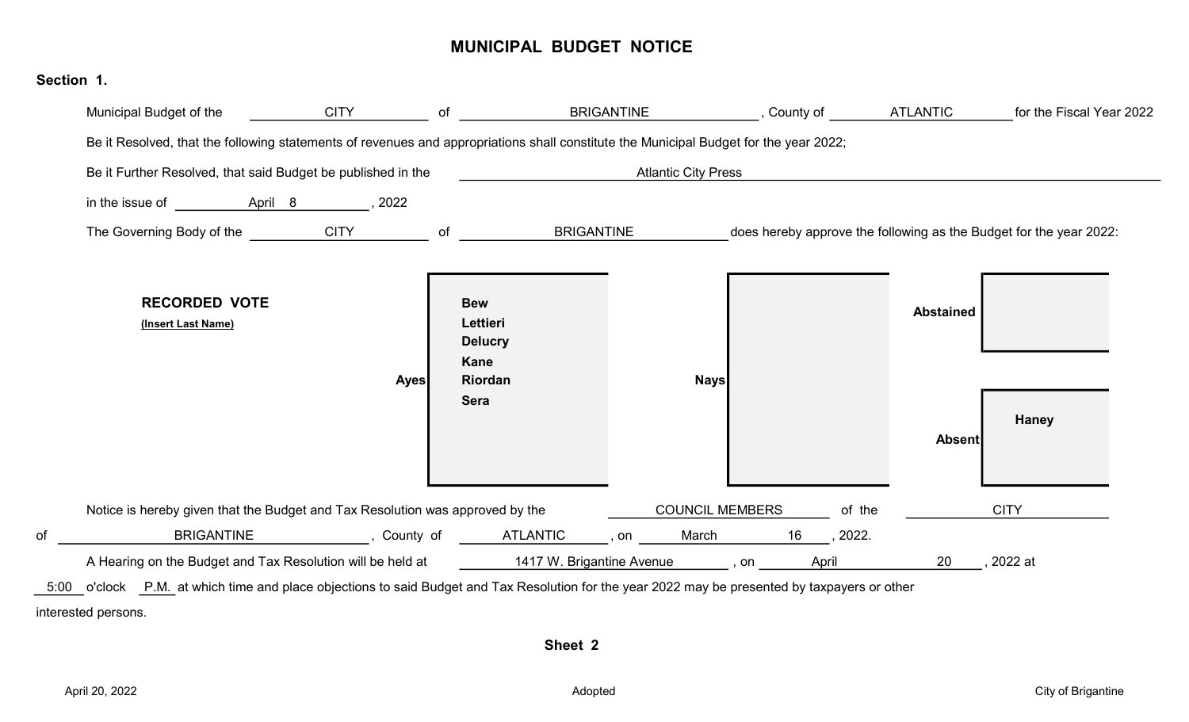# MUNICIPAL BUDGET NOTICE

**Section 1.**

Municipal Budget of the CITY of BRIGANTINE, County of ATLANTIC for the Fiscal Year 2022

Be it Resolved, that the following statements of revenues and appropriations shall constitute the Municipal Budget for the year 2022;

Be it Further Resolved, that said Budget be published in the Atlantic City Press

in the issue of April 8, 2022

The Governing Body of the CITY of BRIGANTINE does hereby approve the following as the Budget for the year 2022:

**RECORDED VOTE**
**(Insert Last Name)**

| Ayes | Nays | Abstained | Absent |
|---|---|---|---|
| Bew | | | Haney |
| Lettieri | | | |
| Delucry | | | |
| Kane | | | |
| Riordan | | | |
| Sera | | | |

Notice is hereby given that the Budget and Tax Resolution was approved by the COUNCIL MEMBERS of the CITY of BRIGANTINE, County of ATLANTIC, on March 16, 2022.

A Hearing on the Budget and Tax Resolution will be held at 1417 W. Brigantine Avenue, on April 20, 2022 at 5:00 o'clock P.M. at which time and place objections to said Budget and Tax Resolution for the year 2022 may be presented by taxpayers or other interested persons.

**Sheet 2**

April 20, 2022 Adopted City of Brigantine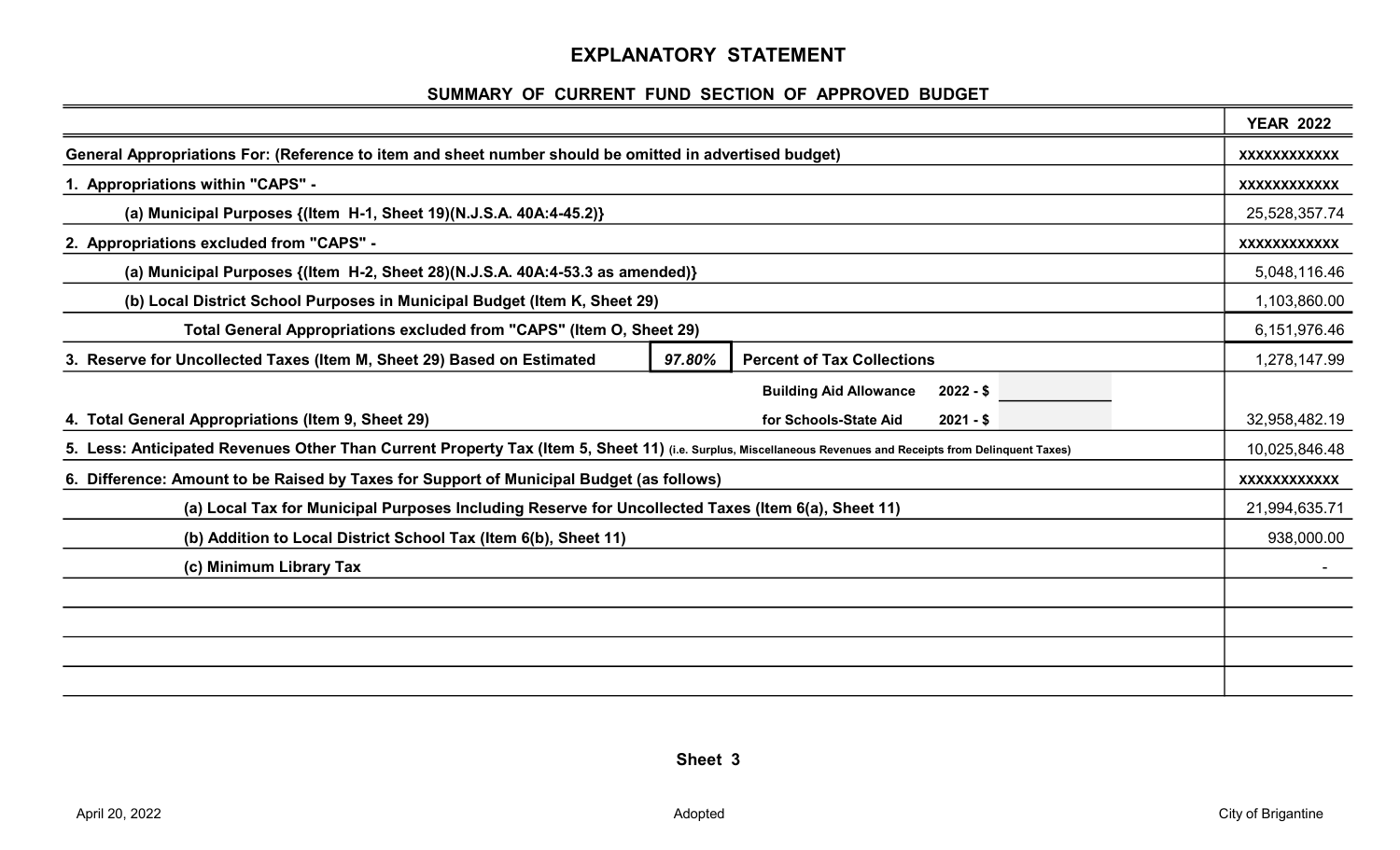# EXPLANATORY STATEMENT

## SUMMARY OF CURRENT FUND SECTION OF APPROVED BUDGET

| | YEAR 2022 |
|---|---|
| General Appropriations For: (Reference to item and sheet number should be omitted in advertised budget) | xxxxxxxxxxxx |
| 1. Appropriations within "CAPS" - | xxxxxxxxxxxx |
| (a) Municipal Purposes {(Item H-1, Sheet 19)(N.J.S.A. 40A:4-45.2)} | 25,528,357.74 |
| 2. Appropriations excluded from "CAPS" - | xxxxxxxxxxxx |
| (a) Municipal Purposes {(Item H-2, Sheet 28)(N.J.S.A. 40A:4-53.3 as amended)} | 5,048,116.46 |
| (b) Local District School Purposes in Municipal Budget (Item K, Sheet 29) | 1,103,860.00 |
| Total General Appropriations excluded from "CAPS" (Item O, Sheet 29) | 6,151,976.46 |
| 3. Reserve for Uncollected Taxes (Item M, Sheet 29) Based on Estimated 97.80% Percent of Tax Collections | 1,278,147.99 |
| Building Aid Allowance for Schools-State Aid 2022 - $ 2021 - $ | |
| 4. Total General Appropriations (Item 9, Sheet 29) | 32,958,482.19 |
| 5. Less: Anticipated Revenues Other Than Current Property Tax (Item 5, Sheet 11) (i.e. Surplus, Miscellaneous Revenues and Receipts from Delinquent Taxes) | 10,025,846.48 |
| 6. Difference: Amount to be Raised by Taxes for Support of Municipal Budget (as follows) | xxxxxxxxxxxx |
| (a) Local Tax for Municipal Purposes Including Reserve for Uncollected Taxes (Item 6(a), Sheet 11) | 21,994,635.71 |
| (b) Addition to Local District School Tax (Item 6(b), Sheet 11) | 938,000.00 |
| (c) Minimum Library Tax | - |

Sheet 3

April 20, 2022 Adopted City of Brigantine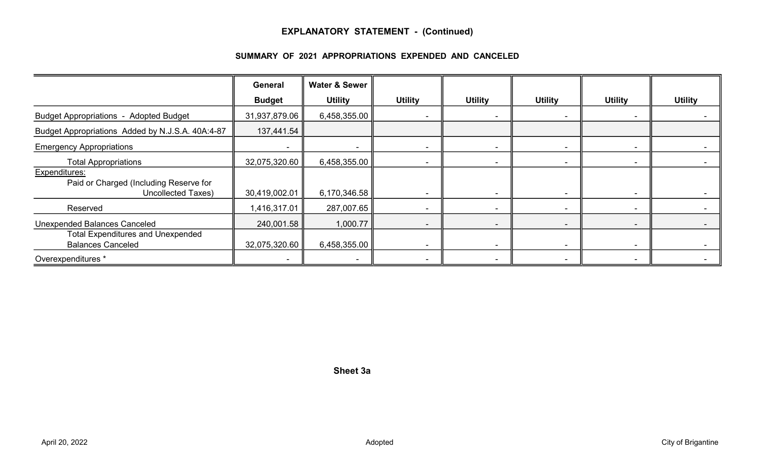## EXPLANATORY STATEMENT - (Continued)

### SUMMARY OF 2021 APPROPRIATIONS EXPENDED AND CANCELED

| | General Budget | Water & Sewer Utility | Utility | Utility | Utility | Utility | Utility |
|---|---|---|---|---|---|---|---|
| Budget Appropriations - Adopted Budget | 31,937,879.06 | 6,458,355.00 | - | - | - | - | - |
| Budget Appropriations Added by N.J.S.A. 40A:4-87 | 137,441.54 | | | | | | |
| Emergency Appropriations | - | - | - | - | - | - | - |
| Total Appropriations | 32,075,320.60 | 6,458,355.00 | - | - | - | - | - |
| Expenditures: Paid or Charged (Including Reserve for Uncollected Taxes) | 30,419,002.01 | 6,170,346.58 | - | - | - | - | - |
| Reserved | 1,416,317.01 | 287,007.65 | - | - | - | - | - |
| Unexpended Balances Canceled | 240,001.58 | 1,000.77 | - | - | - | - | - |
| Total Expenditures and Unexpended Balances Canceled | 32,075,320.60 | 6,458,355.00 | - | - | - | - | - |
| Overexpenditures * | - | - | - | - | - | - | - |

Sheet 3a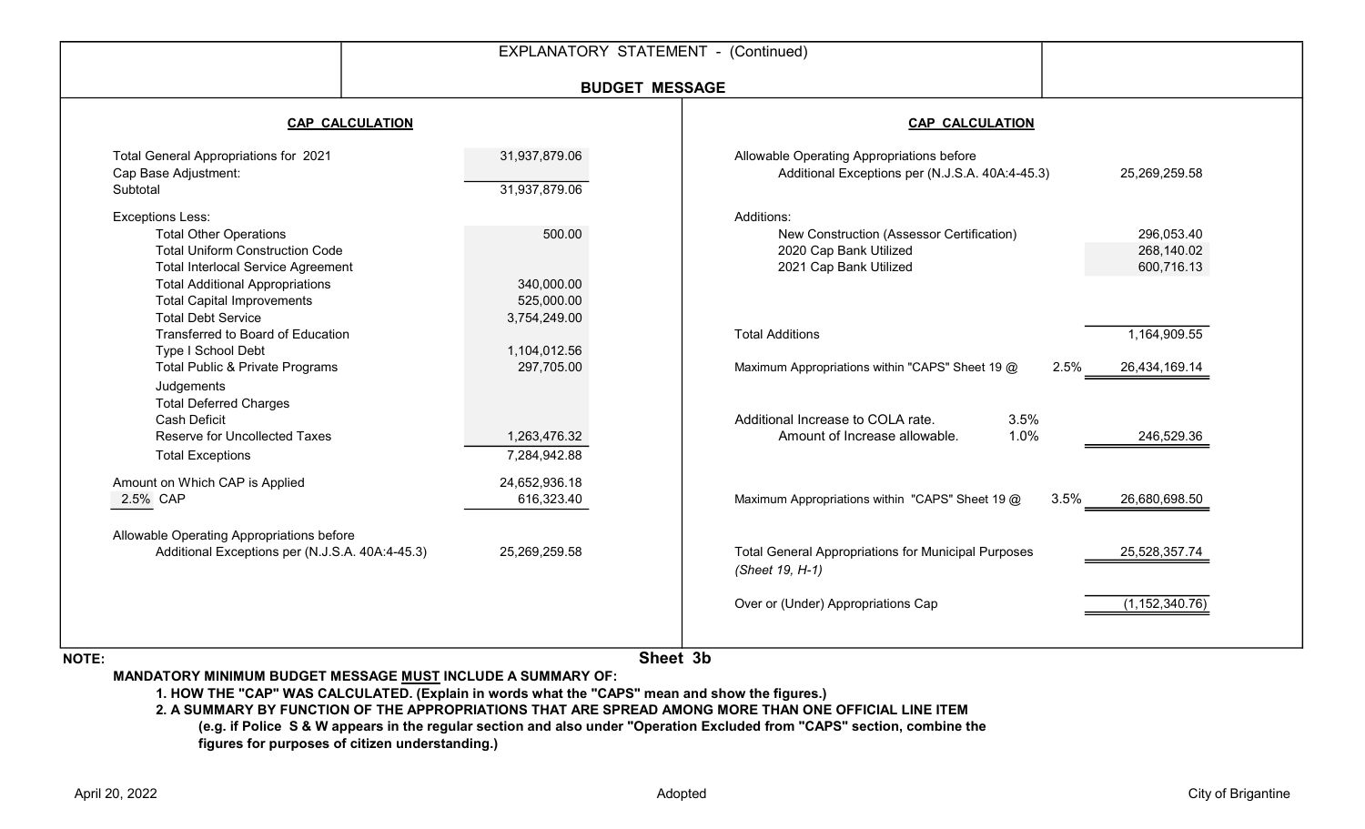# EXPLANATORY STATEMENT - (Continued)

## BUDGET MESSAGE

### CAP CALCULATION

| | |
|---|---|
| Total General Appropriations for 2021 | 31,937,879.06 |
| Cap Base Adjustment: | |
| Subtotal | 31,937,879.06 |
| Exceptions Less: | |
| Total Other Operations | 500.00 |
| Total Uniform Construction Code | |
| Total Interlocal Service Agreement | |
| Total Additional Appropriations | 340,000.00 |
| Total Capital Improvements | 525,000.00 |
| Total Debt Service | 3,754,249.00 |
| Transferred to Board of Education | |
| Type I School Debt | 1,104,012.56 |
| Total Public & Private Programs | 297,705.00 |
| Judgements | |
| Total Deferred Charges | |
| Cash Deficit | |
| Reserve for Uncollected Taxes | 1,263,476.32 |
| Total Exceptions | 7,284,942.88 |
| Amount on Which CAP is Applied | 24,652,936.18 |
| 2.5% CAP | 616,323.40 |
| Allowable Operating Appropriations before Additional Exceptions per (N.J.S.A. 40A:4-45.3) | 25,269,259.58 |

### CAP CALCULATION

| | | |
|---|---|---|
| Allowable Operating Appropriations before Additional Exceptions per (N.J.S.A. 40A:4-45.3) | | 25,269,259.58 |
| Additions: | | |
| New Construction (Assessor Certification) | | 296,053.40 |
| 2020 Cap Bank Utilized | | 268,140.02 |
| 2021 Cap Bank Utilized | | 600,716.13 |
| Total Additions | | 1,164,909.55 |
| Maximum Appropriations within "CAPS" Sheet 19 @ | 2.5% | 26,434,169.14 |
| Additional Increase to COLA rate. | 3.5% | |
| Amount of Increase allowable. | 1.0% | 246,529.36 |
| Maximum Appropriations within "CAPS" Sheet 19 @ | 3.5% | 26,680,698.50 |
| Total General Appropriations for Municipal Purposes *(Sheet 19, H-1)* | | 25,528,357.74 |
| Over or (Under) Appropriations Cap | | (1,152,340.76) |

Sheet 3b

**NOTE:**

**MANDATORY MINIMUM BUDGET MESSAGE MUST INCLUDE A SUMMARY OF:**

1. **HOW THE "CAP" WAS CALCULATED. (Explain in words what the "CAPS" mean and show the figures.)**
2. **A SUMMARY BY FUNCTION OF THE APPROPRIATIONS THAT ARE SPREAD AMONG MORE THAN ONE OFFICIAL LINE ITEM (e.g. if Police S & W appears in the regular section and also under "Operation Excluded from "CAPS" section, combine the figures for purposes of citizen understanding.)**

April 20, 2022 | Adopted | City of Brigantine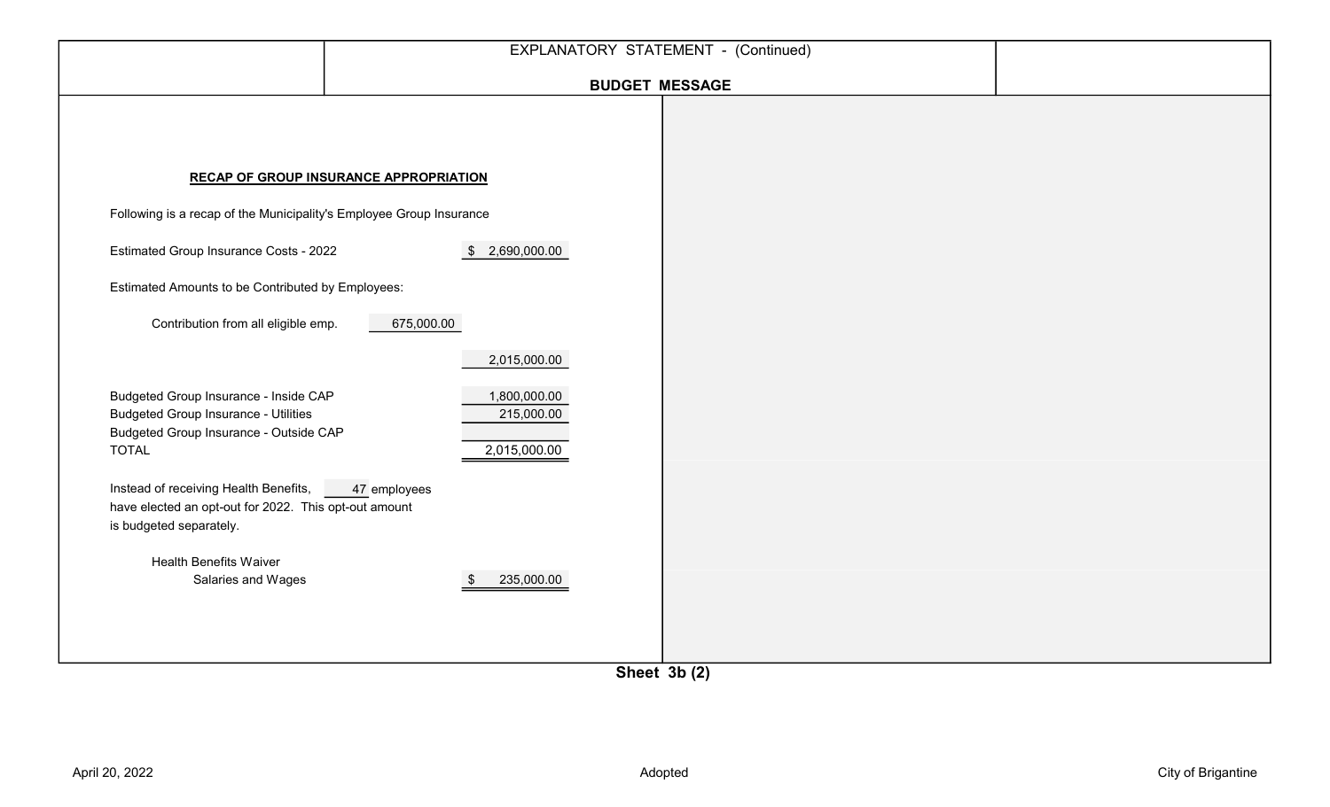## EXPLANATORY STATEMENT - (Continued)

### BUDGET MESSAGE

**RECAP OF GROUP INSURANCE APPROPRIATION**

Following is a recap of the Municipality's Employee Group Insurance

| | | |
|---|---|---|
| Estimated Group Insurance Costs - 2022 | | $ 2,690,000.00 |
| Estimated Amounts to be Contributed by Employees: | | |
| Contribution from all eligible emp. | 675,000.00 | |
| | | 2,015,000.00 |
| Budgeted Group Insurance - Inside CAP | | 1,800,000.00 |
| Budgeted Group Insurance - Utilities | | 215,000.00 |
| Budgeted Group Insurance - Outside CAP | | |
| TOTAL | | 2,015,000.00 |

Instead of receiving Health Benefits, 47 employees have elected an opt-out for 2022. This opt-out amount is budgeted separately.

| | |
|---|---|
| Health Benefits Waiver Salaries and Wages | $ 235,000.00 |

Sheet 3b (2)

April 20, 2022 | Adopted | City of Brigantine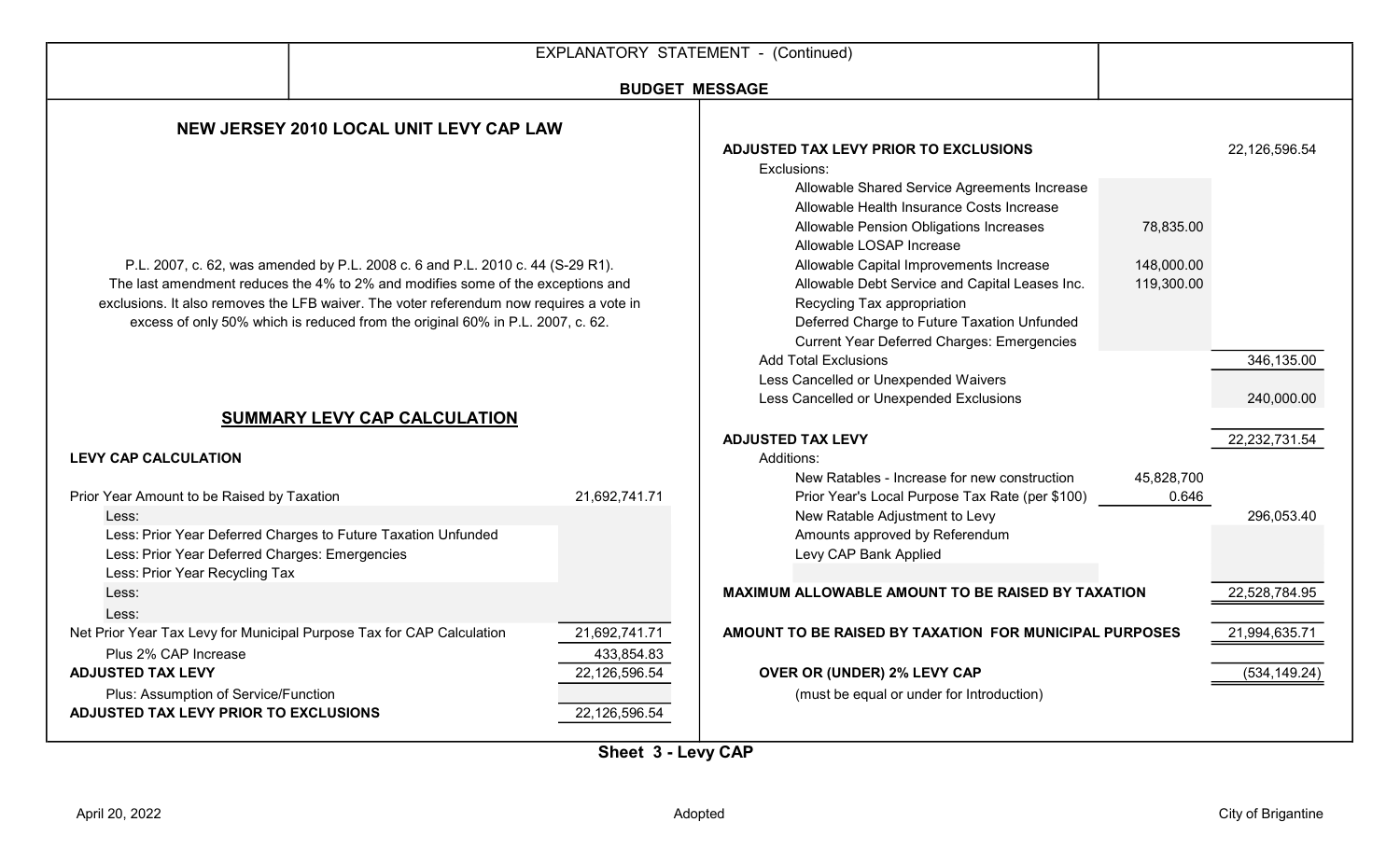EXPLANATORY STATEMENT - (Continued)

BUDGET MESSAGE

## NEW JERSEY 2010 LOCAL UNIT LEVY CAP LAW

P.L. 2007, c. 62, was amended by P.L. 2008 c. 6 and P.L. 2010 c. 44 (S-29 R1). The last amendment reduces the 4% to 2% and modifies some of the exceptions and exclusions. It also removes the LFB waiver. The voter referendum now requires a vote in excess of only 50% which is reduced from the original 60% in P.L. 2007, c. 62.

## SUMMARY LEVY CAP CALCULATION

**LEVY CAP CALCULATION**

| | |
|---|---|
| Prior Year Amount to be Raised by Taxation | 21,692,741.71 |
| Less: | |
| Less: Prior Year Deferred Charges to Future Taxation Unfunded | |
| Less: Prior Year Deferred Charges: Emergencies | |
| Less: Prior Year Recycling Tax | |
| Less: | |
| Less: | |
| Net Prior Year Tax Levy for Municipal Purpose Tax for CAP Calculation | 21,692,741.71 |
| Plus 2% CAP Increase | 433,854.83 |
| **ADJUSTED TAX LEVY** | 22,126,596.54 |
| Plus: Assumption of Service/Function | |
| **ADJUSTED TAX LEVY PRIOR TO EXCLUSIONS** | 22,126,596.54 |

| | | |
|---|---|---|
| **ADJUSTED TAX LEVY PRIOR TO EXCLUSIONS** | | 22,126,596.54 |
| Exclusions: | | |
| Allowable Shared Service Agreements Increase | | |
| Allowable Health Insurance Costs Increase | | |
| Allowable Pension Obligations Increases | 78,835.00 | |
| Allowable LOSAP Increase | | |
| Allowable Capital Improvements Increase | 148,000.00 | |
| Allowable Debt Service and Capital Leases Inc. | 119,300.00 | |
| Recycling Tax appropriation | | |
| Deferred Charge to Future Taxation Unfunded | | |
| Current Year Deferred Charges: Emergencies | | |
| Add Total Exclusions | | 346,135.00 |
| Less Cancelled or Unexpended Waivers | | |
| Less Cancelled or Unexpended Exclusions | | 240,000.00 |
| **ADJUSTED TAX LEVY** | | 22,232,731.54 |
| Additions: | | |
| New Ratables - Increase for new construction | 45,828,700 | |
| Prior Year's Local Purpose Tax Rate (per $100) | 0.646 | |
| New Ratable Adjustment to Levy | | 296,053.40 |
| Amounts approved by Referendum | | |
| Levy CAP Bank Applied | | |
| **MAXIMUM ALLOWABLE AMOUNT TO BE RAISED BY TAXATION** | | 22,528,784.95 |
| **AMOUNT TO BE RAISED BY TAXATION FOR MUNICIPAL PURPOSES** | | 21,994,635.71 |
| **OVER OR (UNDER) 2% LEVY CAP** | | (534,149.24) |
| (must be equal or under for Introduction) | | |

**Sheet 3 - Levy CAP**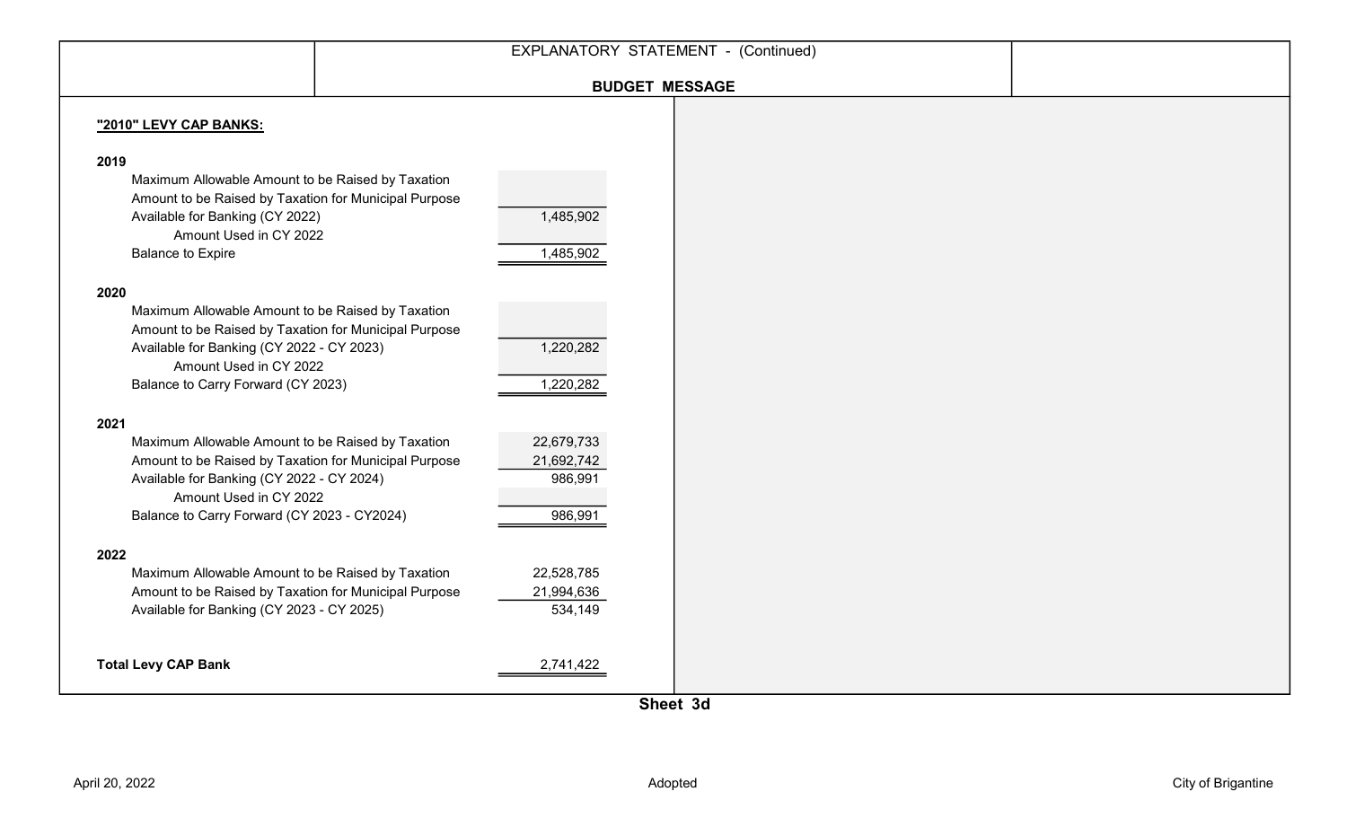EXPLANATORY STATEMENT - (Continued)

**BUDGET MESSAGE**

**"2010" LEVY CAP BANKS:**

| | |
|---|---|
| **2019** | |
| Maximum Allowable Amount to be Raised by Taxation | |
| Amount to be Raised by Taxation for Municipal Purpose | |
| Available for Banking (CY 2022) | 1,485,902 |
| Amount Used in CY 2022 | |
| Balance to Expire | 1,485,902 |
| **2020** | |
| Maximum Allowable Amount to be Raised by Taxation | |
| Amount to be Raised by Taxation for Municipal Purpose | |
| Available for Banking (CY 2022 - CY 2023) | 1,220,282 |
| Amount Used in CY 2022 | |
| Balance to Carry Forward (CY 2023) | 1,220,282 |
| **2021** | |
| Maximum Allowable Amount to be Raised by Taxation | 22,679,733 |
| Amount to be Raised by Taxation for Municipal Purpose | 21,692,742 |
| Available for Banking (CY 2022 - CY 2024) | 986,991 |
| Amount Used in CY 2022 | |
| Balance to Carry Forward (CY 2023 - CY2024) | 986,991 |
| **2022** | |
| Maximum Allowable Amount to be Raised by Taxation | 22,528,785 |
| Amount to be Raised by Taxation for Municipal Purpose | 21,994,636 |
| Available for Banking (CY 2023 - CY 2025) | 534,149 |
| **Total Levy CAP Bank** | 2,741,422 |

**Sheet 3d**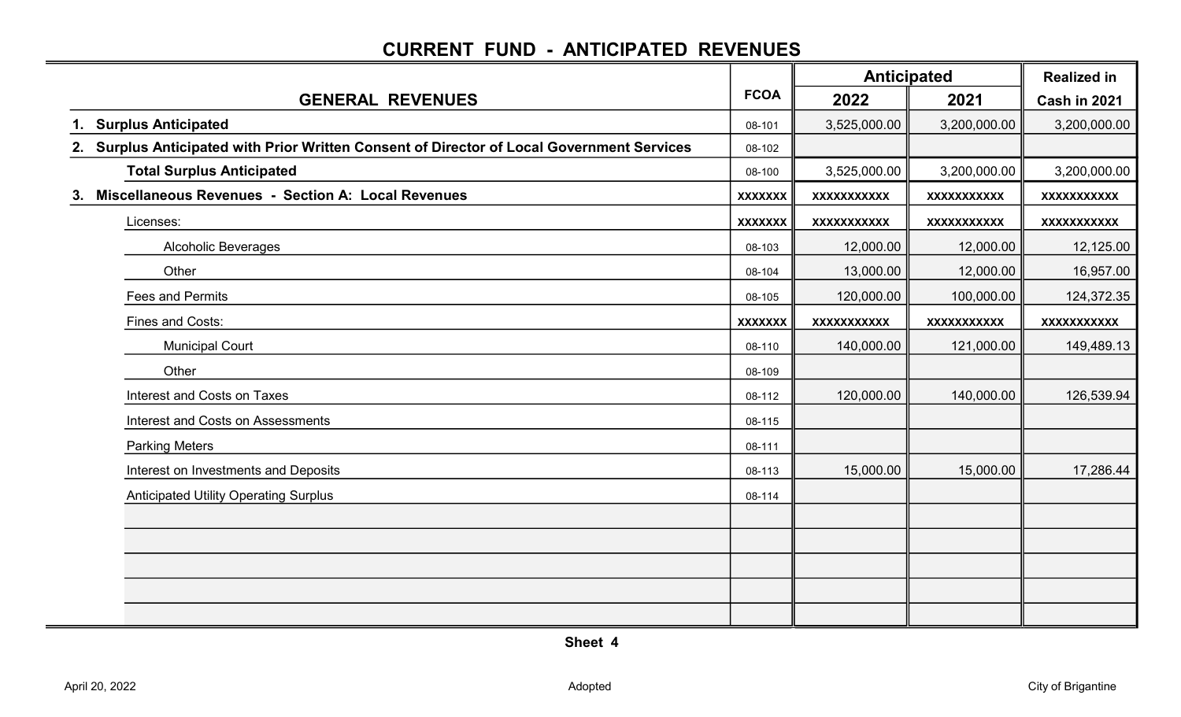# CURRENT FUND - ANTICIPATED REVENUES

| GENERAL REVENUES | FCOA | Anticipated 2022 | Anticipated 2021 | Realized in Cash in 2021 |
|---|---|---|---|---|
| **1. Surplus Anticipated** | 08-101 | 3,525,000.00 | 3,200,000.00 | 3,200,000.00 |
| **2. Surplus Anticipated with Prior Written Consent of Director of Local Government Services** | 08-102 | | | |
| **Total Surplus Anticipated** | 08-100 | 3,525,000.00 | 3,200,000.00 | 3,200,000.00 |
| **3. Miscellaneous Revenues - Section A: Local Revenues** | xxxxxxx | xxxxxxxxxxx | xxxxxxxxxxx | xxxxxxxxxxx |
| Licenses: | xxxxxxx | xxxxxxxxxxx | xxxxxxxxxxx | xxxxxxxxxxx |
| Alcoholic Beverages | 08-103 | 12,000.00 | 12,000.00 | 12,125.00 |
| Other | 08-104 | 13,000.00 | 12,000.00 | 16,957.00 |
| Fees and Permits | 08-105 | 120,000.00 | 100,000.00 | 124,372.35 |
| Fines and Costs: | xxxxxxx | xxxxxxxxxxx | xxxxxxxxxxx | xxxxxxxxxxx |
| Municipal Court | 08-110 | 140,000.00 | 121,000.00 | 149,489.13 |
| Other | 08-109 | | | |
| Interest and Costs on Taxes | 08-112 | 120,000.00 | 140,000.00 | 126,539.94 |
| Interest and Costs on Assessments | 08-115 | | | |
| Parking Meters | 08-111 | | | |
| Interest on Investments and Deposits | 08-113 | 15,000.00 | 15,000.00 | 17,286.44 |
| Anticipated Utility Operating Surplus | 08-114 | | | |
| | | | | |
| | | | | |
| | | | | |
| | | | | |
| | | | | |

Sheet 4

April 20, 2022 | Adopted | City of Brigantine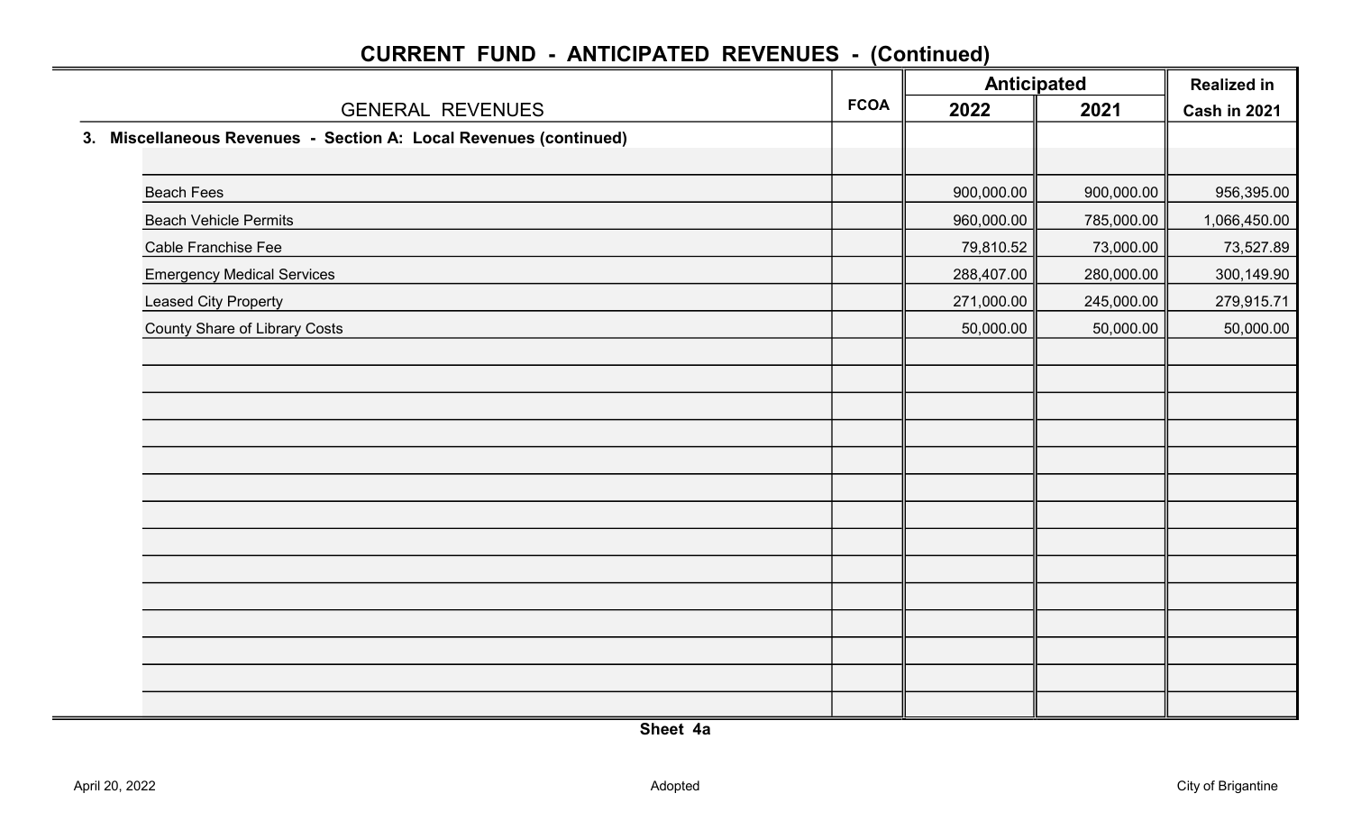# CURRENT FUND - ANTICIPATED REVENUES - (Continued)

| GENERAL REVENUES | FCOA | Anticipated | | Realized in |
|---|---|---|---|---|
| | | 2022 | 2021 | Cash in 2021 |
| **3. Miscellaneous Revenues - Section A: Local Revenues (continued)** | | | | |
| | | | | |
| Beach Fees | | 900,000.00 | 900,000.00 | 956,395.00 |
| Beach Vehicle Permits | | 960,000.00 | 785,000.00 | 1,066,450.00 |
| Cable Franchise Fee | | 79,810.52 | 73,000.00 | 73,527.89 |
| Emergency Medical Services | | 288,407.00 | 280,000.00 | 300,149.90 |
| Leased City Property | | 271,000.00 | 245,000.00 | 279,915.71 |
| County Share of Library Costs | | 50,000.00 | 50,000.00 | 50,000.00 |

Sheet 4a

April 20, 2022 Adopted City of Brigantine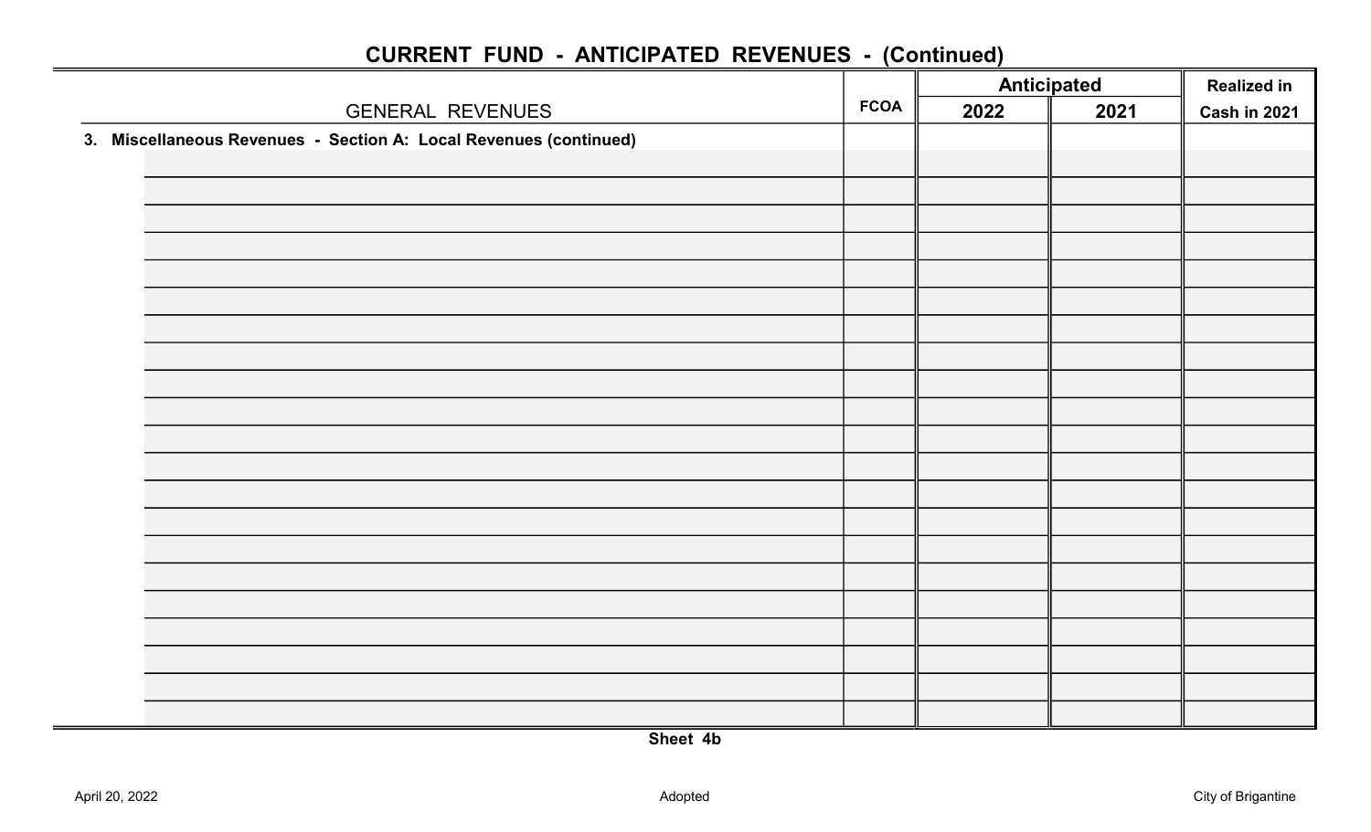## CURRENT FUND - ANTICIPATED REVENUES - (Continued)

| GENERAL REVENUES | FCOA | Anticipated | | Realized in |
|---|---|---|---|---|
| | | 2022 | 2021 | Cash in 2021 |
| **3. Miscellaneous Revenues - Section A: Local Revenues (continued)** | | | | |
| | | | | |
| | | | | |
| | | | | |
| | | | | |
| | | | | |
| | | | | |
| | | | | |
| | | | | |
| | | | | |
| | | | | |
| | | | | |
| | | | | |
| | | | | |
| | | | | |
| | | | | |
| | | | | |
| | | | | |
| | | | | |
| | | | | |
| | | | | |
| | | | | |

**Sheet 4b**

April 20, 2022 Adopted City of Brigantine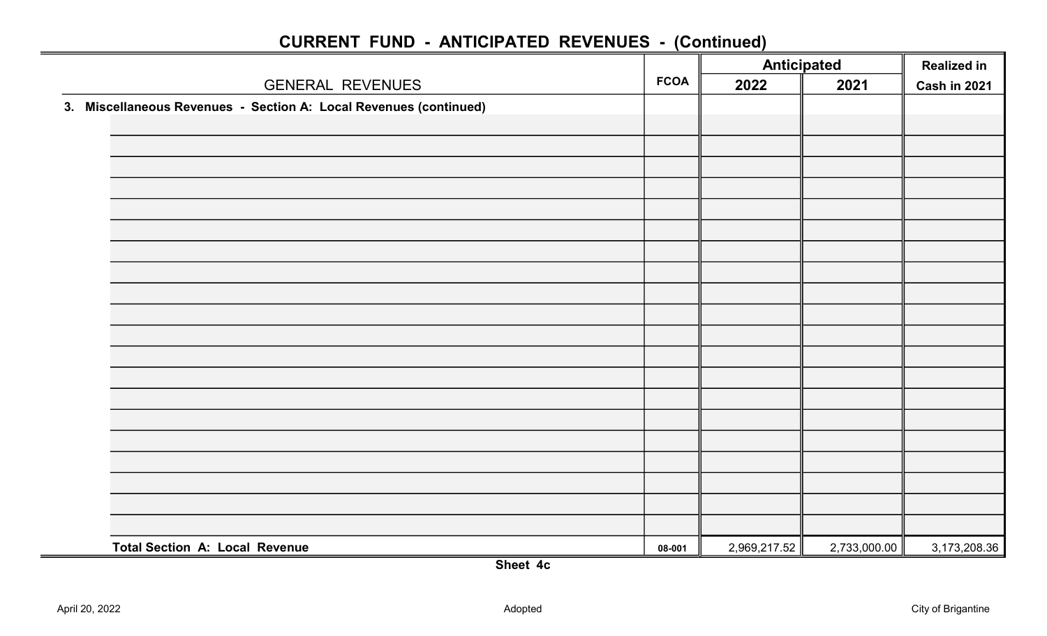## CURRENT FUND - ANTICIPATED REVENUES - (Continued)

| GENERAL REVENUES | FCOA | Anticipated 2022 | Anticipated 2021 | Realized in Cash in 2021 |
|---|---|---|---|---|
| **3. Miscellaneous Revenues - Section A: Local Revenues (continued)** | | | | |
| | | | | |
| | | | | |
| | | | | |
| | | | | |
| | | | | |
| | | | | |
| | | | | |
| | | | | |
| | | | | |
| | | | | |
| | | | | |
| | | | | |
| | | | | |
| | | | | |
| | | | | |
| | | | | |
| | | | | |
| | | | | |
| | | | | |
| | | | | |
| **Total Section A: Local Revenue** | 08-001 | 2,969,217.52 | 2,733,000.00 | 3,173,208.36 |

**Sheet 4c**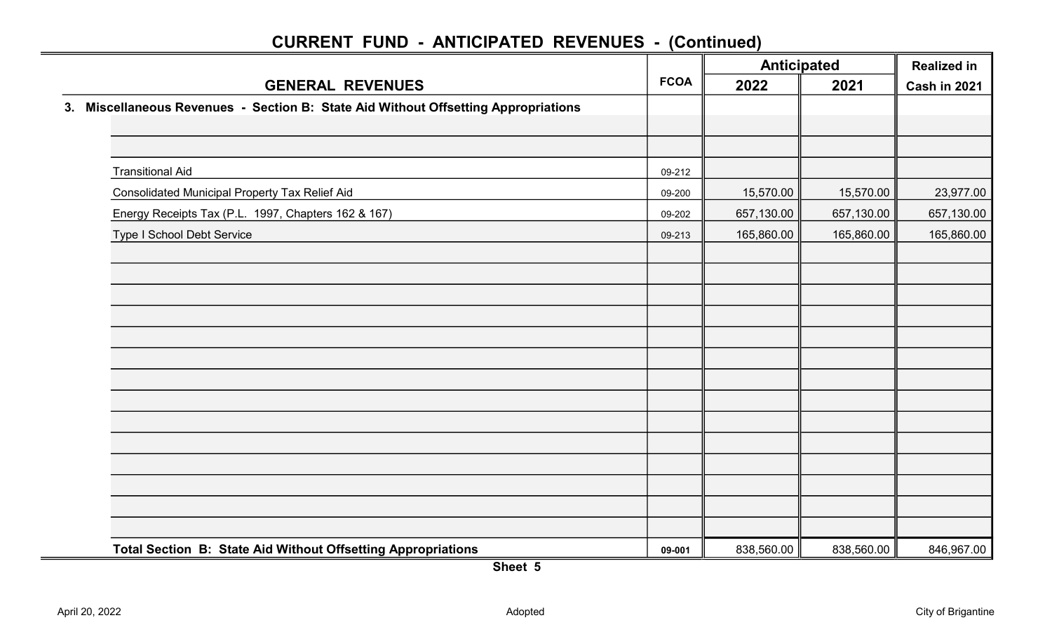# CURRENT FUND - ANTICIPATED REVENUES - (Continued)

| GENERAL REVENUES | FCOA | Anticipated 2022 | Anticipated 2021 | Realized in Cash in 2021 |
|---|---|---|---|---|
| **3. Miscellaneous Revenues - Section B: State Aid Without Offsetting Appropriations** | | | | |
| Transitional Aid | 09-212 | | | |
| Consolidated Municipal Property Tax Relief Aid | 09-200 | 15,570.00 | 15,570.00 | 23,977.00 |
| Energy Receipts Tax (P.L. 1997, Chapters 162 & 167) | 09-202 | 657,130.00 | 657,130.00 | 657,130.00 |
| Type I School Debt Service | 09-213 | 165,860.00 | 165,860.00 | 165,860.00 |
| **Total Section B: State Aid Without Offsetting Appropriations** | 09-001 | 838,560.00 | 838,560.00 | 846,967.00 |

Sheet 5

April 20, 2022 Adopted City of Brigantine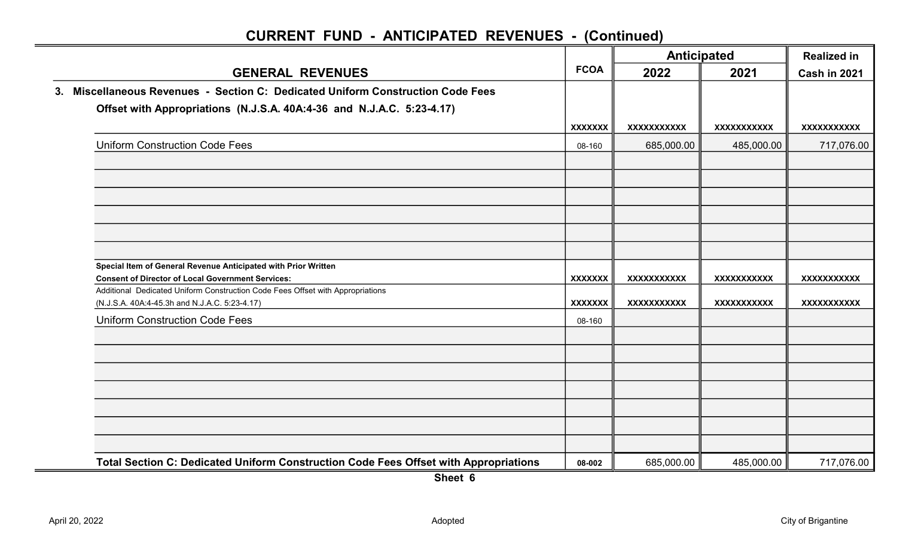## CURRENT FUND - ANTICIPATED REVENUES - (Continued)

| GENERAL REVENUES | FCOA | Anticipated 2022 | Anticipated 2021 | Realized in Cash in 2021 |
|---|---|---|---|---|
| **3. Miscellaneous Revenues - Section C: Dedicated Uniform Construction Code Fees Offset with Appropriations (N.J.S.A. 40A:4-36 and N.J.A.C. 5:23-4.17)** | XXXXXXX | XXXXXXXXXXX | XXXXXXXXXXX | XXXXXXXXXXX |
| Uniform Construction Code Fees | 08-160 | 685,000.00 | 485,000.00 | 717,076.00 |
| | | | | |
| | | | | |
| | | | | |
| | | | | |
| | | | | |
| | | | | |
| **Special Item of General Revenue Anticipated with Prior Written Consent of Director of Local Government Services:** | XXXXXXX | XXXXXXXXXXX | XXXXXXXXXXX | XXXXXXXXXXX |
| Additional Dedicated Uniform Construction Code Fees Offset with Appropriations (N.J.S.A. 40A:4-45.3h and N.J.A.C. 5:23-4.17) | XXXXXXX | XXXXXXXXXXX | XXXXXXXXXXX | XXXXXXXXXXX |
| Uniform Construction Code Fees | 08-160 | | | |
| | | | | |
| | | | | |
| | | | | |
| | | | | |
| | | | | |
| | | | | |
| | | | | |
| **Total Section C: Dedicated Uniform Construction Code Fees Offset with Appropriations** | 08-002 | 685,000.00 | 485,000.00 | 717,076.00 |

Sheet 6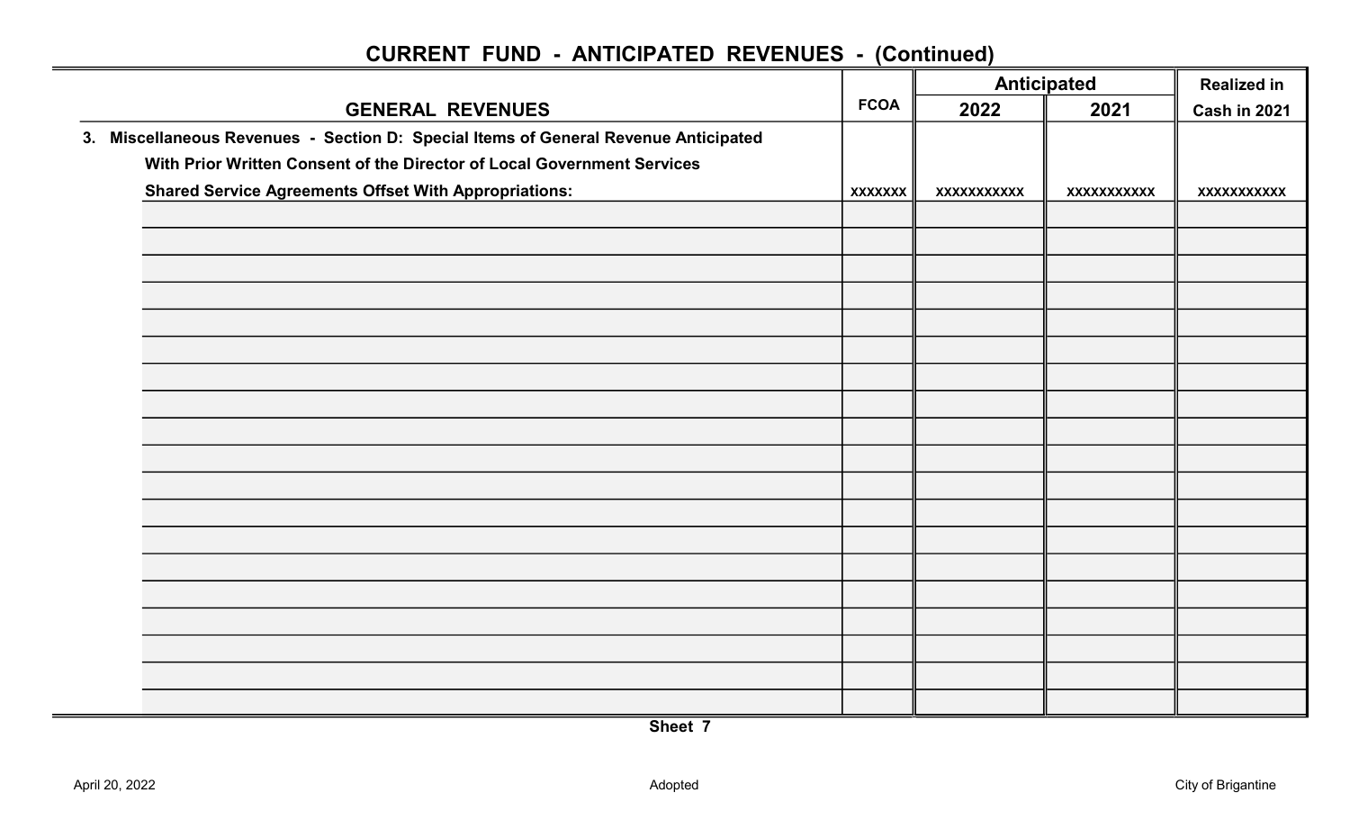## CURRENT FUND - ANTICIPATED REVENUES - (Continued)

| GENERAL REVENUES | FCOA | Anticipated | | Realized in |
|---|---|---|---|---|
| | | 2022 | 2021 | Cash in 2021 |
| **3. Miscellaneous Revenues - Section D: Special Items of General Revenue Anticipated With Prior Written Consent of the Director of Local Government Services Shared Service Agreements Offset With Appropriations:** | xxxxxxx | xxxxxxxxxxx | xxxxxxxxxxx | xxxxxxxxxxx |
| | | | | |
| | | | | |
| | | | | |
| | | | | |
| | | | | |
| | | | | |
| | | | | |
| | | | | |
| | | | | |
| | | | | |
| | | | | |
| | | | | |
| | | | | |
| | | | | |
| | | | | |
| | | | | |
| | | | | |
| | | | | |
| | | | | |

Sheet 7

April 20, 2022 Adopted City of Brigantine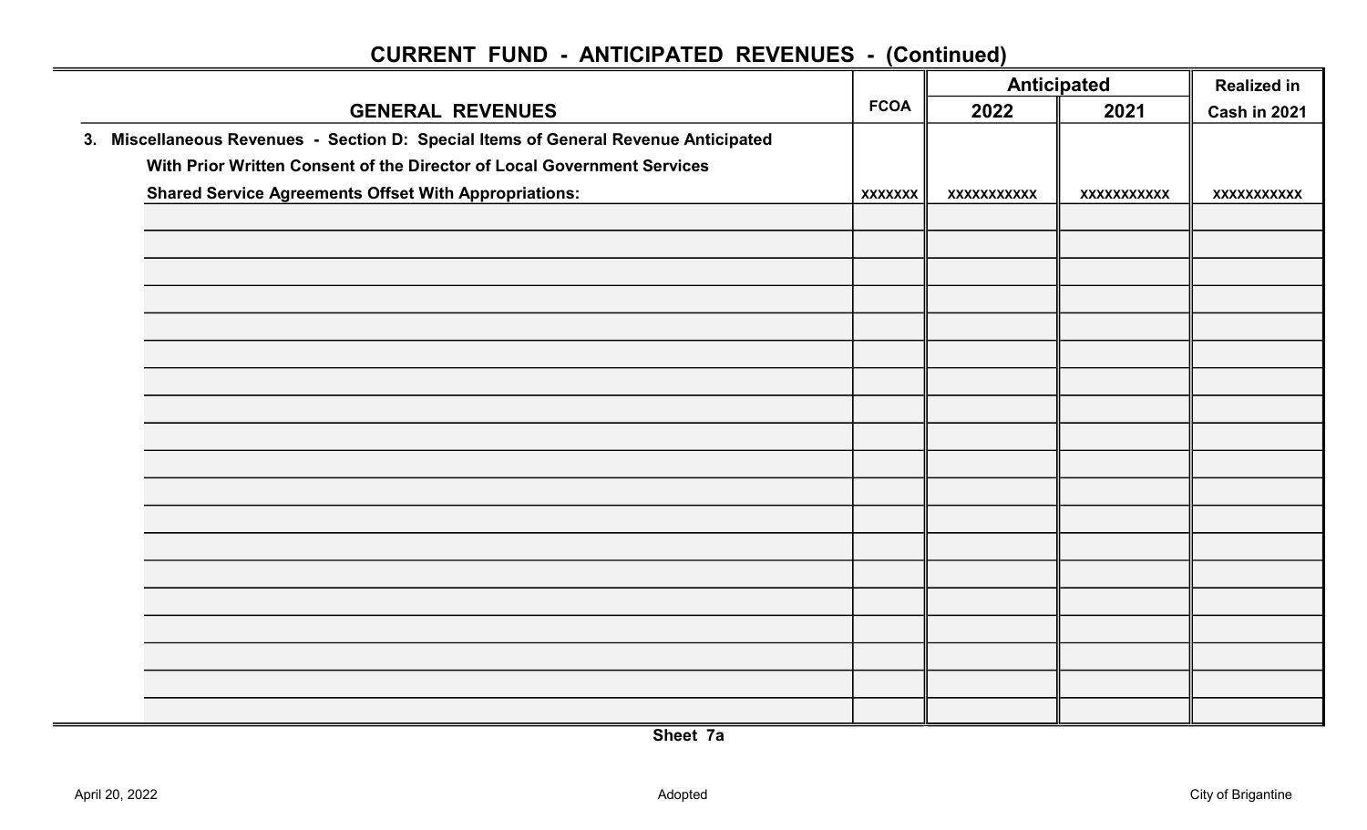## CURRENT FUND - ANTICIPATED REVENUES - (Continued)

| GENERAL REVENUES | FCOA | Anticipated 2022 | Anticipated 2021 | Realized in Cash in 2021 |
|---|---|---|---|---|
| **3. Miscellaneous Revenues - Section D: Special Items of General Revenue Anticipated With Prior Written Consent of the Director of Local Government Services Shared Service Agreements Offset With Appropriations:** | xxxxxxx | xxxxxxxxxxx | xxxxxxxxxxx | xxxxxxxxxxx |
| | | | | |
| | | | | |
| | | | | |
| | | | | |
| | | | | |
| | | | | |
| | | | | |
| | | | | |
| | | | | |
| | | | | |
| | | | | |
| | | | | |
| | | | | |
| | | | | |
| | | | | |
| | | | | |
| | | | | |
| | | | | |
| | | | | |

**Sheet 7a**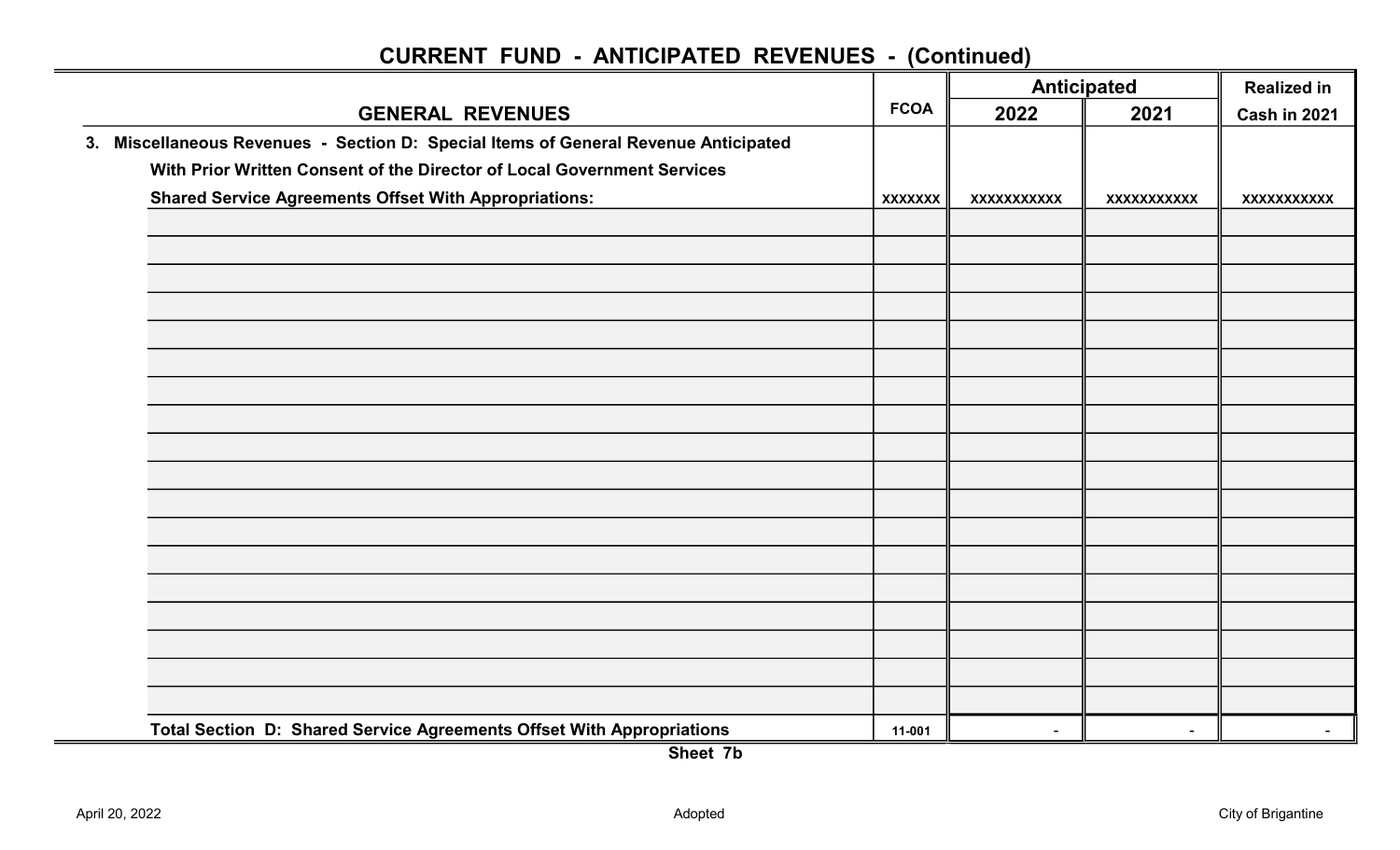## CURRENT FUND - ANTICIPATED REVENUES - (Continued)

| GENERAL REVENUES | FCOA | Anticipated | | Realized in |
|---|---|---|---|---|
| | | 2022 | 2021 | Cash in 2021 |
| **3. Miscellaneous Revenues - Section D: Special Items of General Revenue Anticipated With Prior Written Consent of the Director of Local Government Services Shared Service Agreements Offset With Appropriations:** | xxxxxxx | xxxxxxxxxxx | xxxxxxxxxxx | xxxxxxxxxxx |
| | | | | |
| | | | | |
| | | | | |
| | | | | |
| | | | | |
| | | | | |
| | | | | |
| | | | | |
| | | | | |
| | | | | |
| | | | | |
| | | | | |
| | | | | |
| | | | | |
| | | | | |
| | | | | |
| | | | | |
| | | | | |
| **Total Section D: Shared Service Agreements Offset With Appropriations** | 11-001 | - | - | - |

**Sheet 7b**

April 20, 2022 Adopted City of Brigantine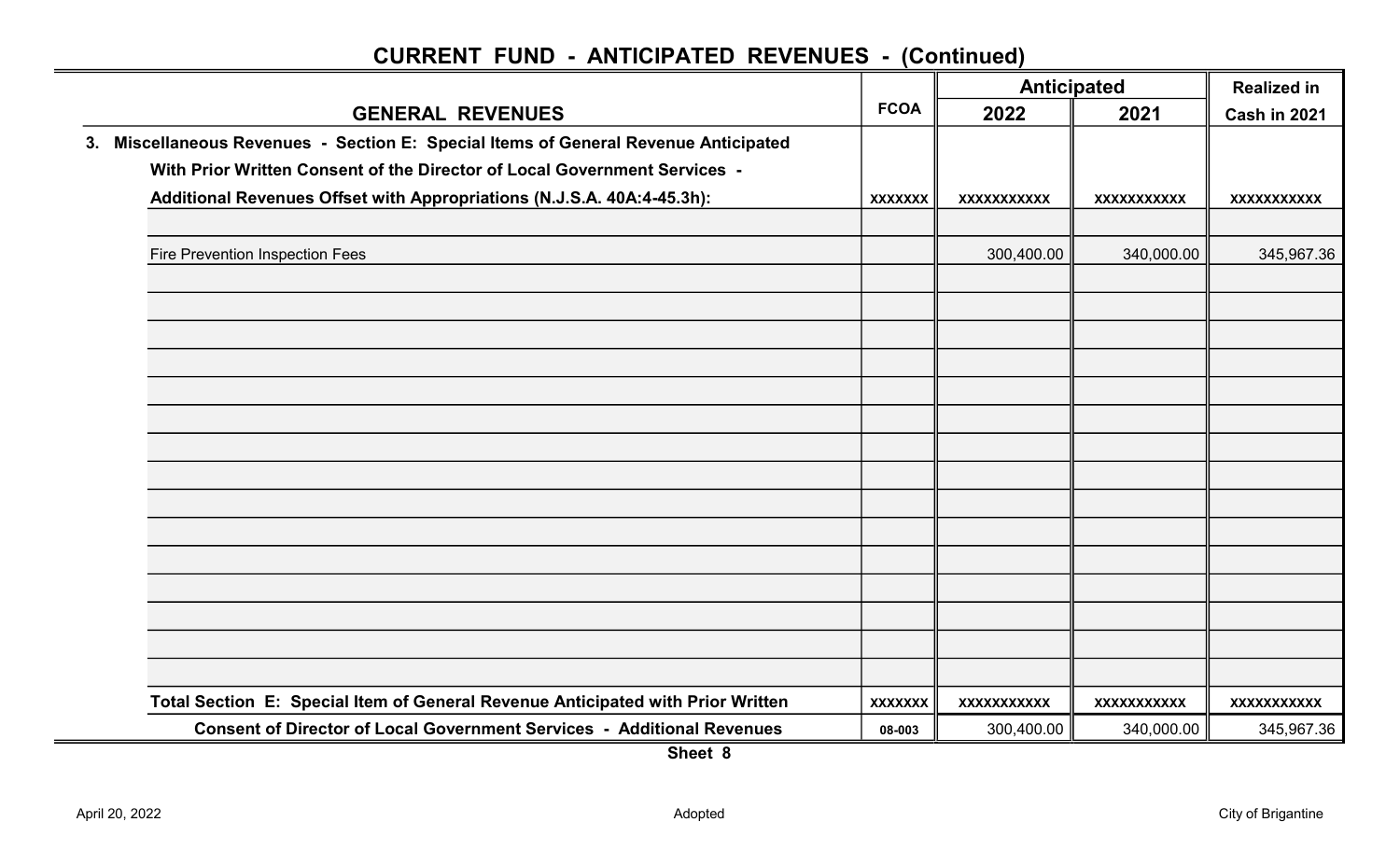## CURRENT FUND - ANTICIPATED REVENUES - (Continued)

| GENERAL REVENUES | FCOA | Anticipated 2022 | Anticipated 2021 | Realized in Cash in 2021 |
|---|---|---|---|---|
| **3. Miscellaneous Revenues - Section E: Special Items of General Revenue Anticipated With Prior Written Consent of the Director of Local Government Services - Additional Revenues Offset with Appropriations (N.J.S.A. 40A:4-45.3h):** | xxxxxxx | xxxxxxxxxxx | xxxxxxxxxxx | xxxxxxxxxxx |
| | | | | |
| Fire Prevention Inspection Fees | | 300,400.00 | 340,000.00 | 345,967.36 |
| **Total Section E: Special Item of General Revenue Anticipated with Prior Written** | xxxxxxx | xxxxxxxxxxx | xxxxxxxxxxx | xxxxxxxxxxx |
| **Consent of Director of Local Government Services - Additional Revenues** | 08-003 | 300,400.00 | 340,000.00 | 345,967.36 |

**Sheet 8**

April 20, 2022 Adopted City of Brigantine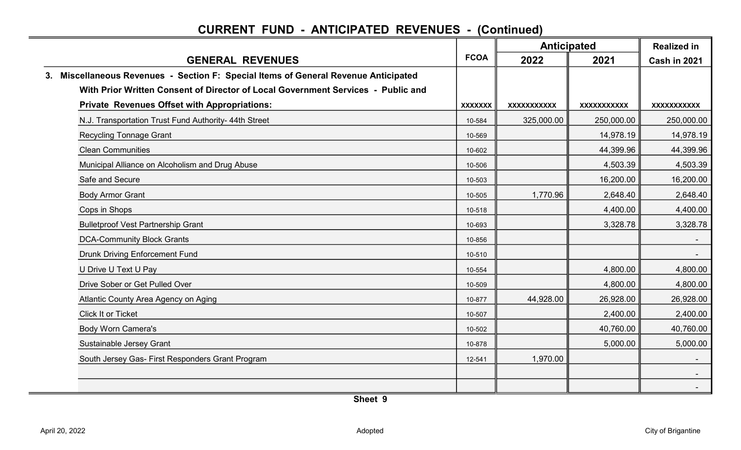## CURRENT FUND - ANTICIPATED REVENUES - (Continued)

| GENERAL REVENUES | FCOA | Anticipated 2022 | Anticipated 2021 | Realized in Cash in 2021 |
|---|---|---|---|---|
| **3. Miscellaneous Revenues - Section F: Special Items of General Revenue Anticipated With Prior Written Consent of Director of Local Government Services - Public and Private Revenues Offset with Appropriations:** | xxxxxxx | xxxxxxxxxxx | xxxxxxxxxxx | xxxxxxxxxxx |
| N.J. Transportation Trust Fund Authority- 44th Street | 10-584 | 325,000.00 | 250,000.00 | 250,000.00 |
| Recycling Tonnage Grant | 10-569 | | 14,978.19 | 14,978.19 |
| Clean Communities | 10-602 | | 44,399.96 | 44,399.96 |
| Municipal Alliance on Alcoholism and Drug Abuse | 10-506 | | 4,503.39 | 4,503.39 |
| Safe and Secure | 10-503 | | 16,200.00 | 16,200.00 |
| Body Armor Grant | 10-505 | 1,770.96 | 2,648.40 | 2,648.40 |
| Cops in Shops | 10-518 | | 4,400.00 | 4,400.00 |
| Bulletproof Vest Partnership Grant | 10-693 | | 3,328.78 | 3,328.78 |
| DCA-Community Block Grants | 10-856 | | | - |
| Drunk Driving Enforcement Fund | 10-510 | | | - |
| U Drive U Text U Pay | 10-554 | | 4,800.00 | 4,800.00 |
| Drive Sober or Get Pulled Over | 10-509 | | 4,800.00 | 4,800.00 |
| Atlantic County Area Agency on Aging | 10-877 | 44,928.00 | 26,928.00 | 26,928.00 |
| Click It or Ticket | 10-507 | | 2,400.00 | 2,400.00 |
| Body Worn Camera's | 10-502 | | 40,760.00 | 40,760.00 |
| Sustainable Jersey Grant | 10-878 | | 5,000.00 | 5,000.00 |
| South Jersey Gas- First Responders Grant Program | 12-541 | 1,970.00 | | - |
| | | | | - |
| | | | | - |

Sheet 9

April 20, 2022 Adopted City of Brigantine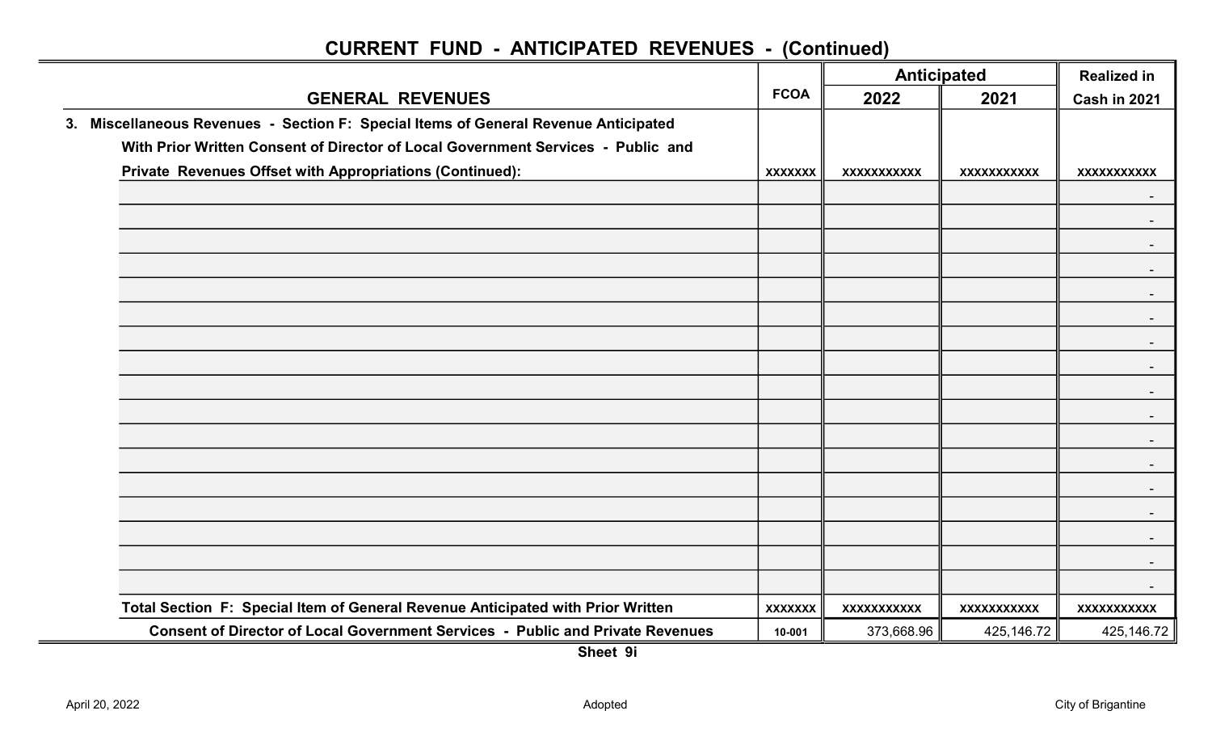## CURRENT FUND - ANTICIPATED REVENUES - (Continued)

| GENERAL REVENUES | FCOA | Anticipated 2022 | Anticipated 2021 | Realized in Cash in 2021 |
|---|---|---|---|---|
| **3. Miscellaneous Revenues - Section F: Special Items of General Revenue Anticipated With Prior Written Consent of Director of Local Government Services - Public and Private Revenues Offset with Appropriations (Continued):** | xxxxxxx | xxxxxxxxxxx | xxxxxxxxxxx | xxxxxxxxxxx |
| | | | | - |
| | | | | - |
| | | | | - |
| | | | | - |
| | | | | - |
| | | | | - |
| | | | | - |
| | | | | - |
| | | | | - |
| | | | | - |
| | | | | - |
| | | | | - |
| | | | | - |
| | | | | - |
| | | | | - |
| | | | | - |
| | | | | - |
| **Total Section F: Special Item of General Revenue Anticipated with Prior Written** | xxxxxxx | xxxxxxxxxxx | xxxxxxxxxxx | xxxxxxxxxxx |
| **Consent of Director of Local Government Services - Public and Private Revenues** | 10-001 | 373,668.96 | 425,146.72 | 425,146.72 |

**Sheet 9i**

April 20, 2022 Adopted City of Brigantine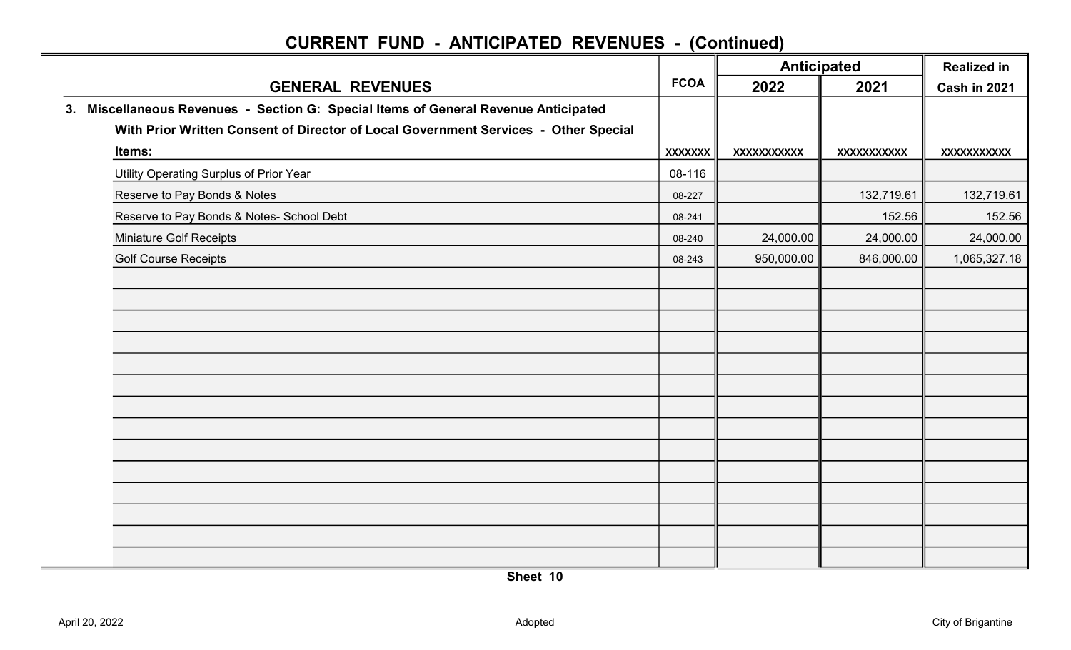# CURRENT FUND - ANTICIPATED REVENUES - (Continued)

| GENERAL REVENUES | FCOA | Anticipated | | Realized in |
|---|---|---|---|---|
| | | 2022 | 2021 | Cash in 2021 |
| **3. Miscellaneous Revenues - Section G: Special Items of General Revenue Anticipated With Prior Written Consent of Director of Local Government Services - Other Special Items:** | xxxxxxx | xxxxxxxxxxx | xxxxxxxxxxx | xxxxxxxxxxx |
| Utility Operating Surplus of Prior Year | 08-116 | | | |
| Reserve to Pay Bonds & Notes | 08-227 | | 132,719.61 | 132,719.61 |
| Reserve to Pay Bonds & Notes- School Debt | 08-241 | | 152.56 | 152.56 |
| Miniature Golf Receipts | 08-240 | 24,000.00 | 24,000.00 | 24,000.00 |
| Golf Course Receipts | 08-243 | 950,000.00 | 846,000.00 | 1,065,327.18 |

Sheet 10

April 20, 2022 Adopted City of Brigantine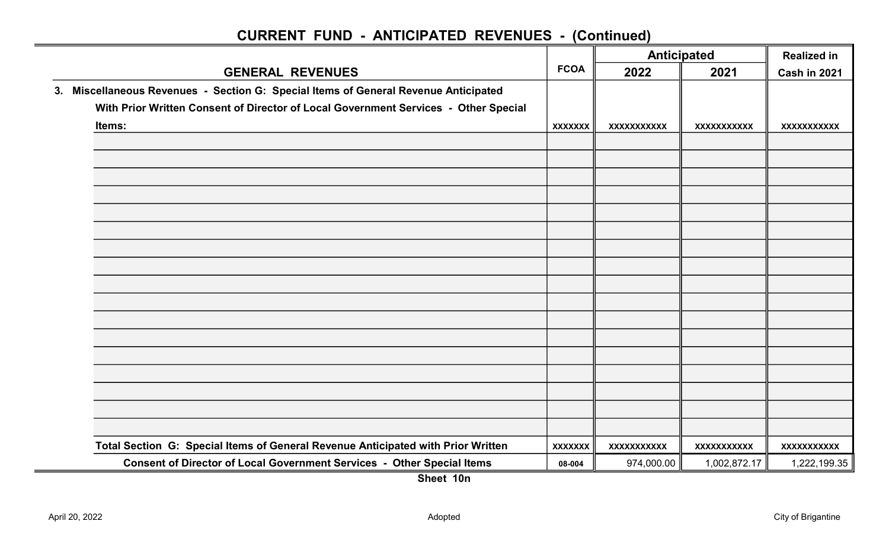## CURRENT FUND - ANTICIPATED REVENUES - (Continued)

| GENERAL REVENUES | FCOA | Anticipated 2022 | Anticipated 2021 | Realized in Cash in 2021 |
|---|---|---|---|---|
| 3. Miscellaneous Revenues - Section G: Special Items of General Revenue Anticipated With Prior Written Consent of Director of Local Government Services - Other Special Items: | xxxxxxx | xxxxxxxxxxx | xxxxxxxxxxx | xxxxxxxxxxx |
| | | | | |
| | | | | |
| | | | | |
| | | | | |
| | | | | |
| | | | | |
| | | | | |
| | | | | |
| | | | | |
| | | | | |
| | | | | |
| | | | | |
| | | | | |
| | | | | |
| | | | | |
| | | | | |
| | | | | |
| Total Section G: Special Items of General Revenue Anticipated with Prior Written | xxxxxxx | xxxxxxxxxxx | xxxxxxxxxxx | xxxxxxxxxxx |
| Consent of Director of Local Government Services - Other Special Items | 08-004 | 974,000.00 | 1,002,872.17 | 1,222,199.35 |

Sheet 10n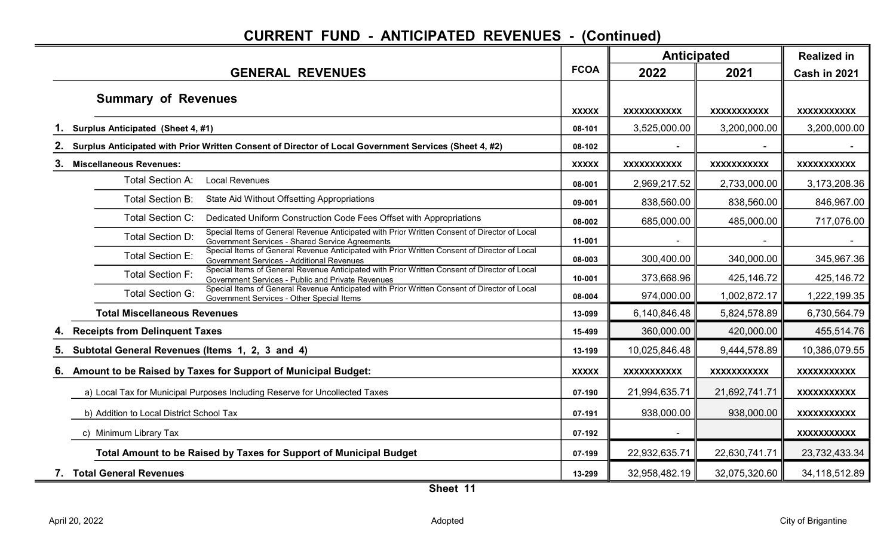# CURRENT FUND - ANTICIPATED REVENUES - (Continued)

| GENERAL REVENUES | FCOA | Anticipated 2022 | Anticipated 2021 | Realized in Cash in 2021 |
|---|---|---|---|---|
| **Summary of Revenues** | XXXXX | XXXXXXXXXXX | XXXXXXXXXXX | XXXXXXXXXXX |
| **1. Surplus Anticipated (Sheet 4, #1)** | 08-101 | 3,525,000.00 | 3,200,000.00 | 3,200,000.00 |
| **2. Surplus Anticipated with Prior Written Consent of Director of Local Government Services (Sheet 4, #2)** | 08-102 | - | - | - |
| **3. Miscellaneous Revenues:** | XXXXX | XXXXXXXXXXX | XXXXXXXXXXX | XXXXXXXXXXX |
| Total Section A: Local Revenues | 08-001 | 2,969,217.52 | 2,733,000.00 | 3,173,208.36 |
| Total Section B: State Aid Without Offsetting Appropriations | 09-001 | 838,560.00 | 838,560.00 | 846,967.00 |
| Total Section C: Dedicated Uniform Construction Code Fees Offset with Appropriations | 08-002 | 685,000.00 | 485,000.00 | 717,076.00 |
| Total Section D: Special Items of General Revenue Anticipated with Prior Written Consent of Director of Local Government Services - Shared Service Agreements | 11-001 | - | - | - |
| Total Section E: Special Items of General Revenue Anticipated with Prior Written Consent of Director of Local Government Services - Additional Revenues | 08-003 | 300,400.00 | 340,000.00 | 345,967.36 |
| Total Section F: Special Items of General Revenue Anticipated with Prior Written Consent of Director of Local Government Services - Public and Private Revenues | 10-001 | 373,668.96 | 425,146.72 | 425,146.72 |
| Total Section G: Special Items of General Revenue Anticipated with Prior Written Consent of Director of Local Government Services - Other Special Items | 08-004 | 974,000.00 | 1,002,872.17 | 1,222,199.35 |
| **Total Miscellaneous Revenues** | 13-099 | 6,140,846.48 | 5,824,578.89 | 6,730,564.79 |
| **4. Receipts from Delinquent Taxes** | 15-499 | 360,000.00 | 420,000.00 | 455,514.76 |
| **5. Subtotal General Revenues (Items 1, 2, 3 and 4)** | 13-199 | 10,025,846.48 | 9,444,578.89 | 10,386,079.55 |
| **6. Amount to be Raised by Taxes for Support of Municipal Budget:** | XXXXX | XXXXXXXXXXX | XXXXXXXXXXX | XXXXXXXXXXX |
| a) Local Tax for Municipal Purposes Including Reserve for Uncollected Taxes | 07-190 | 21,994,635.71 | 21,692,741.71 | XXXXXXXXXXX |
| b) Addition to Local District School Tax | 07-191 | 938,000.00 | 938,000.00 | XXXXXXXXXXX |
| c) Minimum Library Tax | 07-192 | - | | XXXXXXXXXXX |
| **Total Amount to be Raised by Taxes for Support of Municipal Budget** | 07-199 | 22,932,635.71 | 22,630,741.71 | 23,732,433.34 |
| **7. Total General Revenues** | 13-299 | 32,958,482.19 | 32,075,320.60 | 34,118,512.89 |

Sheet 11

April 20, 2022 Adopted City of Brigantine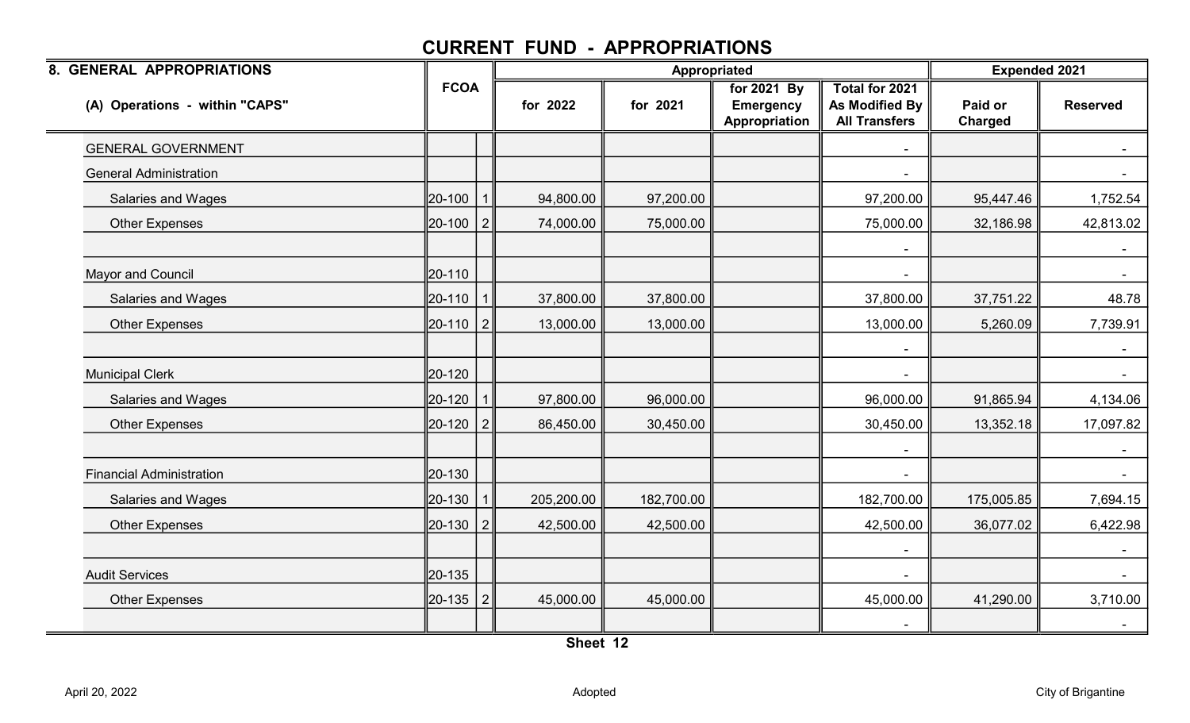# CURRENT FUND - APPROPRIATIONS

| 8. GENERAL APPROPRIATIONS | FCOA | | Appropriated | | | | Expended 2021 | |
|---|---|---|---|---|---|---|---|---|
| (A) Operations - within "CAPS" | | | for 2022 | for 2021 | for 2021 By Emergency Appropriation | Total for 2021 As Modified By All Transfers | Paid or Charged | Reserved |
| GENERAL GOVERNMENT | | | | | | - | | - |
| General Administration | | | | | | - | | - |
| Salaries and Wages | 20-100 | 1 | 94,800.00 | 97,200.00 | | 97,200.00 | 95,447.46 | 1,752.54 |
| Other Expenses | 20-100 | 2 | 74,000.00 | 75,000.00 | | 75,000.00 | 32,186.98 | 42,813.02 |
| | | | | | | - | | - |
| Mayor and Council | 20-110 | | | | | - | | - |
| Salaries and Wages | 20-110 | 1 | 37,800.00 | 37,800.00 | | 37,800.00 | 37,751.22 | 48.78 |
| Other Expenses | 20-110 | 2 | 13,000.00 | 13,000.00 | | 13,000.00 | 5,260.09 | 7,739.91 |
| | | | | | | - | | - |
| Municipal Clerk | 20-120 | | | | | - | | - |
| Salaries and Wages | 20-120 | 1 | 97,800.00 | 96,000.00 | | 96,000.00 | 91,865.94 | 4,134.06 |
| Other Expenses | 20-120 | 2 | 86,450.00 | 30,450.00 | | 30,450.00 | 13,352.18 | 17,097.82 |
| | | | | | | - | | - |
| Financial Administration | 20-130 | | | | | - | | - |
| Salaries and Wages | 20-130 | 1 | 205,200.00 | 182,700.00 | | 182,700.00 | 175,005.85 | 7,694.15 |
| Other Expenses | 20-130 | 2 | 42,500.00 | 42,500.00 | | 42,500.00 | 36,077.02 | 6,422.98 |
| | | | | | | - | | - |
| Audit Services | 20-135 | | | | | - | | - |
| Other Expenses | 20-135 | 2 | 45,000.00 | 45,000.00 | | 45,000.00 | 41,290.00 | 3,710.00 |
| | | | | | | - | | - |

Sheet 12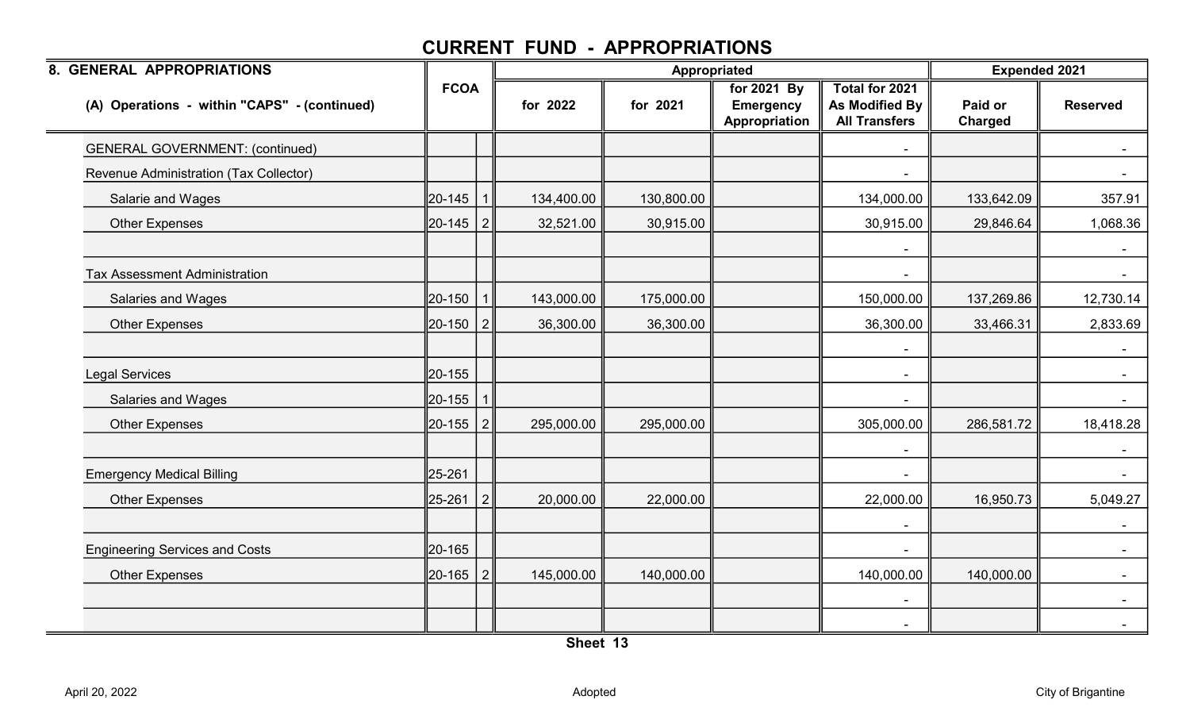# CURRENT FUND - APPROPRIATIONS

| 8. GENERAL APPROPRIATIONS | FCOA | | Appropriated | | | | Expended 2021 | |
|---|---|---|---|---|---|---|---|---|
| (A) Operations - within "CAPS" - (continued) | | | for 2022 | for 2021 | for 2021 By Emergency Appropriation | Total for 2021 As Modified By All Transfers | Paid or Charged | Reserved |
| GENERAL GOVERNMENT: (continued) | | | | | | - | | - |
| Revenue Administration (Tax Collector) | | | | | | - | | - |
| Salarie and Wages | 20-145 | 1 | 134,400.00 | 130,800.00 | | 134,000.00 | 133,642.09 | 357.91 |
| Other Expenses | 20-145 | 2 | 32,521.00 | 30,915.00 | | 30,915.00 | 29,846.64 | 1,068.36 |
| | | | | | | - | | - |
| Tax Assessment Administration | | | | | | - | | - |
| Salaries and Wages | 20-150 | 1 | 143,000.00 | 175,000.00 | | 150,000.00 | 137,269.86 | 12,730.14 |
| Other Expenses | 20-150 | 2 | 36,300.00 | 36,300.00 | | 36,300.00 | 33,466.31 | 2,833.69 |
| | | | | | | - | | - |
| Legal Services | 20-155 | | | | | - | | - |
| Salaries and Wages | 20-155 | 1 | | | | - | | - |
| Other Expenses | 20-155 | 2 | 295,000.00 | 295,000.00 | | 305,000.00 | 286,581.72 | 18,418.28 |
| | | | | | | - | | - |
| Emergency Medical Billing | 25-261 | | | | | - | | - |
| Other Expenses | 25-261 | 2 | 20,000.00 | 22,000.00 | | 22,000.00 | 16,950.73 | 5,049.27 |
| | | | | | | - | | - |
| Engineering Services and Costs | 20-165 | | | | | - | | - |
| Other Expenses | 20-165 | 2 | 145,000.00 | 140,000.00 | | 140,000.00 | 140,000.00 | - |
| | | | | | | - | | - |
| | | | | | | - | | - |

Sheet 13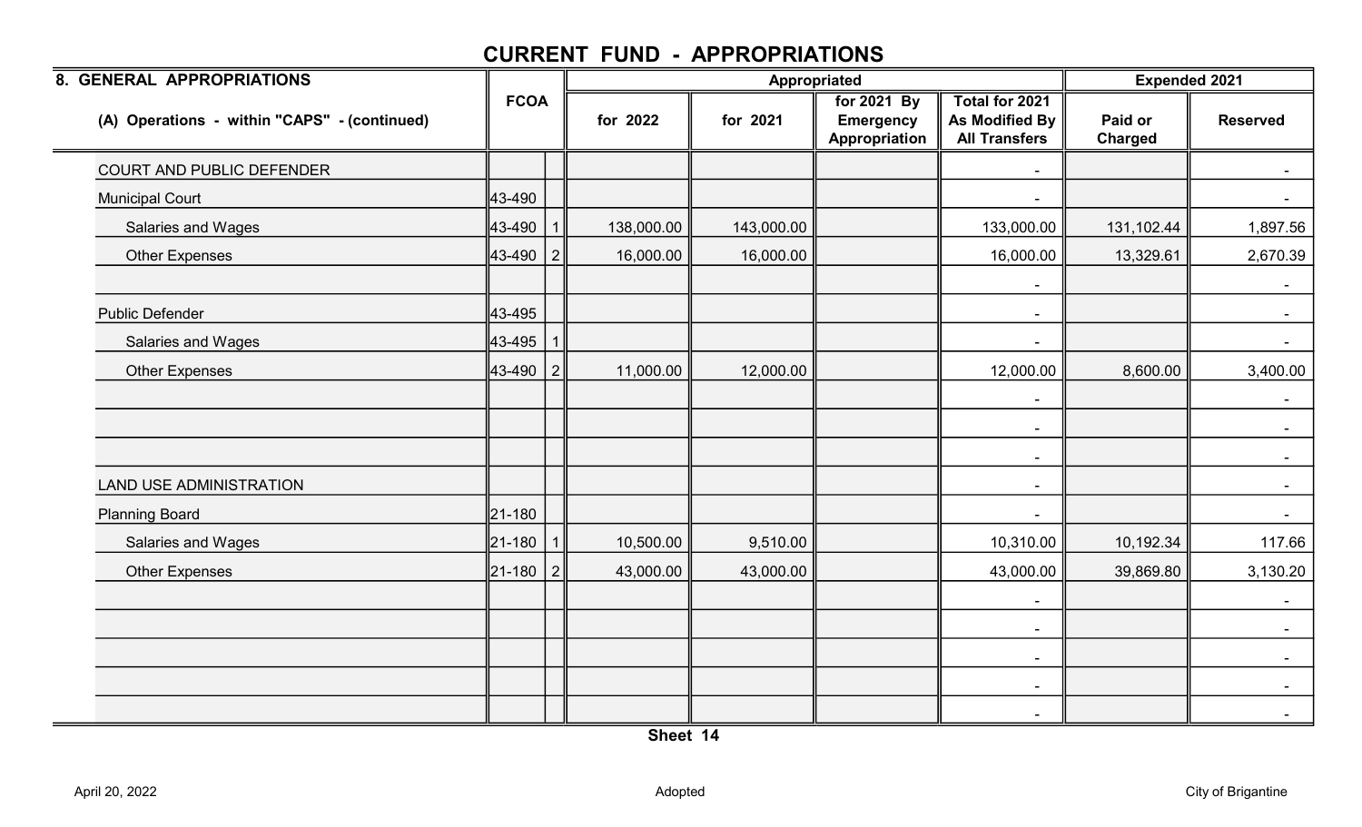# CURRENT FUND - APPROPRIATIONS

| 8. GENERAL APPROPRIATIONS | FCOA | | Appropriated | | | | Expended 2021 | |
|---|---|---|---|---|---|---|---|---|
| (A) Operations - within "CAPS" - (continued) | | | for 2022 | for 2021 | for 2021 By Emergency Appropriation | Total for 2021 As Modified By All Transfers | Paid or Charged | Reserved |
| COURT AND PUBLIC DEFENDER | | | | | | - | | - |
| Municipal Court | 43-490 | | | | | - | | - |
| Salaries and Wages | 43-490 | 1 | 138,000.00 | 143,000.00 | | 133,000.00 | 131,102.44 | 1,897.56 |
| Other Expenses | 43-490 | 2 | 16,000.00 | 16,000.00 | | 16,000.00 | 13,329.61 | 2,670.39 |
| | | | | | | - | | - |
| Public Defender | 43-495 | | | | | - | | - |
| Salaries and Wages | 43-495 | 1 | | | | - | | - |
| Other Expenses | 43-490 | 2 | 11,000.00 | 12,000.00 | | 12,000.00 | 8,600.00 | 3,400.00 |
| | | | | | | - | | - |
| | | | | | | - | | - |
| | | | | | | - | | - |
| LAND USE ADMINISTRATION | | | | | | - | | - |
| Planning Board | 21-180 | | | | | - | | - |
| Salaries and Wages | 21-180 | 1 | 10,500.00 | 9,510.00 | | 10,310.00 | 10,192.34 | 117.66 |
| Other Expenses | 21-180 | 2 | 43,000.00 | 43,000.00 | | 43,000.00 | 39,869.80 | 3,130.20 |
| | | | | | | - | | - |
| | | | | | | - | | - |
| | | | | | | - | | - |
| | | | | | | - | | - |
| | | | | | | - | | - |

Sheet 14

April 20, 2022 Adopted City of Brigantine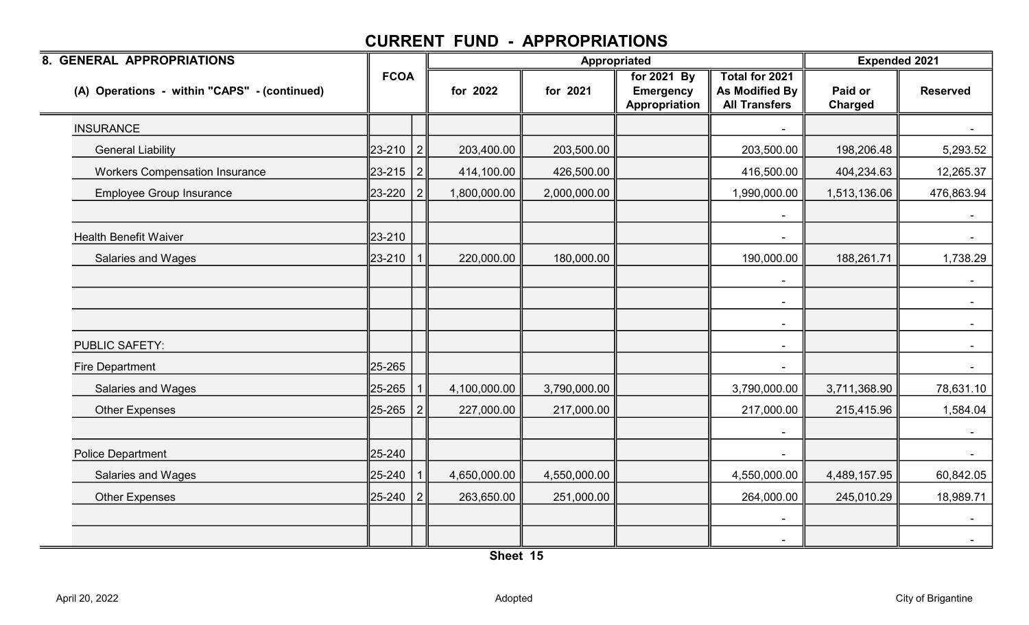# CURRENT FUND - APPROPRIATIONS

| 8. GENERAL APPROPRIATIONS | FCOA | | Appropriated | | | | Expended 2021 | |
|---|---|---|---|---|---|---|---|---|
| (A) Operations - within "CAPS" - (continued) | | | for 2022 | for 2021 | for 2021 By Emergency Appropriation | Total for 2021 As Modified By All Transfers | Paid or Charged | Reserved |
| INSURANCE | | | | | | - | | - |
| General Liability | 23-210 | 2 | 203,400.00 | 203,500.00 | | 203,500.00 | 198,206.48 | 5,293.52 |
| Workers Compensation Insurance | 23-215 | 2 | 414,100.00 | 426,500.00 | | 416,500.00 | 404,234.63 | 12,265.37 |
| Employee Group Insurance | 23-220 | 2 | 1,800,000.00 | 2,000,000.00 | | 1,990,000.00 | 1,513,136.06 | 476,863.94 |
| | | | | | | - | | - |
| Health Benefit Waiver | 23-210 | | | | | - | | - |
| Salaries and Wages | 23-210 | 1 | 220,000.00 | 180,000.00 | | 190,000.00 | 188,261.71 | 1,738.29 |
| | | | | | | - | | - |
| | | | | | | - | | - |
| | | | | | | - | | - |
| PUBLIC SAFETY: | | | | | | - | | - |
| Fire Department | 25-265 | | | | | - | | - |
| Salaries and Wages | 25-265 | 1 | 4,100,000.00 | 3,790,000.00 | | 3,790,000.00 | 3,711,368.90 | 78,631.10 |
| Other Expenses | 25-265 | 2 | 227,000.00 | 217,000.00 | | 217,000.00 | 215,415.96 | 1,584.04 |
| | | | | | | - | | - |
| Police Department | 25-240 | | | | | - | | - |
| Salaries and Wages | 25-240 | 1 | 4,650,000.00 | 4,550,000.00 | | 4,550,000.00 | 4,489,157.95 | 60,842.05 |
| Other Expenses | 25-240 | 2 | 263,650.00 | 251,000.00 | | 264,000.00 | 245,010.29 | 18,989.71 |
| | | | | | | - | | - |
| | | | | | | - | | - |

Sheet 15

April 20, 2022 Adopted City of Brigantine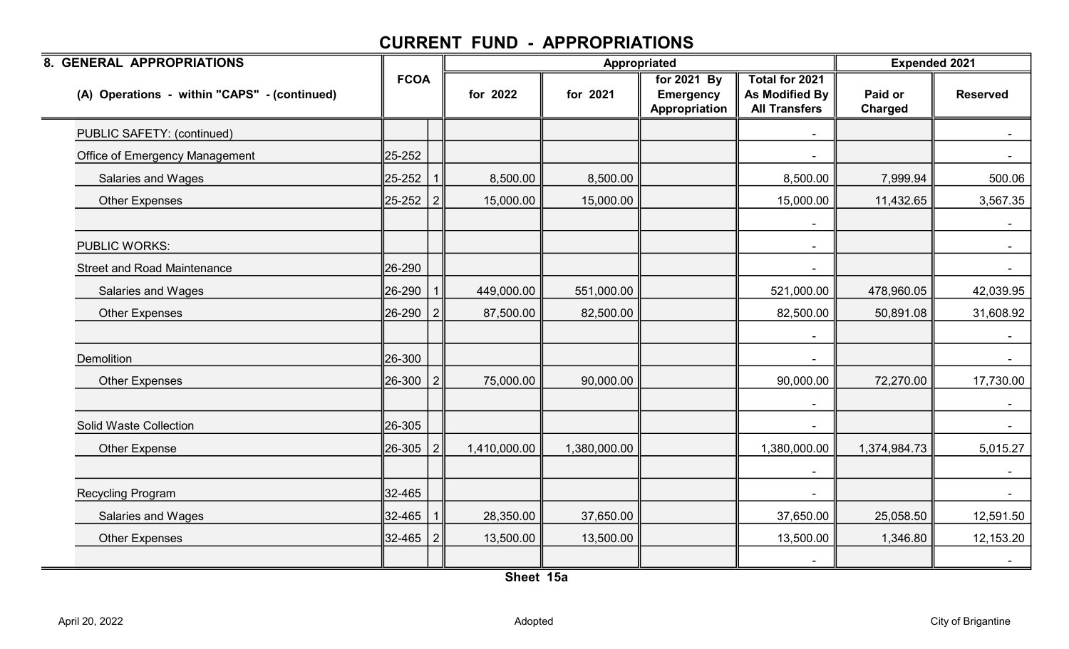# CURRENT FUND - APPROPRIATIONS

| 8. GENERAL APPROPRIATIONS | FCOA | | Appropriated | | | | Expended 2021 | |
|---|---|---|---|---|---|---|---|---|
| (A) Operations - within "CAPS" - (continued) | | | for 2022 | for 2021 | for 2021 By Emergency Appropriation | Total for 2021 As Modified By All Transfers | Paid or Charged | Reserved |
| PUBLIC SAFETY: (continued) | | | | | | - | | - |
| Office of Emergency Management | 25-252 | | | | | - | | - |
| Salaries and Wages | 25-252 | 1 | 8,500.00 | 8,500.00 | | 8,500.00 | 7,999.94 | 500.06 |
| Other Expenses | 25-252 | 2 | 15,000.00 | 15,000.00 | | 15,000.00 | 11,432.65 | 3,567.35 |
| | | | | | | - | | - |
| PUBLIC WORKS: | | | | | | - | | - |
| Street and Road Maintenance | 26-290 | | | | | - | | - |
| Salaries and Wages | 26-290 | 1 | 449,000.00 | 551,000.00 | | 521,000.00 | 478,960.05 | 42,039.95 |
| Other Expenses | 26-290 | 2 | 87,500.00 | 82,500.00 | | 82,500.00 | 50,891.08 | 31,608.92 |
| | | | | | | - | | - |
| Demolition | 26-300 | | | | | - | | - |
| Other Expenses | 26-300 | 2 | 75,000.00 | 90,000.00 | | 90,000.00 | 72,270.00 | 17,730.00 |
| | | | | | | - | | - |
| Solid Waste Collection | 26-305 | | | | | - | | - |
| Other Expense | 26-305 | 2 | 1,410,000.00 | 1,380,000.00 | | 1,380,000.00 | 1,374,984.73 | 5,015.27 |
| | | | | | | - | | - |
| Recycling Program | 32-465 | | | | | - | | - |
| Salaries and Wages | 32-465 | 1 | 28,350.00 | 37,650.00 | | 37,650.00 | 25,058.50 | 12,591.50 |
| Other Expenses | 32-465 | 2 | 13,500.00 | 13,500.00 | | 13,500.00 | 1,346.80 | 12,153.20 |
| | | | | | | - | | - |

Sheet 15a

April 20, 2022 Adopted City of Brigantine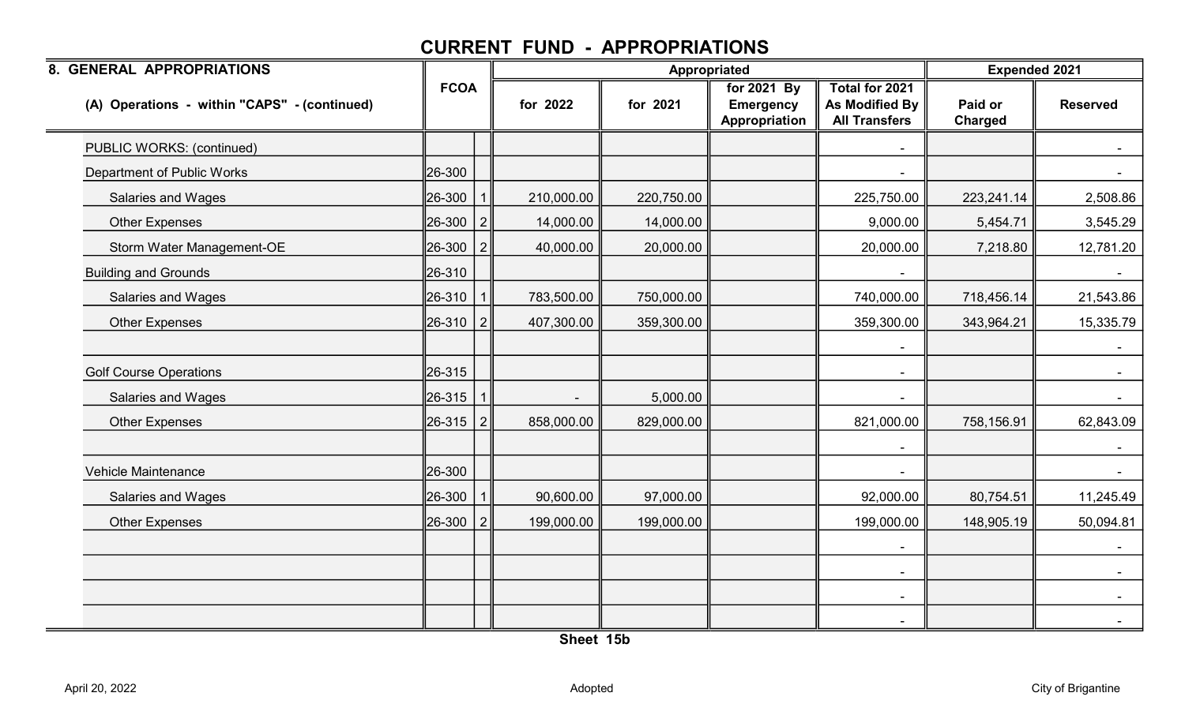# CURRENT FUND - APPROPRIATIONS

| 8. GENERAL APPROPRIATIONS | FCOA | | Appropriated | | | | Expended 2021 | |
|---|---|---|---|---|---|---|---|---|
| (A) Operations - within "CAPS" - (continued) | | | for 2022 | for 2021 | for 2021 By Emergency Appropriation | Total for 2021 As Modified By All Transfers | Paid or Charged | Reserved |
| PUBLIC WORKS: (continued) | | | | | | - | | - |
| Department of Public Works | 26-300 | | | | | - | | - |
| Salaries and Wages | 26-300 | 1 | 210,000.00 | 220,750.00 | | 225,750.00 | 223,241.14 | 2,508.86 |
| Other Expenses | 26-300 | 2 | 14,000.00 | 14,000.00 | | 9,000.00 | 5,454.71 | 3,545.29 |
| Storm Water Management-OE | 26-300 | 2 | 40,000.00 | 20,000.00 | | 20,000.00 | 7,218.80 | 12,781.20 |
| Building and Grounds | 26-310 | | | | | - | | - |
| Salaries and Wages | 26-310 | 1 | 783,500.00 | 750,000.00 | | 740,000.00 | 718,456.14 | 21,543.86 |
| Other Expenses | 26-310 | 2 | 407,300.00 | 359,300.00 | | 359,300.00 | 343,964.21 | 15,335.79 |
| | | | | | | - | | - |
| Golf Course Operations | 26-315 | | | | | - | | - |
| Salaries and Wages | 26-315 | 1 | - | 5,000.00 | | - | | - |
| Other Expenses | 26-315 | 2 | 858,000.00 | 829,000.00 | | 821,000.00 | 758,156.91 | 62,843.09 |
| | | | | | | - | | - |
| Vehicle Maintenance | 26-300 | | | | | - | | - |
| Salaries and Wages | 26-300 | 1 | 90,600.00 | 97,000.00 | | 92,000.00 | 80,754.51 | 11,245.49 |
| Other Expenses | 26-300 | 2 | 199,000.00 | 199,000.00 | | 199,000.00 | 148,905.19 | 50,094.81 |
| | | | | | | - | | - |
| | | | | | | - | | - |
| | | | | | | - | | - |
| | | | | | | - | | - |

Sheet 15b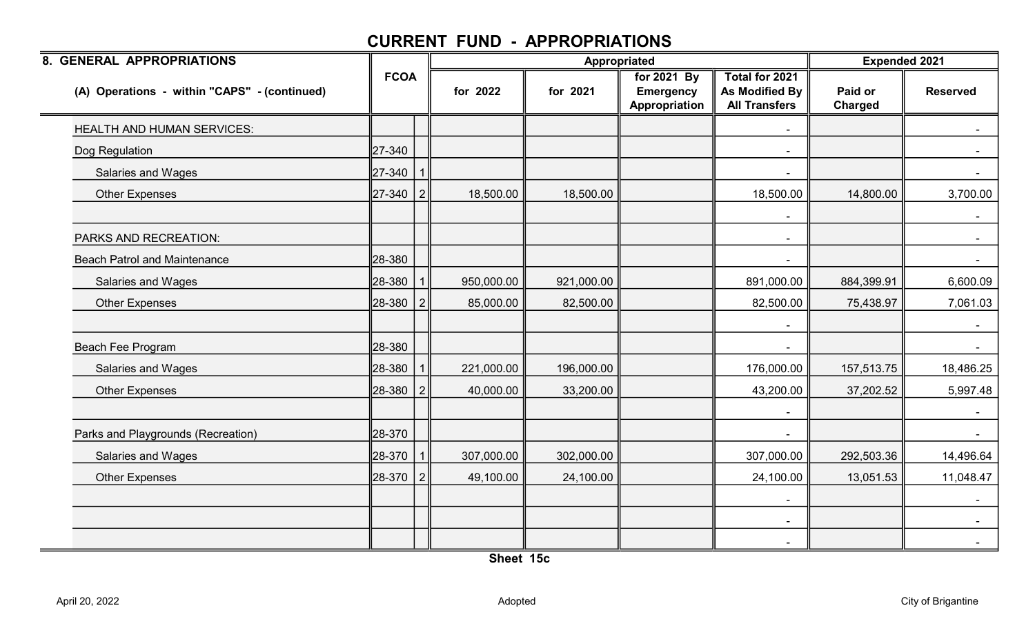# CURRENT FUND - APPROPRIATIONS

| 8. GENERAL APPROPRIATIONS | FCOA | | Appropriated | | | | Expended 2021 | |
|---|---|---|---|---|---|---|---|---|
| (A) Operations - within "CAPS" - (continued) | | | for 2022 | for 2021 | for 2021 By Emergency Appropriation | Total for 2021 As Modified By All Transfers | Paid or Charged | Reserved |
| HEALTH AND HUMAN SERVICES: | | | | | | - | | - |
| Dog Regulation | 27-340 | | | | | - | | - |
| Salaries and Wages | 27-340 | 1 | | | | - | | - |
| Other Expenses | 27-340 | 2 | 18,500.00 | 18,500.00 | | 18,500.00 | 14,800.00 | 3,700.00 |
| | | | | | | - | | - |
| PARKS AND RECREATION: | | | | | | - | | - |
| Beach Patrol and Maintenance | 28-380 | | | | | - | | - |
| Salaries and Wages | 28-380 | 1 | 950,000.00 | 921,000.00 | | 891,000.00 | 884,399.91 | 6,600.09 |
| Other Expenses | 28-380 | 2 | 85,000.00 | 82,500.00 | | 82,500.00 | 75,438.97 | 7,061.03 |
| | | | | | | - | | - |
| Beach Fee Program | 28-380 | | | | | - | | - |
| Salaries and Wages | 28-380 | 1 | 221,000.00 | 196,000.00 | | 176,000.00 | 157,513.75 | 18,486.25 |
| Other Expenses | 28-380 | 2 | 40,000.00 | 33,200.00 | | 43,200.00 | 37,202.52 | 5,997.48 |
| | | | | | | - | | - |
| Parks and Playgrounds (Recreation) | 28-370 | | | | | - | | - |
| Salaries and Wages | 28-370 | 1 | 307,000.00 | 302,000.00 | | 307,000.00 | 292,503.36 | 14,496.64 |
| Other Expenses | 28-370 | 2 | 49,100.00 | 24,100.00 | | 24,100.00 | 13,051.53 | 11,048.47 |
| | | | | | | - | | - |
| | | | | | | - | | - |
| | | | | | | - | | - |

Sheet 15c

April 20, 2022 Adopted City of Brigantine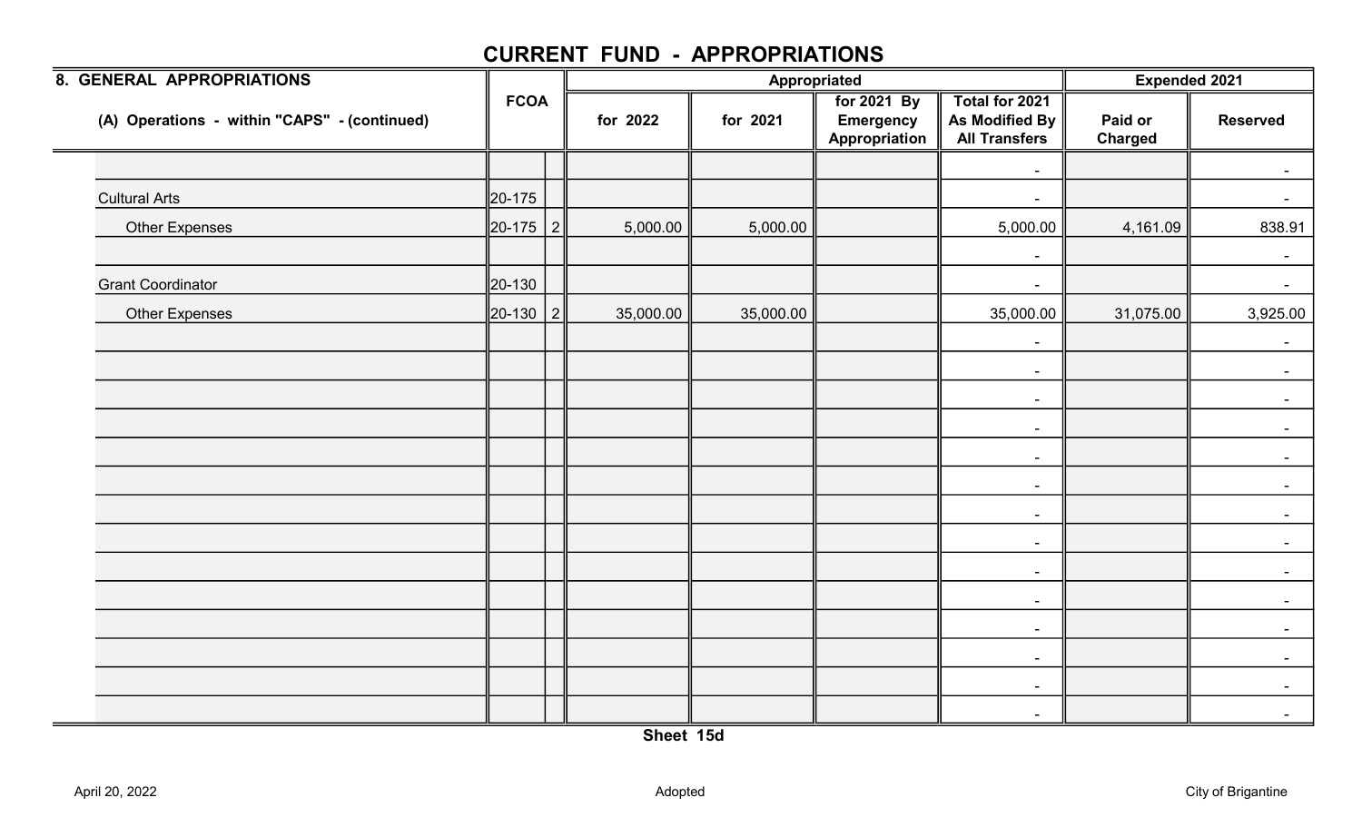# CURRENT FUND - APPROPRIATIONS

| 8. GENERAL APPROPRIATIONS<br>(A) Operations - within "CAPS" - (continued) | FCOA | | Appropriated for 2022 | Appropriated for 2021 | for 2021 By Emergency Appropriation | Total for 2021 As Modified By All Transfers | Expended 2021 Paid or Charged | Expended 2021 Reserved |
|---|---|---|---|---|---|---|---|---|
| | | | | | | - | | - |
| Cultural Arts | 20-175 | | | | | - | | - |
| Other Expenses | 20-175 | 2 | 5,000.00 | 5,000.00 | | 5,000.00 | 4,161.09 | 838.91 |
| | | | | | | - | | - |
| Grant Coordinator | 20-130 | | | | | - | | - |
| Other Expenses | 20-130 | 2 | 35,000.00 | 35,000.00 | | 35,000.00 | 31,075.00 | 3,925.00 |
| | | | | | | - | | - |
| | | | | | | - | | - |
| | | | | | | - | | - |
| | | | | | | - | | - |
| | | | | | | - | | - |
| | | | | | | - | | - |
| | | | | | | - | | - |
| | | | | | | - | | - |
| | | | | | | - | | - |
| | | | | | | - | | - |
| | | | | | | - | | - |
| | | | | | | - | | - |
| | | | | | | - | | - |
| | | | | | | - | | - |

Sheet 15d

April 20, 2022 — Adopted — City of Brigantine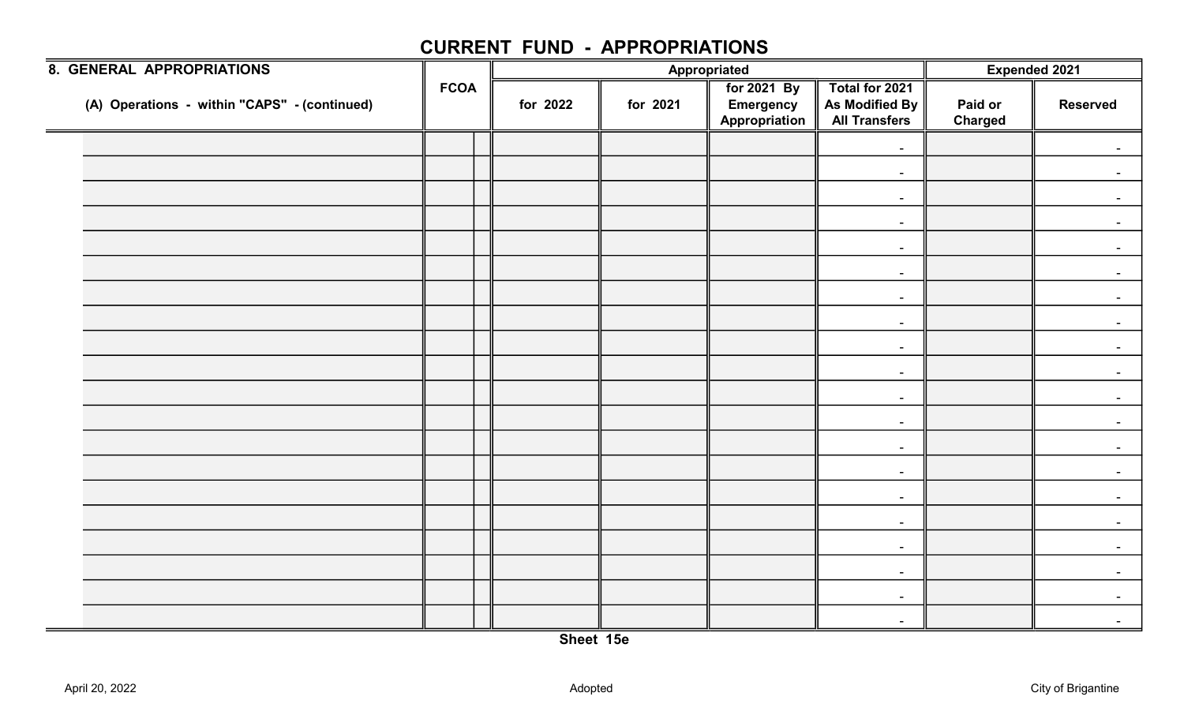# CURRENT FUND - APPROPRIATIONS

| 8. GENERAL APPROPRIATIONS | FCOA | | Appropriated | | | | Expended 2021 | |
|---|---|---|---|---|---|---|---|---|
| (A) Operations - within "CAPS" - (continued) | | | for 2022 | for 2021 | for 2021 By Emergency Appropriation | Total for 2021 As Modified By All Transfers | Paid or Charged | Reserved |
| | | | | | | - | | - |
| | | | | | | - | | - |
| | | | | | | - | | - |
| | | | | | | - | | - |
| | | | | | | - | | - |
| | | | | | | - | | - |
| | | | | | | - | | - |
| | | | | | | - | | - |
| | | | | | | - | | - |
| | | | | | | - | | - |
| | | | | | | - | | - |
| | | | | | | - | | - |
| | | | | | | - | | - |
| | | | | | | - | | - |
| | | | | | | - | | - |
| | | | | | | - | | - |
| | | | | | | - | | - |
| | | | | | | - | | - |
| | | | | | | - | | - |
| | | | | | | - | | - |

Sheet 15e

April 20, 2022 | Adopted | City of Brigantine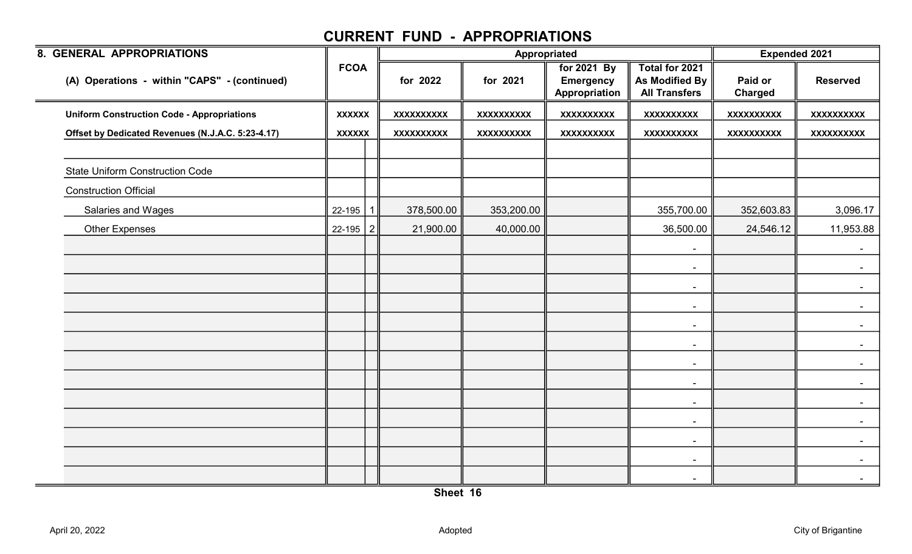## CURRENT FUND - APPROPRIATIONS

| 8. GENERAL APPROPRIATIONS | FCOA | | Appropriated | | | | Expended 2021 | |
|---|---|---|---|---|---|---|---|---|
| (A) Operations - within "CAPS" - (continued) | | | for 2022 | for 2021 | for 2021 By Emergency Appropriation | Total for 2021 As Modified By All Transfers | Paid or Charged | Reserved |
| **Uniform Construction Code - Appropriations** | **XXXXXX** | | **XXXXXXXXXX** | **XXXXXXXXXX** | **XXXXXXXXXX** | **XXXXXXXXXX** | **XXXXXXXXXX** | **XXXXXXXXXX** |
| **Offset by Dedicated Revenues (N.J.A.C. 5:23-4.17)** | **XXXXXX** | | **XXXXXXXXXX** | **XXXXXXXXXX** | **XXXXXXXXXX** | **XXXXXXXXXX** | **XXXXXXXXXX** | **XXXXXXXXXX** |
| | | | | | | | | |
| State Uniform Construction Code | | | | | | | | |
| Construction Official | | | | | | | | |
| Salaries and Wages | 22-195 | 1 | 378,500.00 | 353,200.00 | | 355,700.00 | 352,603.83 | 3,096.17 |
| Other Expenses | 22-195 | 2 | 21,900.00 | 40,000.00 | | 36,500.00 | 24,546.12 | 11,953.88 |
| | | | | | | - | | - |
| | | | | | | - | | - |
| | | | | | | - | | - |
| | | | | | | - | | - |
| | | | | | | - | | - |
| | | | | | | - | | - |
| | | | | | | - | | - |
| | | | | | | - | | - |
| | | | | | | - | | - |
| | | | | | | - | | - |
| | | | | | | - | | - |
| | | | | | | - | | - |
| | | | | | | - | | - |

Sheet 16

April 20, 2022 Adopted City of Brigantine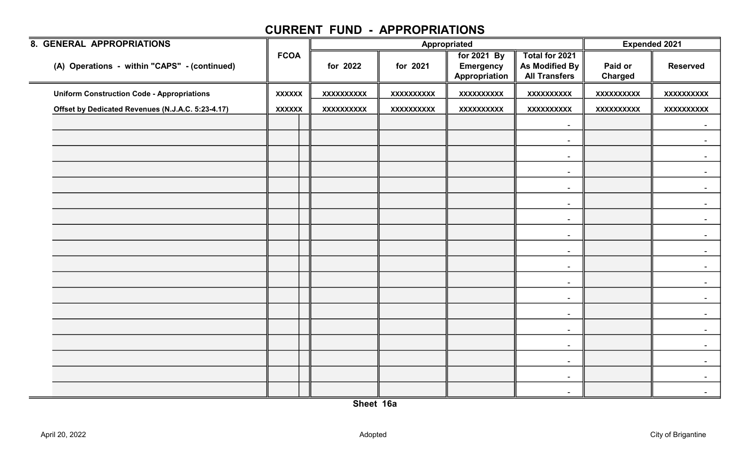# CURRENT FUND - APPROPRIATIONS

| 8. GENERAL APPROPRIATIONS | FCOA | | Appropriated | | | | Expended 2021 | |
|---|---|---|---|---|---|---|---|---|
| (A) Operations - within "CAPS" - (continued) | | | for 2022 | for 2021 | for 2021 By Emergency Appropriation | Total for 2021 As Modified By All Transfers | Paid or Charged | Reserved |
| **Uniform Construction Code - Appropriations** | **XXXXXX** | | **XXXXXXXXXX** | **XXXXXXXXXX** | **XXXXXXXXXX** | **XXXXXXXXXX** | **XXXXXXXXXX** | **XXXXXXXXXX** |
| **Offset by Dedicated Revenues (N.J.A.C. 5:23-4.17)** | **XXXXXX** | | **XXXXXXXXXX** | **XXXXXXXXXX** | **XXXXXXXXXX** | **XXXXXXXXXX** | **XXXXXXXXXX** | **XXXXXXXXXX** |
| | | | | | | - | | - |
| | | | | | | - | | - |
| | | | | | | - | | - |
| | | | | | | - | | - |
| | | | | | | - | | - |
| | | | | | | - | | - |
| | | | | | | - | | - |
| | | | | | | - | | - |
| | | | | | | - | | - |
| | | | | | | - | | - |
| | | | | | | - | | - |
| | | | | | | - | | - |
| | | | | | | - | | - |
| | | | | | | - | | - |
| | | | | | | - | | - |
| | | | | | | - | | - |
| | | | | | | - | | - |
| | | | | | | - | | - |

**Sheet 16a**

April 20, 2022 Adopted City of Brigantine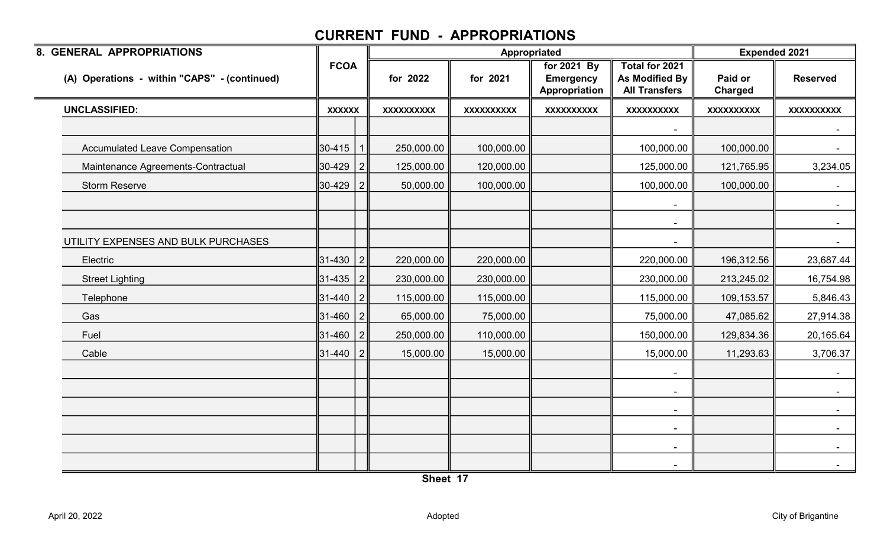# CURRENT FUND - APPROPRIATIONS

| 8. GENERAL APPROPRIATIONS | FCOA | | Appropriated | | | | Expended 2021 | |
|---|---|---|---|---|---|---|---|---|
| (A) Operations - within "CAPS" - (continued) | | | for 2022 | for 2021 | for 2021 By Emergency Appropriation | Total for 2021 As Modified By All Transfers | Paid or Charged | Reserved |
| **UNCLASSIFIED:** | **XXXXXX** | | **XXXXXXXXXX** | **XXXXXXXXXX** | **XXXXXXXXXX** | **XXXXXXXXXX** | **XXXXXXXXXX** | **XXXXXXXXXX** |
| | | | | | | - | | - |
| Accumulated Leave Compensation | 30-415 | 1 | 250,000.00 | 100,000.00 | | 100,000.00 | 100,000.00 | - |
| Maintenance Agreements-Contractual | 30-429 | 2 | 125,000.00 | 120,000.00 | | 125,000.00 | 121,765.95 | 3,234.05 |
| Storm Reserve | 30-429 | 2 | 50,000.00 | 100,000.00 | | 100,000.00 | 100,000.00 | - |
| | | | | | | - | | - |
| | | | | | | - | | - |
| UTILITY EXPENSES AND BULK PURCHASES | | | | | | - | | - |
| Electric | 31-430 | 2 | 220,000.00 | 220,000.00 | | 220,000.00 | 196,312.56 | 23,687.44 |
| Street Lighting | 31-435 | 2 | 230,000.00 | 230,000.00 | | 230,000.00 | 213,245.02 | 16,754.98 |
| Telephone | 31-440 | 2 | 115,000.00 | 115,000.00 | | 115,000.00 | 109,153.57 | 5,846.43 |
| Gas | 31-460 | 2 | 65,000.00 | 75,000.00 | | 75,000.00 | 47,085.62 | 27,914.38 |
| Fuel | 31-460 | 2 | 250,000.00 | 110,000.00 | | 150,000.00 | 129,834.36 | 20,165.64 |
| Cable | 31-440 | 2 | 15,000.00 | 15,000.00 | | 15,000.00 | 11,293.63 | 3,706.37 |
| | | | | | | - | | - |
| | | | | | | - | | - |
| | | | | | | - | | - |
| | | | | | | - | | - |
| | | | | | | - | | - |
| | | | | | | - | | - |

**Sheet 17**

April 20, 2022 Adopted City of Brigantine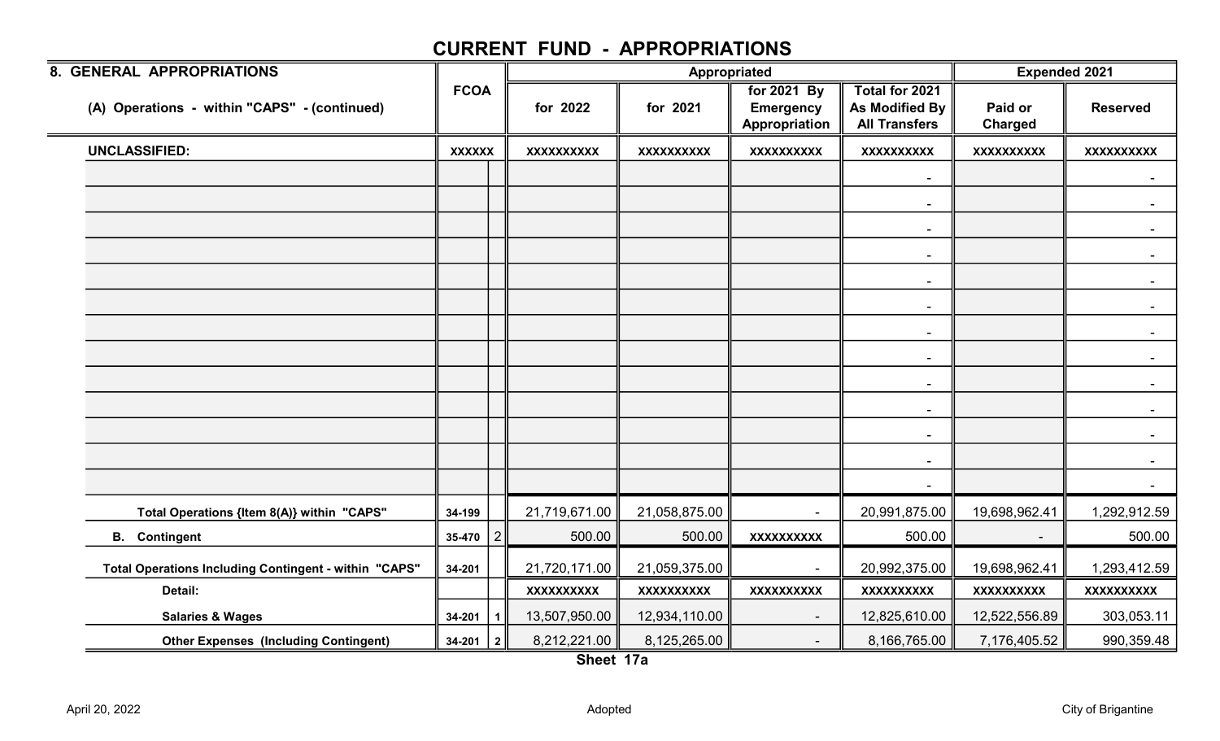# CURRENT FUND - APPROPRIATIONS

| 8. GENERAL APPROPRIATIONS<br>(A) Operations - within "CAPS" - (continued) | FCOA | | Appropriated for 2022 | Appropriated for 2021 | for 2021 By Emergency Appropriation | Total for 2021 As Modified By All Transfers | Expended 2021 Paid or Charged | Expended 2021 Reserved |
|---|---|---|---|---|---|---|---|---|
| **UNCLASSIFIED:** | XXXXXX | | XXXXXXXXXX | XXXXXXXXXX | XXXXXXXXXX | XXXXXXXXXX | XXXXXXXXXX | XXXXXXXXXX |
| | | | | | | - | | - |
| | | | | | | - | | - |
| | | | | | | - | | - |
| | | | | | | - | | - |
| | | | | | | - | | - |
| | | | | | | - | | - |
| | | | | | | - | | - |
| | | | | | | - | | - |
| | | | | | | - | | - |
| | | | | | | - | | - |
| | | | | | | - | | - |
| | | | | | | - | | - |
| | | | | | | - | | - |
| **Total Operations {Item 8(A)} within "CAPS"** | 34-199 | | 21,719,671.00 | 21,058,875.00 | - | 20,991,875.00 | 19,698,962.41 | 1,292,912.59 |
| **B. Contingent** | 35-470 | 2 | 500.00 | 500.00 | XXXXXXXXXX | 500.00 | - | 500.00 |
| **Total Operations Including Contingent - within "CAPS"** | 34-201 | | 21,720,171.00 | 21,059,375.00 | - | 20,992,375.00 | 19,698,962.41 | 1,293,412.59 |
| **Detail:** | | | XXXXXXXXXX | XXXXXXXXXX | XXXXXXXXXX | XXXXXXXXXX | XXXXXXXXXX | XXXXXXXXXX |
| **Salaries & Wages** | 34-201 | 1 | 13,507,950.00 | 12,934,110.00 | - | 12,825,610.00 | 12,522,556.89 | 303,053.11 |
| **Other Expenses (Including Contingent)** | 34-201 | 2 | 8,212,221.00 | 8,125,265.00 | - | 8,166,765.00 | 7,176,405.52 | 990,359.48 |

**Sheet 17a**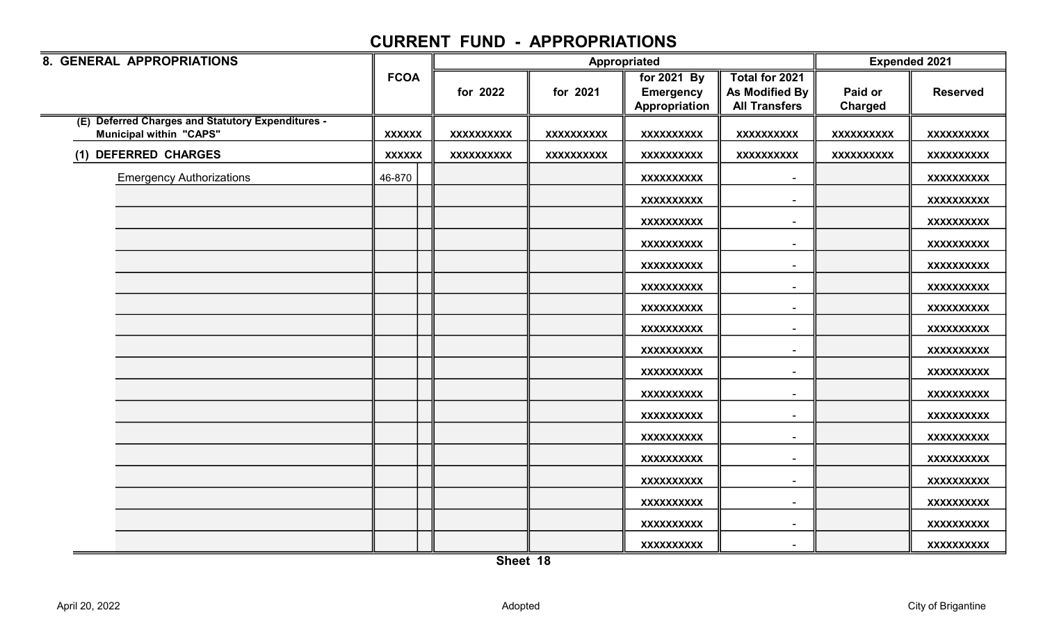# CURRENT FUND - APPROPRIATIONS

| 8. GENERAL APPROPRIATIONS | FCOA | | Appropriated | | | | Expended 2021 | |
|---|---|---|---|---|---|---|---|---|
| | | | for 2022 | for 2021 | for 2021 By Emergency Appropriation | Total for 2021 As Modified By All Transfers | Paid or Charged | Reserved |
| (E) Deferred Charges and Statutory Expenditures - Municipal within "CAPS" | XXXXXX | | XXXXXXXXXX | XXXXXXXXXX | XXXXXXXXXX | XXXXXXXXXX | XXXXXXXXXX | XXXXXXXXXX |
| (1) DEFERRED CHARGES | XXXXXX | | XXXXXXXXXX | XXXXXXXXXX | XXXXXXXXXX | XXXXXXXXXX | XXXXXXXXXX | XXXXXXXXXX |
| Emergency Authorizations | 46-870 | | | | XXXXXXXXXX | - | | XXXXXXXXXX |
| | | | | | XXXXXXXXXX | - | | XXXXXXXXXX |
| | | | | | XXXXXXXXXX | - | | XXXXXXXXXX |
| | | | | | XXXXXXXXXX | - | | XXXXXXXXXX |
| | | | | | XXXXXXXXXX | - | | XXXXXXXXXX |
| | | | | | XXXXXXXXXX | - | | XXXXXXXXXX |
| | | | | | XXXXXXXXXX | - | | XXXXXXXXXX |
| | | | | | XXXXXXXXXX | - | | XXXXXXXXXX |
| | | | | | XXXXXXXXXX | - | | XXXXXXXXXX |
| | | | | | XXXXXXXXXX | - | | XXXXXXXXXX |
| | | | | | XXXXXXXXXX | - | | XXXXXXXXXX |
| | | | | | XXXXXXXXXX | - | | XXXXXXXXXX |
| | | | | | XXXXXXXXXX | - | | XXXXXXXXXX |
| | | | | | XXXXXXXXXX | - | | XXXXXXXXXX |
| | | | | | XXXXXXXXXX | - | | XXXXXXXXXX |
| | | | | | XXXXXXXXXX | - | | XXXXXXXXXX |
| | | | | | XXXXXXXXXX | - | | XXXXXXXXXX |
| | | | | | XXXXXXXXXX | - | | XXXXXXXXXX |

Sheet 18

April 20, 2022 Adopted City of Brigantine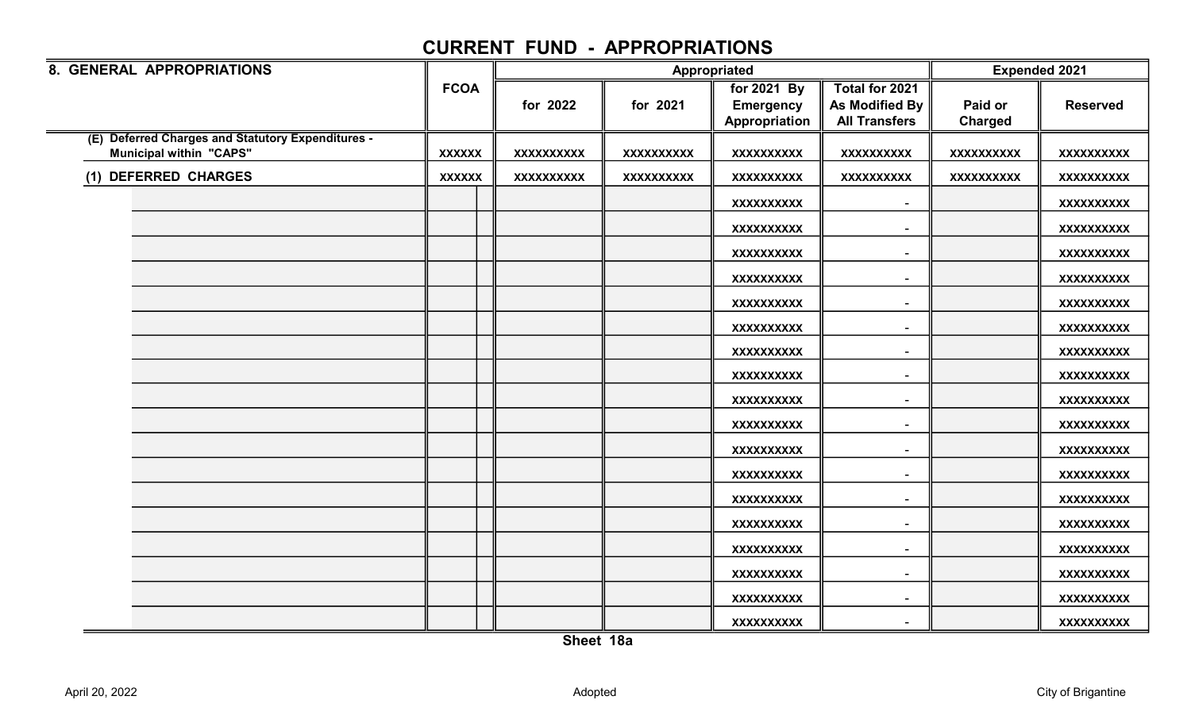# CURRENT FUND - APPROPRIATIONS

| 8. GENERAL APPROPRIATIONS | FCOA | | Appropriated | | | | Expended 2021 | |
|---|---|---|---|---|---|---|---|---|
| | | | for 2022 | for 2021 | for 2021 By Emergency Appropriation | Total for 2021 As Modified By All Transfers | Paid or Charged | Reserved |
| (E) Deferred Charges and Statutory Expenditures - Municipal within "CAPS" | XXXXXX | | XXXXXXXXXX | XXXXXXXXXX | XXXXXXXXXX | XXXXXXXXXX | XXXXXXXXXX | XXXXXXXXXX |
| (1) DEFERRED CHARGES | XXXXXX | | XXXXXXXXXX | XXXXXXXXXX | XXXXXXXXXX | XXXXXXXXXX | XXXXXXXXXX | XXXXXXXXXX |
| | | | | | XXXXXXXXXX | - | | XXXXXXXXXX |
| | | | | | XXXXXXXXXX | - | | XXXXXXXXXX |
| | | | | | XXXXXXXXXX | - | | XXXXXXXXXX |
| | | | | | XXXXXXXXXX | - | | XXXXXXXXXX |
| | | | | | XXXXXXXXXX | - | | XXXXXXXXXX |
| | | | | | XXXXXXXXXX | - | | XXXXXXXXXX |
| | | | | | XXXXXXXXXX | - | | XXXXXXXXXX |
| | | | | | XXXXXXXXXX | - | | XXXXXXXXXX |
| | | | | | XXXXXXXXXX | - | | XXXXXXXXXX |
| | | | | | XXXXXXXXXX | - | | XXXXXXXXXX |
| | | | | | XXXXXXXXXX | - | | XXXXXXXXXX |
| | | | | | XXXXXXXXXX | - | | XXXXXXXXXX |
| | | | | | XXXXXXXXXX | - | | XXXXXXXXXX |
| | | | | | XXXXXXXXXX | - | | XXXXXXXXXX |
| | | | | | XXXXXXXXXX | - | | XXXXXXXXXX |
| | | | | | XXXXXXXXXX | - | | XXXXXXXXXX |
| | | | | | XXXXXXXXXX | - | | XXXXXXXXXX |
| | | | | | XXXXXXXXXX | - | | XXXXXXXXXX |

Sheet 18a

April 20, 2022 Adopted City of Brigantine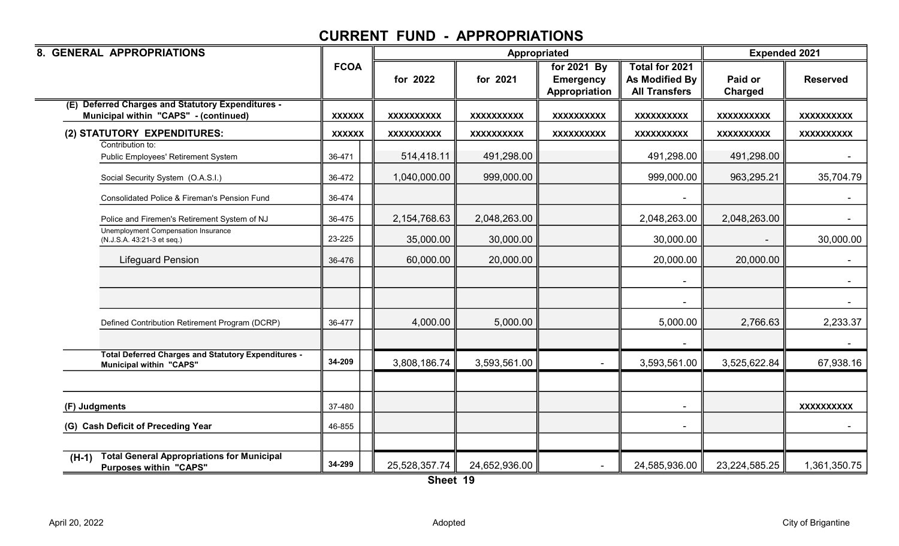# CURRENT FUND - APPROPRIATIONS

| 8. GENERAL APPROPRIATIONS | FCOA | Appropriated | | | | Expended 2021 | |
|---|---|---|---|---|---|---|---|
| | | for 2022 | for 2021 | for 2021 By Emergency Appropriation | Total for 2021 As Modified By All Transfers | Paid or Charged | Reserved |
| **(E) Deferred Charges and Statutory Expenditures - Municipal within "CAPS" - (continued)** | **XXXXXX** | **XXXXXXXXXX** | **XXXXXXXXXX** | **XXXXXXXXXX** | **XXXXXXXXXX** | **XXXXXXXXXX** | **XXXXXXXXXX** |
| **(2) STATUTORY EXPENDITURES:** | **XXXXXX** | **XXXXXXXXXX** | **XXXXXXXXXX** | **XXXXXXXXXX** | **XXXXXXXXXX** | **XXXXXXXXXX** | **XXXXXXXXXX** |
| Contribution to: Public Employees' Retirement System | 36-471 | 514,418.11 | 491,298.00 | | 491,298.00 | 491,298.00 | - |
| Social Security System (O.A.S.I.) | 36-472 | 1,040,000.00 | 999,000.00 | | 999,000.00 | 963,295.21 | 35,704.79 |
| Consolidated Police & Fireman's Pension Fund | 36-474 | | | | - | | - |
| Police and Firemen's Retirement System of NJ | 36-475 | 2,154,768.63 | 2,048,263.00 | | 2,048,263.00 | 2,048,263.00 | - |
| Unemployment Compensation Insurance (N.J.S.A. 43:21-3 et seq.) | 23-225 | 35,000.00 | 30,000.00 | | 30,000.00 | - | 30,000.00 |
| Lifeguard Pension | 36-476 | 60,000.00 | 20,000.00 | | 20,000.00 | 20,000.00 | - |
| | | | | | - | | - |
| | | | | | - | | - |
| Defined Contribution Retirement Program (DCRP) | 36-477 | 4,000.00 | 5,000.00 | | 5,000.00 | 2,766.63 | 2,233.37 |
| | | | | | - | | - |
| **Total Deferred Charges and Statutory Expenditures - Municipal within "CAPS"** | **34-209** | 3,808,186.74 | 3,593,561.00 | - | 3,593,561.00 | 3,525,622.84 | 67,938.16 |
| | | | | | | | |
| **(F) Judgments** | 37-480 | | | | - | | **XXXXXXXXXX** |
| **(G) Cash Deficit of Preceding Year** | 46-855 | | | | - | | - |
| | | | | | | | |
| **(H-1) Total General Appropriations for Municipal Purposes within "CAPS"** | **34-299** | 25,528,357.74 | 24,652,936.00 | - | 24,585,936.00 | 23,224,585.25 | 1,361,350.75 |

**Sheet 19**

April 20, 2022 Adopted City of Brigantine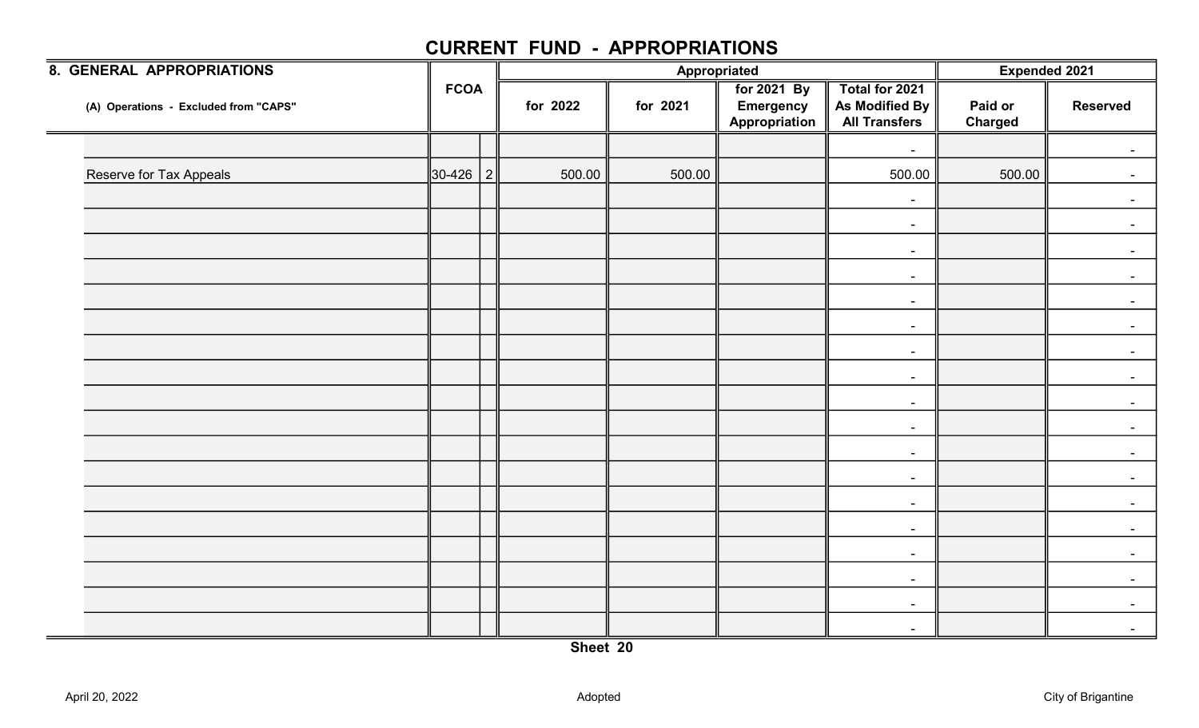# CURRENT FUND - APPROPRIATIONS

| 8. GENERAL APPROPRIATIONS | FCOA | | Appropriated | | | | Expended 2021 | |
|---|---|---|---|---|---|---|---|---|
| (A) Operations - Excluded from "CAPS" | | | for 2022 | for 2021 | for 2021 By Emergency Appropriation | Total for 2021 As Modified By All Transfers | Paid or Charged | Reserved |
| | | | | | | - | | - |
| Reserve for Tax Appeals | 30-426 | 2 | 500.00 | 500.00 | | 500.00 | 500.00 | - |
| | | | | | | - | | - |
| | | | | | | - | | - |
| | | | | | | - | | - |
| | | | | | | - | | - |
| | | | | | | - | | - |
| | | | | | | - | | - |
| | | | | | | - | | - |
| | | | | | | - | | - |
| | | | | | | - | | - |
| | | | | | | - | | - |
| | | | | | | - | | - |
| | | | | | | - | | - |
| | | | | | | - | | - |
| | | | | | | - | | - |
| | | | | | | - | | - |
| | | | | | | - | | - |
| | | | | | | - | | - |
| | | | | | | - | | - |

Sheet 20

April 20, 2022 Adopted City of Brigantine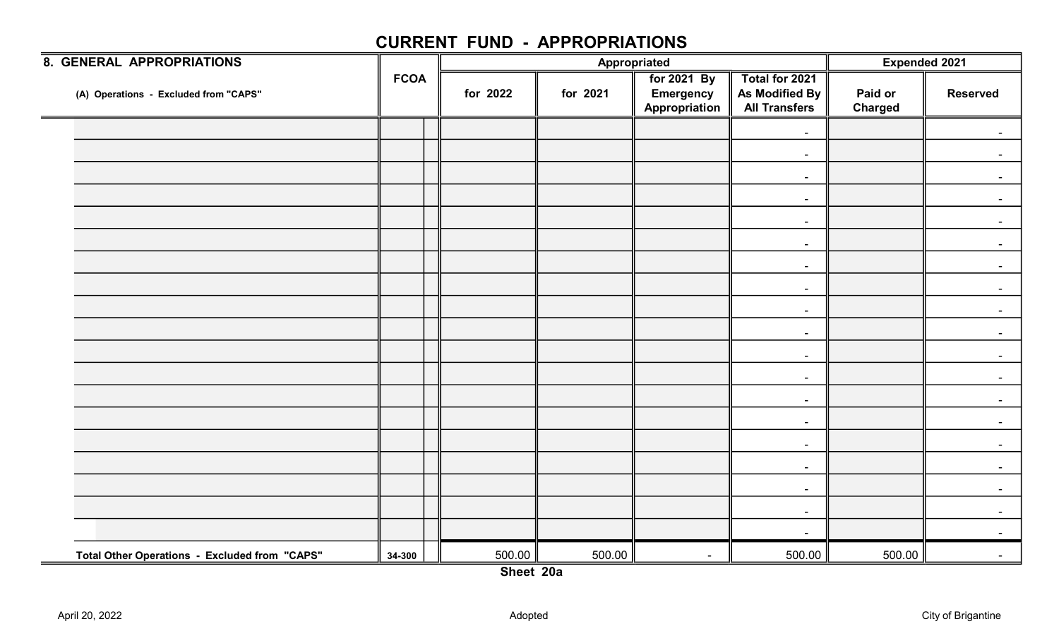# CURRENT FUND - APPROPRIATIONS

| 8. GENERAL APPROPRIATIONS | FCOA | | Appropriated | | | | Expended 2021 | |
|---|---|---|---|---|---|---|---|---|
| (A) Operations - Excluded from "CAPS" | | | for 2022 | for 2021 | for 2021 By Emergency Appropriation | Total for 2021 As Modified By All Transfers | Paid or Charged | Reserved |
| | | | | | | - | | - |
| | | | | | | - | | - |
| | | | | | | - | | - |
| | | | | | | - | | - |
| | | | | | | - | | - |
| | | | | | | - | | - |
| | | | | | | - | | - |
| | | | | | | - | | - |
| | | | | | | - | | - |
| | | | | | | - | | - |
| | | | | | | - | | - |
| | | | | | | - | | - |
| | | | | | | - | | - |
| | | | | | | - | | - |
| | | | | | | - | | - |
| | | | | | | - | | - |
| | | | | | | - | | - |
| | | | | | | - | | - |
| | | | | | | - | | - |
| Total Other Operations - Excluded from "CAPS" | 34-300 | | 500.00 | 500.00 | - | 500.00 | 500.00 | - |

Sheet 20a

April 20, 2022 Adopted City of Brigantine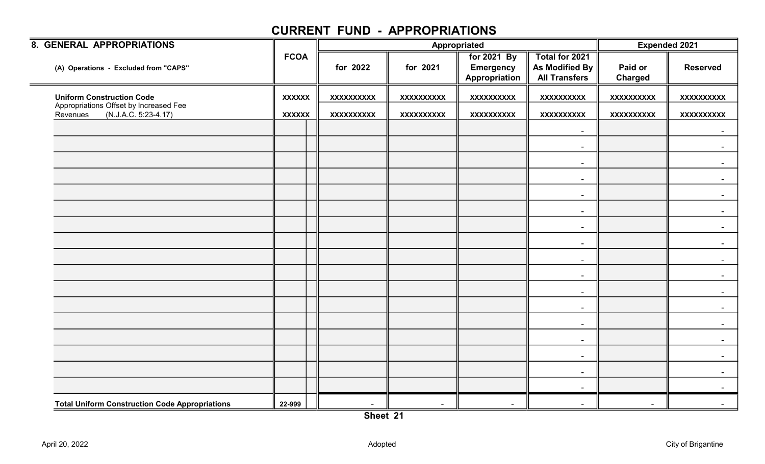# CURRENT FUND - APPROPRIATIONS

| 8. GENERAL APPROPRIATIONS | FCOA | Appropriated | | | | Expended 2021 | |
|---|---|---|---|---|---|---|---|
| (A) Operations - Excluded from "CAPS" | | for 2022 | for 2021 | for 2021 By Emergency Appropriation | Total for 2021 As Modified By All Transfers | Paid or Charged | Reserved |
| **Uniform Construction Code** | XXXXXX | XXXXXXXXXX | XXXXXXXXXX | XXXXXXXXXX | XXXXXXXXXX | XXXXXXXXXX | XXXXXXXXXX |
| Appropriations Offset by Increased Fee Revenues (N.J.A.C. 5:23-4.17) | XXXXXX | XXXXXXXXXX | XXXXXXXXXX | XXXXXXXXXX | XXXXXXXXXX | XXXXXXXXXX | XXXXXXXXXX |
| | | | | | - | | - |
| | | | | | - | | - |
| | | | | | - | | - |
| | | | | | - | | - |
| | | | | | - | | - |
| | | | | | - | | - |
| | | | | | - | | - |
| | | | | | - | | - |
| | | | | | - | | - |
| | | | | | - | | - |
| | | | | | - | | - |
| | | | | | - | | - |
| | | | | | - | | - |
| | | | | | - | | - |
| | | | | | - | | - |
| | | | | | - | | - |
| | | | | | - | | - |
| **Total Uniform Construction Code Appropriations** | 22-999 | - | - | - | - | - | - |

Sheet 21

April 20, 2022 Adopted City of Brigantine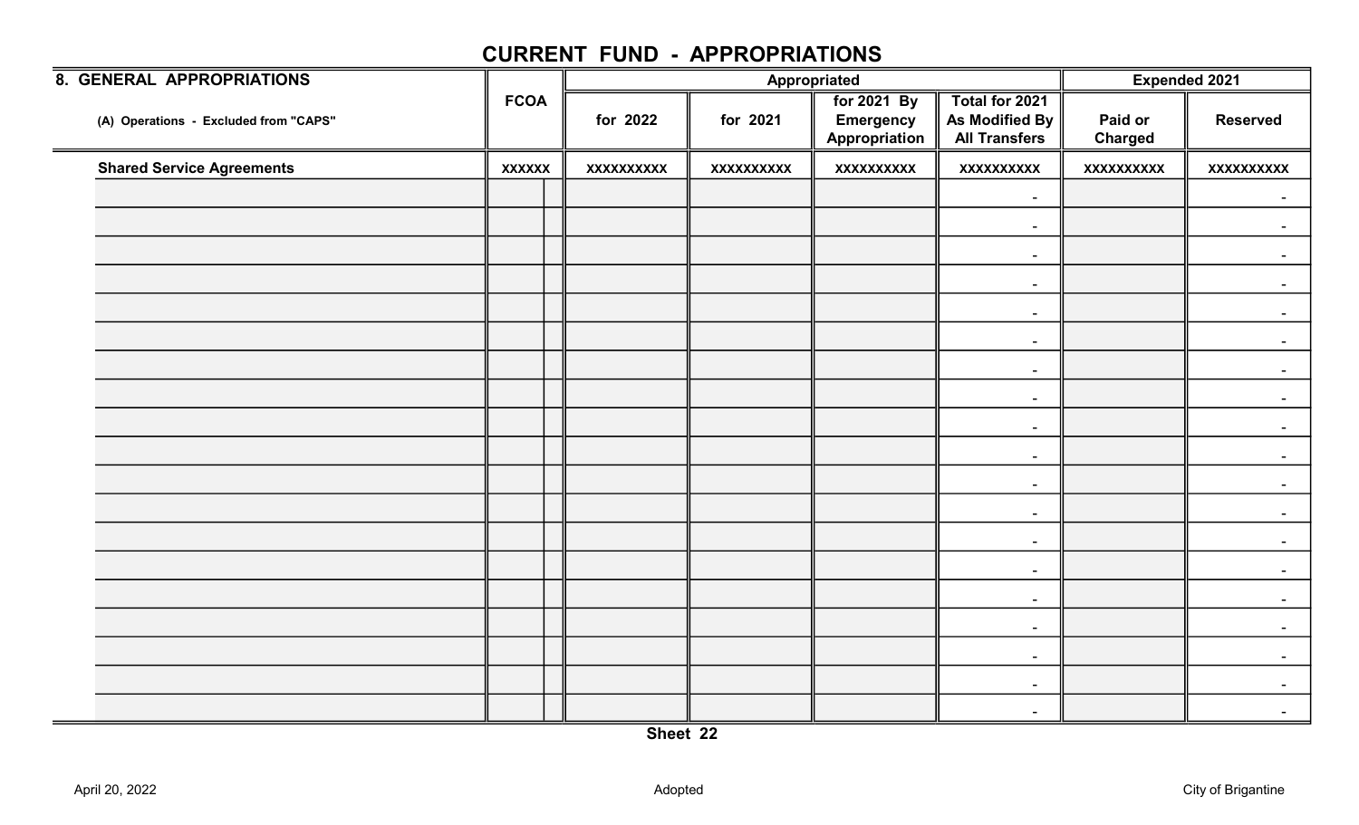# CURRENT FUND - APPROPRIATIONS

| 8. GENERAL APPROPRIATIONS<br>(A) Operations - Excluded from "CAPS" | FCOA | | Appropriated | | | | Expended 2021 | |
|---|---|---|---|---|---|---|---|---|
| | | | for 2022 | for 2021 | for 2021 By Emergency Appropriation | Total for 2021 As Modified By All Transfers | Paid or Charged | Reserved |
| **Shared Service Agreements** | xxxxxx | | xxxxxxxxxx | xxxxxxxxxx | xxxxxxxxxx | xxxxxxxxxx | xxxxxxxxxx | xxxxxxxxxx |
| | | | | | | - | | - |
| | | | | | | - | | - |
| | | | | | | - | | - |
| | | | | | | - | | - |
| | | | | | | - | | - |
| | | | | | | - | | - |
| | | | | | | - | | - |
| | | | | | | - | | - |
| | | | | | | - | | - |
| | | | | | | - | | - |
| | | | | | | - | | - |
| | | | | | | - | | - |
| | | | | | | - | | - |
| | | | | | | - | | - |
| | | | | | | - | | - |
| | | | | | | - | | - |
| | | | | | | - | | - |
| | | | | | | - | | - |
| | | | | | | - | | - |

Sheet 22

April 20, 2022 Adopted City of Brigantine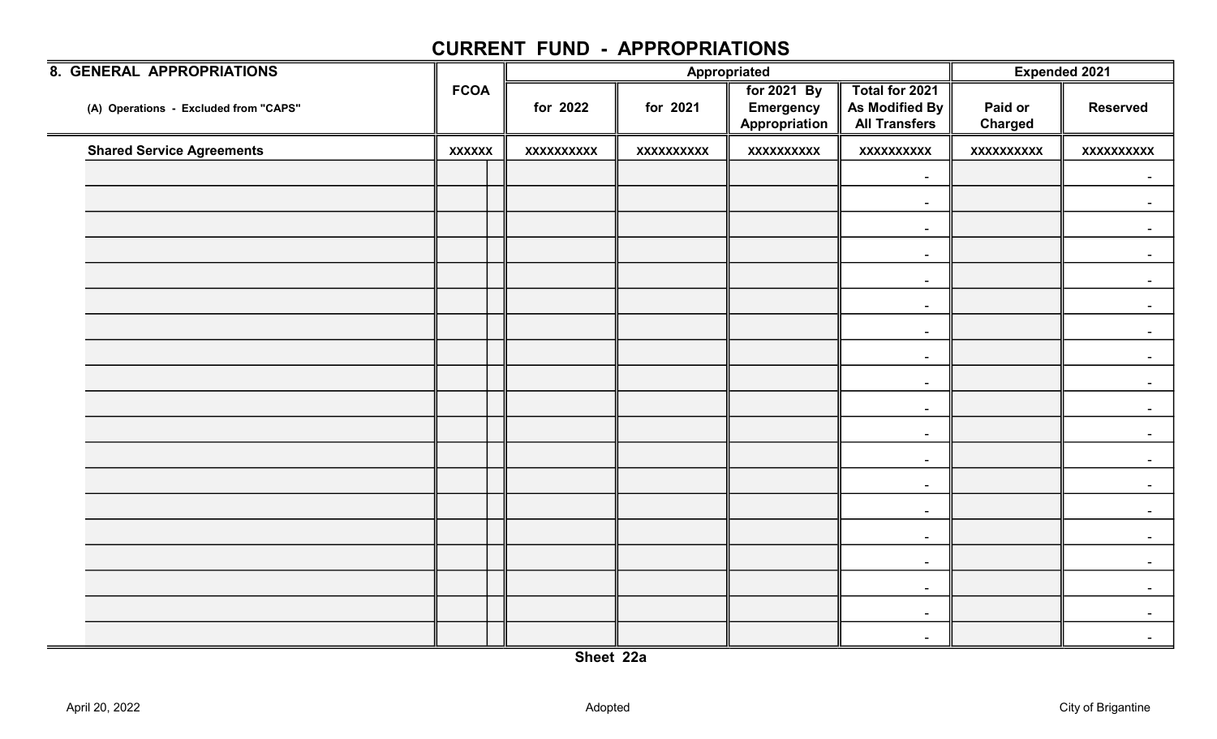# CURRENT FUND - APPROPRIATIONS

| 8. GENERAL APPROPRIATIONS | FCOA | | Appropriated | | | | Expended 2021 | |
|---|---|---|---|---|---|---|---|---|
| (A) Operations - Excluded from "CAPS" | | | for 2022 | for 2021 | for 2021 By Emergency Appropriation | Total for 2021 As Modified By All Transfers | Paid or Charged | Reserved |
| **Shared Service Agreements** | XXXXXX | | XXXXXXXXXX | XXXXXXXXXX | XXXXXXXXXX | XXXXXXXXXX | XXXXXXXXXX | XXXXXXXXXX |
| | | | | | | - | | - |
| | | | | | | - | | - |
| | | | | | | - | | - |
| | | | | | | - | | - |
| | | | | | | - | | - |
| | | | | | | - | | - |
| | | | | | | - | | - |
| | | | | | | - | | - |
| | | | | | | - | | - |
| | | | | | | - | | - |
| | | | | | | - | | - |
| | | | | | | - | | - |
| | | | | | | - | | - |
| | | | | | | - | | - |
| | | | | | | - | | - |
| | | | | | | - | | - |
| | | | | | | - | | - |
| | | | | | | - | | - |
| | | | | | | - | | - |

**Sheet 22a**

April 20, 2022 Adopted City of Brigantine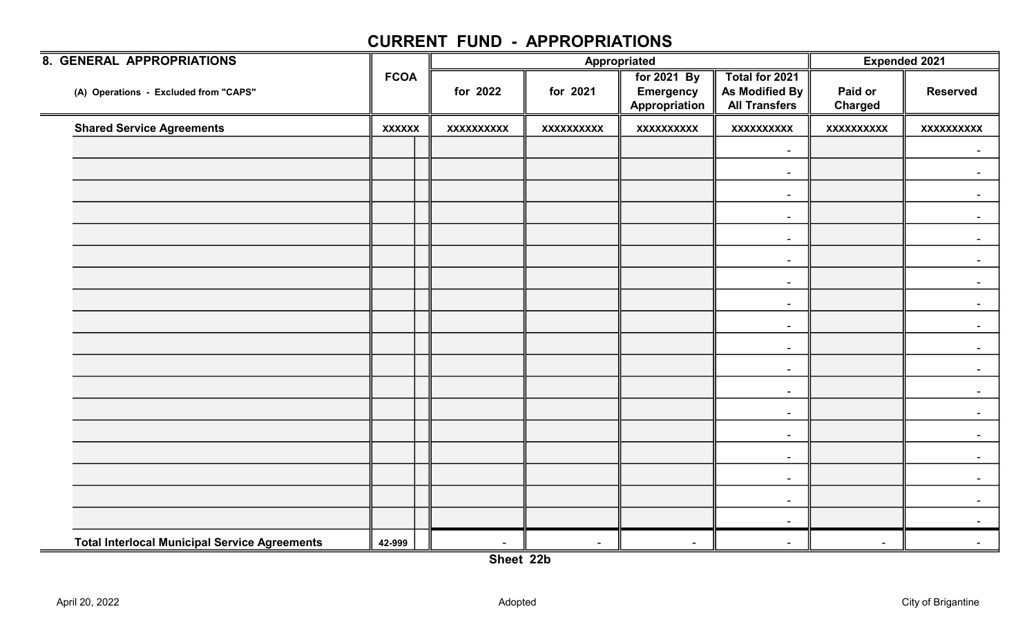# CURRENT FUND - APPROPRIATIONS

| 8. GENERAL APPROPRIATIONS | FCOA | | Appropriated | | | | Expended 2021 | |
|---|---|---|---|---|---|---|---|---|
| (A) Operations - Excluded from "CAPS" | | | for 2022 | for 2021 | for 2021 By Emergency Appropriation | Total for 2021 As Modified By All Transfers | Paid or Charged | Reserved |
| **Shared Service Agreements** | xxxxxx | | xxxxxxxxxx | xxxxxxxxxx | xxxxxxxxxx | xxxxxxxxxx | xxxxxxxxxx | xxxxxxxxxx |
| | | | | | | - | | - |
| | | | | | | - | | - |
| | | | | | | - | | - |
| | | | | | | - | | - |
| | | | | | | - | | - |
| | | | | | | - | | - |
| | | | | | | - | | - |
| | | | | | | - | | - |
| | | | | | | - | | - |
| | | | | | | - | | - |
| | | | | | | - | | - |
| | | | | | | - | | - |
| | | | | | | - | | - |
| | | | | | | - | | - |
| | | | | | | - | | - |
| | | | | | | - | | - |
| | | | | | | - | | - |
| | | | | | | - | | - |
| **Total Interlocal Municipal Service Agreements** | 42-999 | | - | - | - | - | - | - |

**Sheet 22b**

April 20, 2022 Adopted City of Brigantine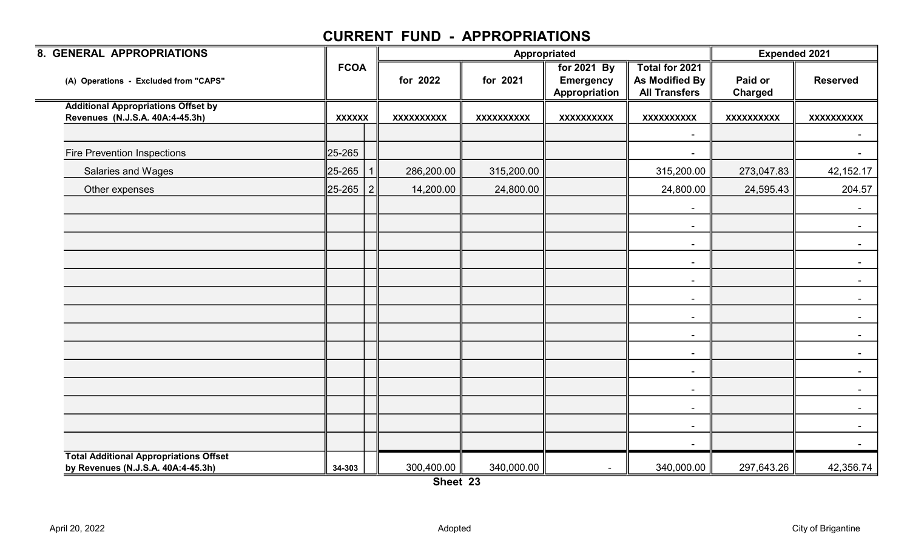# CURRENT FUND - APPROPRIATIONS

| 8. GENERAL APPROPRIATIONS | FCOA | | Appropriated | | | | Expended 2021 | |
|---|---|---|---|---|---|---|---|---|
| (A) Operations - Excluded from "CAPS" | | | for 2022 | for 2021 | for 2021 By Emergency Appropriation | Total for 2021 As Modified By All Transfers | Paid or Charged | Reserved |
| **Additional Appropriations Offset by Revenues (N.J.S.A. 40A:4-45.3h)** | XXXXXX | | XXXXXXXXXX | XXXXXXXXXX | XXXXXXXXXX | XXXXXXXXXX | XXXXXXXXXX | XXXXXXXXXX |
| | | | | | | - | | - |
| Fire Prevention Inspections | 25-265 | | | | | - | | - |
| Salaries and Wages | 25-265 | 1 | 286,200.00 | 315,200.00 | | 315,200.00 | 273,047.83 | 42,152.17 |
| Other expenses | 25-265 | 2 | 14,200.00 | 24,800.00 | | 24,800.00 | 24,595.43 | 204.57 |
| | | | | | | - | | - |
| | | | | | | - | | - |
| | | | | | | - | | - |
| | | | | | | - | | - |
| | | | | | | - | | - |
| | | | | | | - | | - |
| | | | | | | - | | - |
| | | | | | | - | | - |
| | | | | | | - | | - |
| | | | | | | - | | - |
| | | | | | | - | | - |
| | | | | | | - | | - |
| | | | | | | - | | - |
| | | | | | | - | | - |
| **Total Additional Appropriations Offset by Revenues (N.J.S.A. 40A:4-45.3h)** | 34-303 | | 300,400.00 | 340,000.00 | - | 340,000.00 | 297,643.26 | 42,356.74 |

Sheet 23

April 20, 2022 Adopted City of Brigantine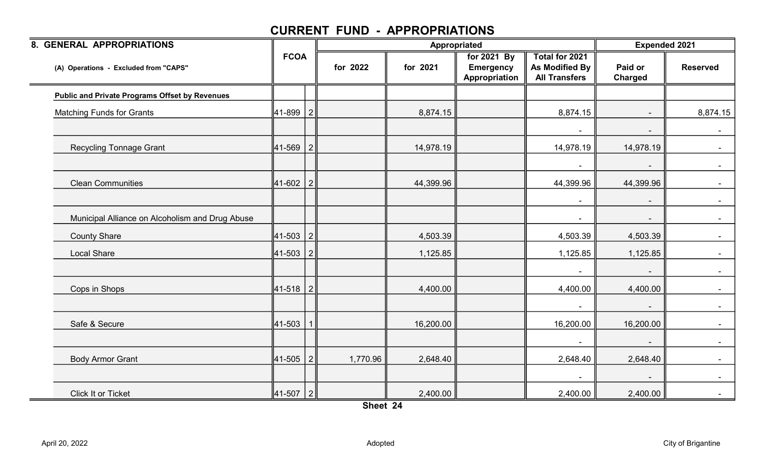# CURRENT FUND - APPROPRIATIONS

| 8. GENERAL APPROPRIATIONS | FCOA | | Appropriated | | | | Expended 2021 | |
|---|---|---|---|---|---|---|---|---|
| (A) Operations - Excluded from "CAPS" | | | for 2022 | for 2021 | for 2021 By Emergency Appropriation | Total for 2021 As Modified By All Transfers | Paid or Charged | Reserved |
| **Public and Private Programs Offset by Revenues** | | | | | | | | |
| Matching Funds for Grants | 41-899 | 2 | | 8,874.15 | | 8,874.15 | - | 8,874.15 |
| | | | | | | - | - | - |
| Recycling Tonnage Grant | 41-569 | 2 | | 14,978.19 | | 14,978.19 | 14,978.19 | - |
| | | | | | | - | - | - |
| Clean Communities | 41-602 | 2 | | 44,399.96 | | 44,399.96 | 44,399.96 | - |
| | | | | | | - | - | - |
| Municipal Alliance on Alcoholism and Drug Abuse | | | | | | - | - | - |
| County Share | 41-503 | 2 | | 4,503.39 | | 4,503.39 | 4,503.39 | - |
| Local Share | 41-503 | 2 | | 1,125.85 | | 1,125.85 | 1,125.85 | - |
| | | | | | | - | - | - |
| Cops in Shops | 41-518 | 2 | | 4,400.00 | | 4,400.00 | 4,400.00 | - |
| | | | | | | - | - | - |
| Safe & Secure | 41-503 | 1 | | 16,200.00 | | 16,200.00 | 16,200.00 | - |
| | | | | | | - | - | - |
| Body Armor Grant | 41-505 | 2 | 1,770.96 | 2,648.40 | | 2,648.40 | 2,648.40 | - |
| | | | | | | - | - | - |
| Click It or Ticket | 41-507 | 2 | | 2,400.00 | | 2,400.00 | 2,400.00 | - |

Sheet 24

April 20, 2022 | Adopted | City of Brigantine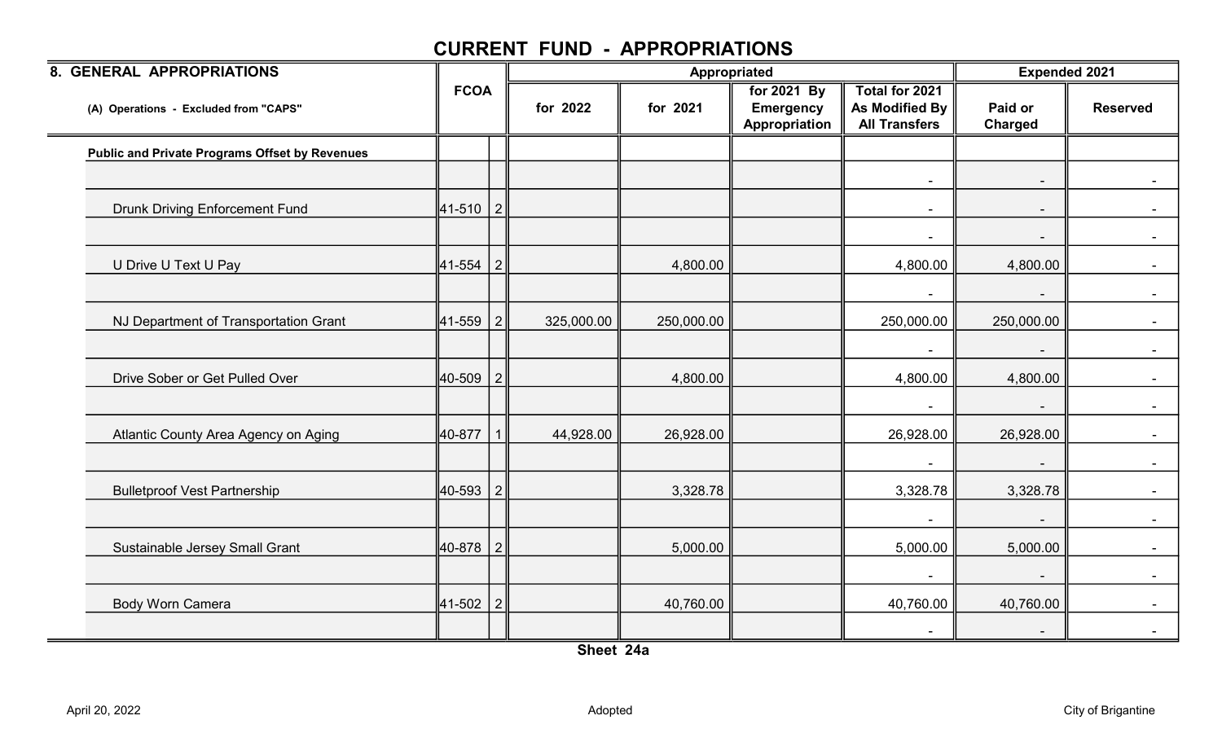# CURRENT FUND - APPROPRIATIONS

| 8. GENERAL APPROPRIATIONS | FCOA | | Appropriated | | | | Expended 2021 | |
|---|---|---|---|---|---|---|---|---|
| (A) Operations - Excluded from "CAPS" | | | for 2022 | for 2021 | for 2021 By Emergency Appropriation | Total for 2021 As Modified By All Transfers | Paid or Charged | Reserved |
| **Public and Private Programs Offset by Revenues** | | | | | | | | |
| | | | | | | - | - | - |
| Drunk Driving Enforcement Fund | 41-510 | 2 | | | | - | - | - |
| | | | | | | - | - | - |
| U Drive U Text U Pay | 41-554 | 2 | | 4,800.00 | | 4,800.00 | 4,800.00 | - |
| | | | | | | - | - | - |
| NJ Department of Transportation Grant | 41-559 | 2 | 325,000.00 | 250,000.00 | | 250,000.00 | 250,000.00 | - |
| | | | | | | - | - | - |
| Drive Sober or Get Pulled Over | 40-509 | 2 | | 4,800.00 | | 4,800.00 | 4,800.00 | - |
| | | | | | | - | - | - |
| Atlantic County Area Agency on Aging | 40-877 | 1 | 44,928.00 | 26,928.00 | | 26,928.00 | 26,928.00 | - |
| | | | | | | - | - | - |
| Bulletproof Vest Partnership | 40-593 | 2 | | 3,328.78 | | 3,328.78 | 3,328.78 | - |
| | | | | | | - | - | - |
| Sustainable Jersey Small Grant | 40-878 | 2 | | 5,000.00 | | 5,000.00 | 5,000.00 | - |
| | | | | | | - | - | - |
| Body Worn Camera | 41-502 | 2 | | 40,760.00 | | 40,760.00 | 40,760.00 | - |
| | | | | | | - | - | - |

Sheet 24a

April 20, 2022 | Adopted | City of Brigantine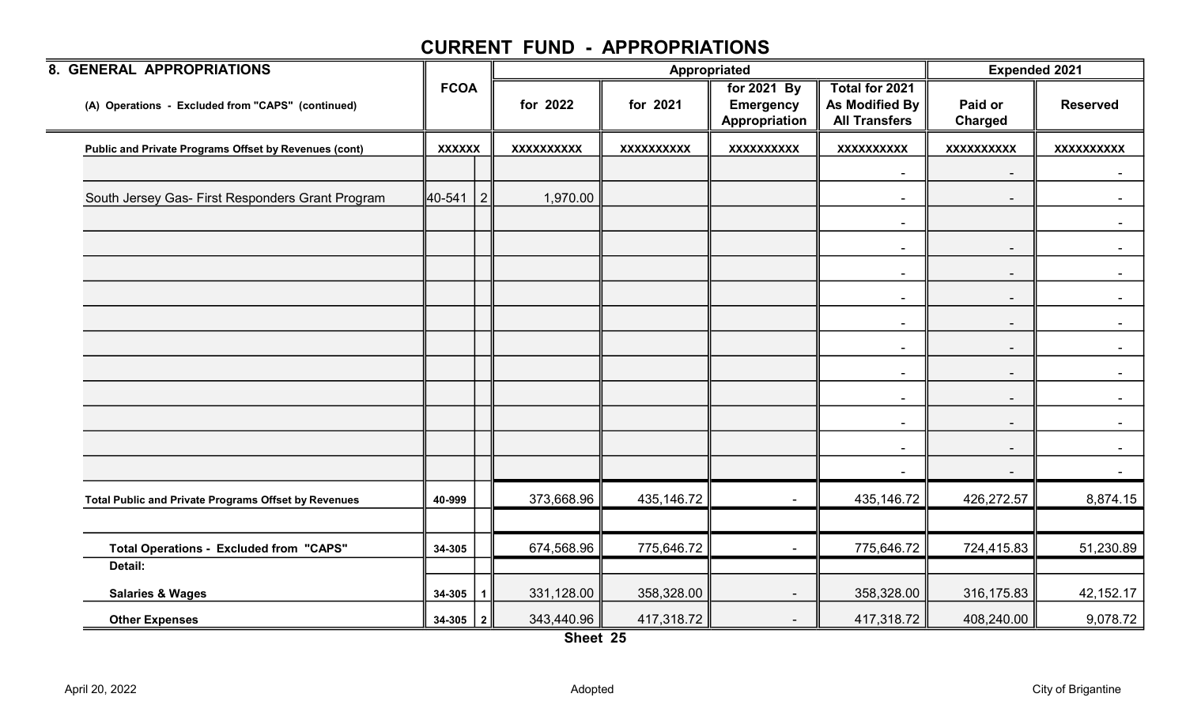# CURRENT FUND - APPROPRIATIONS

| 8. GENERAL APPROPRIATIONS | FCOA | | Appropriated | | | | Expended 2021 | |
|---|---|---|---|---|---|---|---|---|
| (A) Operations - Excluded from "CAPS" (continued) | | | for 2022 | for 2021 | for 2021 By Emergency Appropriation | Total for 2021 As Modified By All Transfers | Paid or Charged | Reserved |
| **Public and Private Programs Offset by Revenues (cont)** | XXXXXX | | XXXXXXXXXX | XXXXXXXXXX | XXXXXXXXXX | XXXXXXXXXX | XXXXXXXXXX | XXXXXXXXXX |
| | | | | | | - | - | - |
| South Jersey Gas- First Responders Grant Program | 40-541 | 2 | 1,970.00 | | | - | - | - |
| | | | | | | - | | - |
| | | | | | | - | - | - |
| | | | | | | - | - | - |
| | | | | | | - | - | - |
| | | | | | | - | - | - |
| | | | | | | - | - | - |
| | | | | | | - | - | - |
| | | | | | | - | - | - |
| | | | | | | - | - | - |
| | | | | | | - | - | - |
| | | | | | | - | - | - |
| **Total Public and Private Programs Offset by Revenues** | 40-999 | | 373,668.96 | 435,146.72 | - | 435,146.72 | 426,272.57 | 8,874.15 |
| | | | | | | | | |
| **Total Operations - Excluded from "CAPS"** | 34-305 | | 674,568.96 | 775,646.72 | - | 775,646.72 | 724,415.83 | 51,230.89 |
| **Detail:** | | | | | | | | |
| **Salaries & Wages** | 34-305 | 1 | 331,128.00 | 358,328.00 | - | 358,328.00 | 316,175.83 | 42,152.17 |
| **Other Expenses** | 34-305 | 2 | 343,440.96 | 417,318.72 | - | 417,318.72 | 408,240.00 | 9,078.72 |

Sheet 25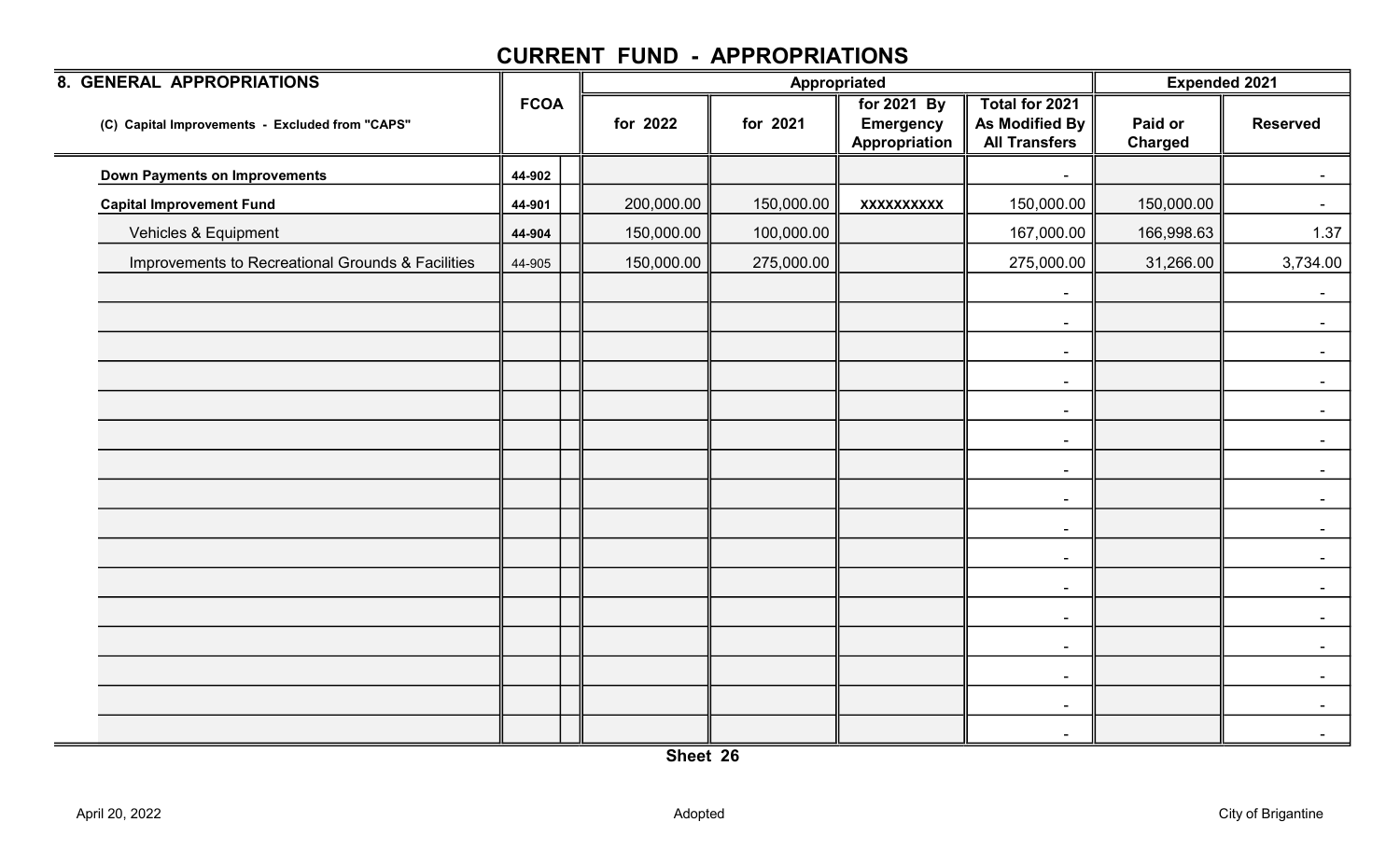# CURRENT FUND - APPROPRIATIONS

| 8. GENERAL APPROPRIATIONS | FCOA | | Appropriated | | | | Expended 2021 | |
|---|---|---|---|---|---|---|---|---|
| (C) Capital Improvements - Excluded from "CAPS" | | | for 2022 | for 2021 | for 2021 By Emergency Appropriation | Total for 2021 As Modified By All Transfers | Paid or Charged | Reserved |
| **Down Payments on Improvements** | 44-902 | | | | | - | | - |
| **Capital Improvement Fund** | 44-901 | | 200,000.00 | 150,000.00 | xxxxxxxxxx | 150,000.00 | 150,000.00 | - |
| Vehicles & Equipment | 44-904 | | 150,000.00 | 100,000.00 | | 167,000.00 | 166,998.63 | 1.37 |
| Improvements to Recreational Grounds & Facilities | 44-905 | | 150,000.00 | 275,000.00 | | 275,000.00 | 31,266.00 | 3,734.00 |
| | | | | | | - | | - |
| | | | | | | - | | - |
| | | | | | | - | | - |
| | | | | | | - | | - |
| | | | | | | - | | - |
| | | | | | | - | | - |
| | | | | | | - | | - |
| | | | | | | - | | - |
| | | | | | | - | | - |
| | | | | | | - | | - |
| | | | | | | - | | - |
| | | | | | | - | | - |
| | | | | | | - | | - |
| | | | | | | - | | - |
| | | | | | | - | | - |
| | | | | | | - | | - |

Sheet 26

April 20, 2022 | Adopted | City of Brigantine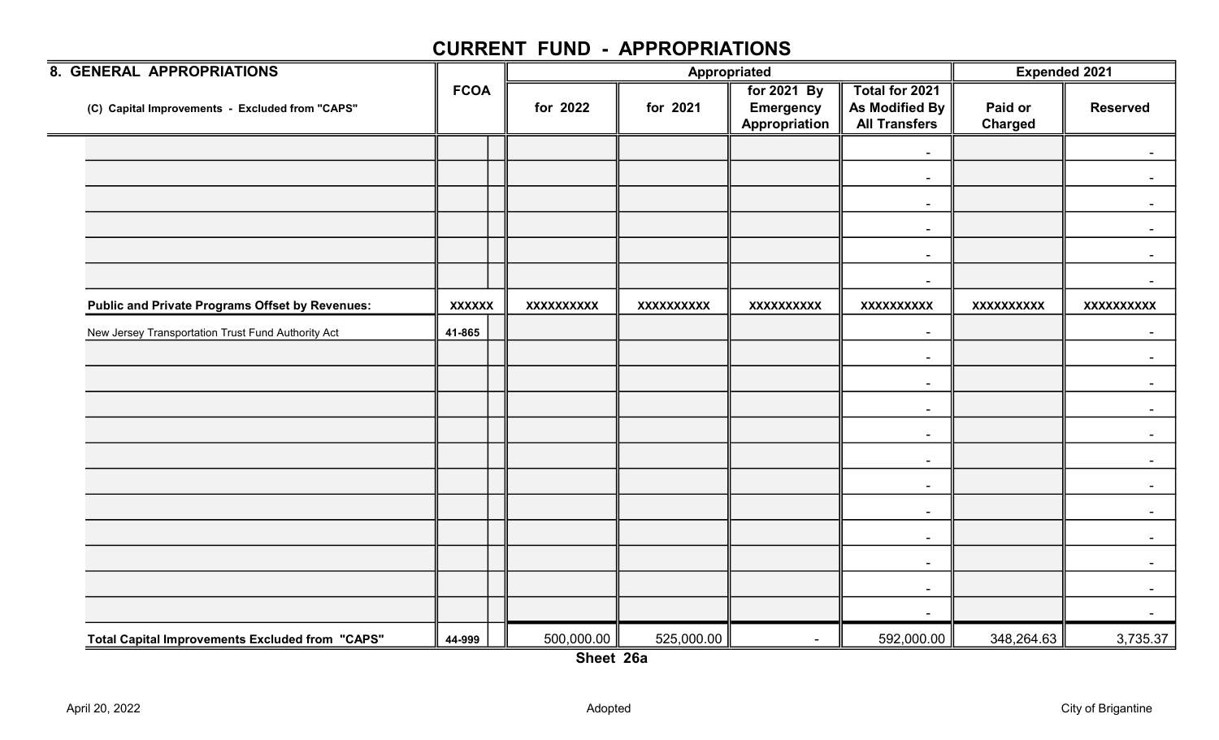# CURRENT FUND - APPROPRIATIONS

| 8. GENERAL APPROPRIATIONS | FCOA | | Appropriated | | | | Expended 2021 | |
|---|---|---|---|---|---|---|---|---|
| (C) Capital Improvements - Excluded from "CAPS" | | | for 2022 | for 2021 | for 2021 By Emergency Appropriation | Total for 2021 As Modified By All Transfers | Paid or Charged | Reserved |
| | | | | | | - | | - |
| | | | | | | - | | - |
| | | | | | | - | | - |
| | | | | | | - | | - |
| | | | | | | - | | - |
| | | | | | | - | | - |
| **Public and Private Programs Offset by Revenues:** | **XXXXXX** | | **XXXXXXXXXX** | **XXXXXXXXXX** | **XXXXXXXXXX** | **XXXXXXXXXX** | **XXXXXXXXXX** | **XXXXXXXXXX** |
| New Jersey Transportation Trust Fund Authority Act | 41-865 | | | | | - | | - |
| | | | | | | - | | - |
| | | | | | | - | | - |
| | | | | | | - | | - |
| | | | | | | - | | - |
| | | | | | | - | | - |
| | | | | | | - | | - |
| | | | | | | - | | - |
| | | | | | | - | | - |
| | | | | | | - | | - |
| | | | | | | - | | - |
| | | | | | | - | | - |
| **Total Capital Improvements Excluded from "CAPS"** | 44-999 | | 500,000.00 | 525,000.00 | - | 592,000.00 | 348,264.63 | 3,735.37 |

**Sheet 26a**

April 20, 2022 | Adopted | City of Brigantine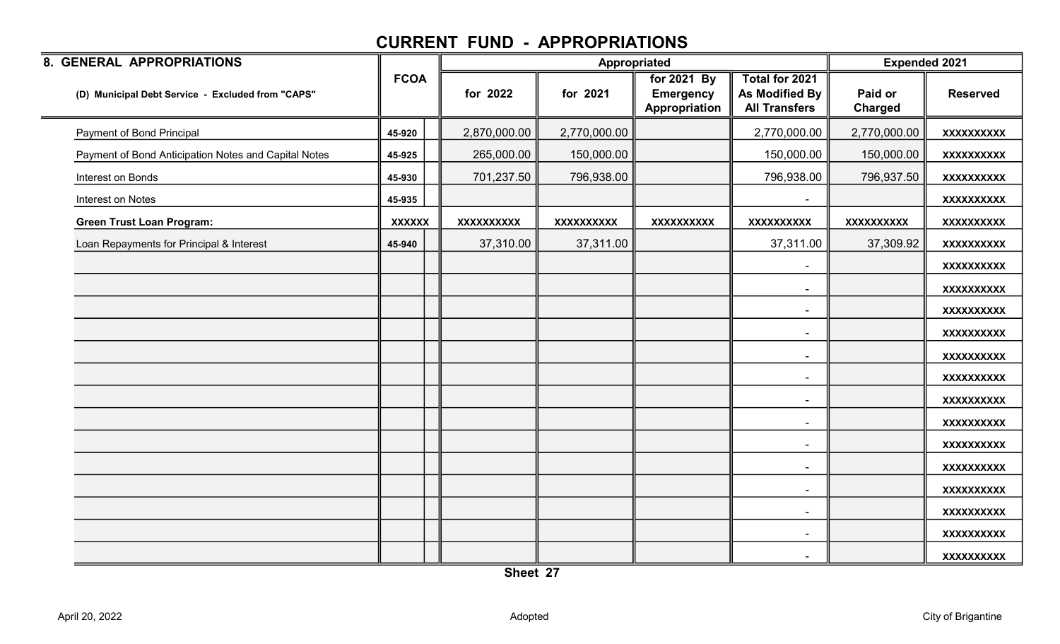# CURRENT FUND - APPROPRIATIONS

| 8. GENERAL APPROPRIATIONS | FCOA | | Appropriated | | | | Expended 2021 | |
|---|---|---|---|---|---|---|---|---|
| (D) Municipal Debt Service - Excluded from "CAPS" | | | for 2022 | for 2021 | for 2021 By Emergency Appropriation | Total for 2021 As Modified By All Transfers | Paid or Charged | Reserved |
| Payment of Bond Principal | 45-920 | | 2,870,000.00 | 2,770,000.00 | | 2,770,000.00 | 2,770,000.00 | XXXXXXXXXX |
| Payment of Bond Anticipation Notes and Capital Notes | 45-925 | | 265,000.00 | 150,000.00 | | 150,000.00 | 150,000.00 | XXXXXXXXXX |
| Interest on Bonds | 45-930 | | 701,237.50 | 796,938.00 | | 796,938.00 | 796,937.50 | XXXXXXXXXX |
| Interest on Notes | 45-935 | | | | | - | | XXXXXXXXXX |
| **Green Trust Loan Program:** | XXXXXX | | XXXXXXXXXX | XXXXXXXXXX | XXXXXXXXXX | XXXXXXXXXX | XXXXXXXXXX | XXXXXXXXXX |
| Loan Repayments for Principal & Interest | 45-940 | | 37,310.00 | 37,311.00 | | 37,311.00 | 37,309.92 | XXXXXXXXXX |
| | | | | | | - | | XXXXXXXXXX |
| | | | | | | - | | XXXXXXXXXX |
| | | | | | | - | | XXXXXXXXXX |
| | | | | | | - | | XXXXXXXXXX |
| | | | | | | - | | XXXXXXXXXX |
| | | | | | | - | | XXXXXXXXXX |
| | | | | | | - | | XXXXXXXXXX |
| | | | | | | - | | XXXXXXXXXX |
| | | | | | | - | | XXXXXXXXXX |
| | | | | | | - | | XXXXXXXXXX |
| | | | | | | - | | XXXXXXXXXX |
| | | | | | | - | | XXXXXXXXXX |
| | | | | | | - | | XXXXXXXXXX |
| | | | | | | - | | XXXXXXXXXX |

Sheet 27

April 20, 2022 Adopted City of Brigantine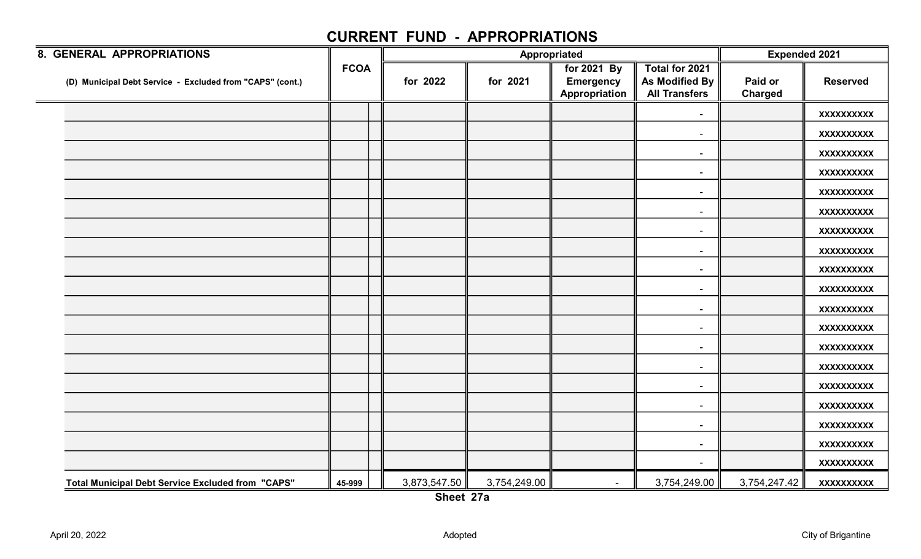# CURRENT FUND - APPROPRIATIONS

| 8. GENERAL APPROPRIATIONS | FCOA | | Appropriated | | | | Expended 2021 | |
|---|---|---|---|---|---|---|---|---|
| (D) Municipal Debt Service - Excluded from "CAPS" (cont.) | | | for 2022 | for 2021 | for 2021 By Emergency Appropriation | Total for 2021 As Modified By All Transfers | Paid or Charged | Reserved |
| | | | | | | - | | XXXXXXXXXX |
| | | | | | | - | | XXXXXXXXXX |
| | | | | | | - | | XXXXXXXXXX |
| | | | | | | - | | XXXXXXXXXX |
| | | | | | | - | | XXXXXXXXXX |
| | | | | | | - | | XXXXXXXXXX |
| | | | | | | - | | XXXXXXXXXX |
| | | | | | | - | | XXXXXXXXXX |
| | | | | | | - | | XXXXXXXXXX |
| | | | | | | - | | XXXXXXXXXX |
| | | | | | | - | | XXXXXXXXXX |
| | | | | | | - | | XXXXXXXXXX |
| | | | | | | - | | XXXXXXXXXX |
| | | | | | | - | | XXXXXXXXXX |
| | | | | | | - | | XXXXXXXXXX |
| | | | | | | - | | XXXXXXXXXX |
| | | | | | | - | | XXXXXXXXXX |
| | | | | | | - | | XXXXXXXXXX |
| | | | | | | - | | XXXXXXXXXX |
| Total Municipal Debt Service Excluded from "CAPS" | 45-999 | | 3,873,547.50 | 3,754,249.00 | - | 3,754,249.00 | 3,754,247.42 | XXXXXXXXXX |

Sheet 27a

April 20, 2022 Adopted City of Brigantine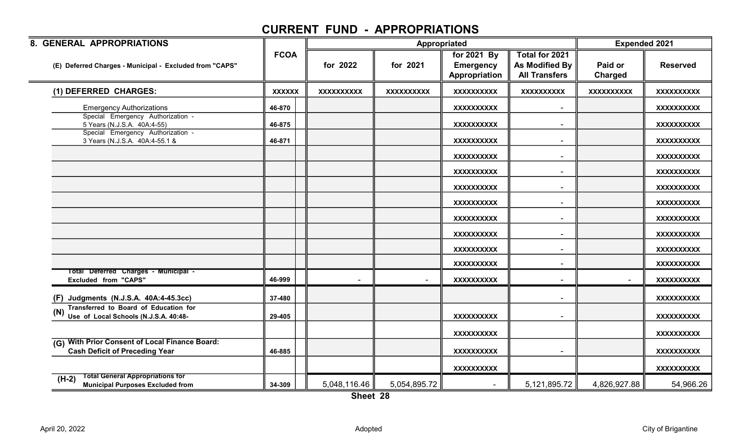# CURRENT FUND - APPROPRIATIONS

| 8. GENERAL APPROPRIATIONS | FCOA | | Appropriated | | | | Expended 2021 | |
|---|---|---|---|---|---|---|---|---|
| (E) Deferred Charges - Municipal - Excluded from "CAPS" | | | for 2022 | for 2021 | for 2021 By Emergency Appropriation | Total for 2021 As Modified By All Transfers | Paid or Charged | Reserved |
| (1) DEFERRED CHARGES: | XXXXXX | | XXXXXXXXXX | XXXXXXXXXX | XXXXXXXXXX | XXXXXXXXXX | XXXXXXXXXX | XXXXXXXXXX |
| Emergency Authorizations | 46-870 | | | | XXXXXXXXXX | - | | XXXXXXXXXX |
| Special Emergency Authorization - 5 Years (N.J.S.A. 40A:4-55) | 46-875 | | | | XXXXXXXXXX | - | | XXXXXXXXXX |
| Special Emergency Authorization - 3 Years (N.J.S.A. 40A:4-55.1 & | 46-871 | | | | XXXXXXXXXX | - | | XXXXXXXXXX |
| | | | | | XXXXXXXXXX | - | | XXXXXXXXXX |
| | | | | | XXXXXXXXXX | - | | XXXXXXXXXX |
| | | | | | XXXXXXXXXX | - | | XXXXXXXXXX |
| | | | | | XXXXXXXXXX | - | | XXXXXXXXXX |
| | | | | | XXXXXXXXXX | - | | XXXXXXXXXX |
| | | | | | XXXXXXXXXX | - | | XXXXXXXXXX |
| | | | | | XXXXXXXXXX | - | | XXXXXXXXXX |
| | | | | | XXXXXXXXXX | - | | XXXXXXXXXX |
| Total Deferred Charges - Municipal - Excluded from "CAPS" | 46-999 | | - | - | XXXXXXXXXX | - | - | XXXXXXXXXX |
| (F) Judgments (N.J.S.A. 40A:4-45.3cc) | 37-480 | | | | | - | | XXXXXXXXXX |
| (N) Transferred to Board of Education for Use of Local Schools (N.J.S.A. 40:48- | 29-405 | | | | XXXXXXXXXX | - | | XXXXXXXXXX |
| | | | | | XXXXXXXXXX | | | XXXXXXXXXX |
| (G) With Prior Consent of Local Finance Board: Cash Deficit of Preceding Year | 46-885 | | | | XXXXXXXXXX | - | | XXXXXXXXXX |
| | | | | | XXXXXXXXXX | | | XXXXXXXXXX |
| (H-2) Total General Appropriations for Municipal Purposes Excluded from | 34-309 | | 5,048,116.46 | 5,054,895.72 | - | 5,121,895.72 | 4,826,927.88 | 54,966.26 |

Sheet 28

April 20, 2022 Adopted City of Brigantine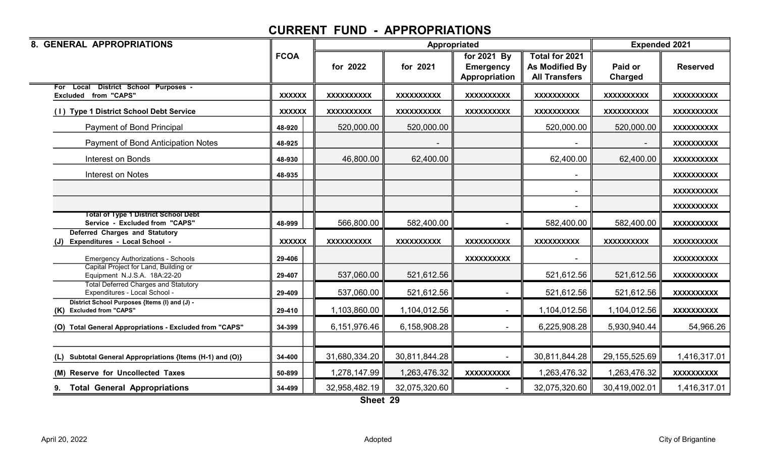# CURRENT FUND - APPROPRIATIONS

| 8. GENERAL APPROPRIATIONS | FCOA | | Appropriated | | | | Expended 2021 | |
|---|---|---|---|---|---|---|---|---|
| | | | for 2022 | for 2021 | for 2021 By Emergency Appropriation | Total for 2021 As Modified By All Transfers | Paid or Charged | Reserved |
| For Local District School Purposes - Excluded from "CAPS" | XXXXXX | | XXXXXXXXXX | XXXXXXXXXX | XXXXXXXXXX | XXXXXXXXXX | XXXXXXXXXX | XXXXXXXXXX |
| (I) Type 1 District School Debt Service | XXXXXX | | XXXXXXXXXX | XXXXXXXXXX | XXXXXXXXXX | XXXXXXXXXX | XXXXXXXXXX | XXXXXXXXXX |
| Payment of Bond Principal | 48-920 | | 520,000.00 | 520,000.00 | | 520,000.00 | 520,000.00 | XXXXXXXXXX |
| Payment of Bond Anticipation Notes | 48-925 | | | - | | - | - | XXXXXXXXXX |
| Interest on Bonds | 48-930 | | 46,800.00 | 62,400.00 | | 62,400.00 | 62,400.00 | XXXXXXXXXX |
| Interest on Notes | 48-935 | | | | | - | | XXXXXXXXXX |
| | | | | | | - | | XXXXXXXXXX |
| | | | | | | - | | XXXXXXXXXX |
| Total of Type 1 District School Debt Service - Excluded from "CAPS" | 48-999 | | 566,800.00 | 582,400.00 | - | 582,400.00 | 582,400.00 | XXXXXXXXXX |
| (J) Deferred Charges and Statutory Expenditures - Local School - | XXXXXX | | XXXXXXXXXX | XXXXXXXXXX | XXXXXXXXXX | XXXXXXXXXX | XXXXXXXXXX | XXXXXXXXXX |
| Emergency Authorizations - Schools | 29-406 | | | | XXXXXXXXXX | - | | XXXXXXXXXX |
| Capital Project for Land, Building or Equipment N.J.S.A. 18A:22-20 | 29-407 | | 537,060.00 | 521,612.56 | | 521,612.56 | 521,612.56 | XXXXXXXXXX |
| Total Deferred Charges and Statutory Expenditures - Local School - | 29-409 | | 537,060.00 | 521,612.56 | - | 521,612.56 | 521,612.56 | XXXXXXXXXX |
| (K) District School Purposes {Items (I) and (J) - Excluded from "CAPS" | 29-410 | | 1,103,860.00 | 1,104,012.56 | - | 1,104,012.56 | 1,104,012.56 | XXXXXXXXXX |
| (O) Total General Appropriations - Excluded from "CAPS" | 34-399 | | 6,151,976.46 | 6,158,908.28 | - | 6,225,908.28 | 5,930,940.44 | 54,966.26 |
| | | | | | | | | |
| (L) Subtotal General Appropriations {Items (H-1) and (O)} | 34-400 | | 31,680,334.20 | 30,811,844.28 | - | 30,811,844.28 | 29,155,525.69 | 1,416,317.01 |
| (M) Reserve for Uncollected Taxes | 50-899 | | 1,278,147.99 | 1,263,476.32 | XXXXXXXXXX | 1,263,476.32 | 1,263,476.32 | XXXXXXXXXX |
| 9. Total General Appropriations | 34-499 | | 32,958,482.19 | 32,075,320.60 | - | 32,075,320.60 | 30,419,002.01 | 1,416,317.01 |

Sheet 29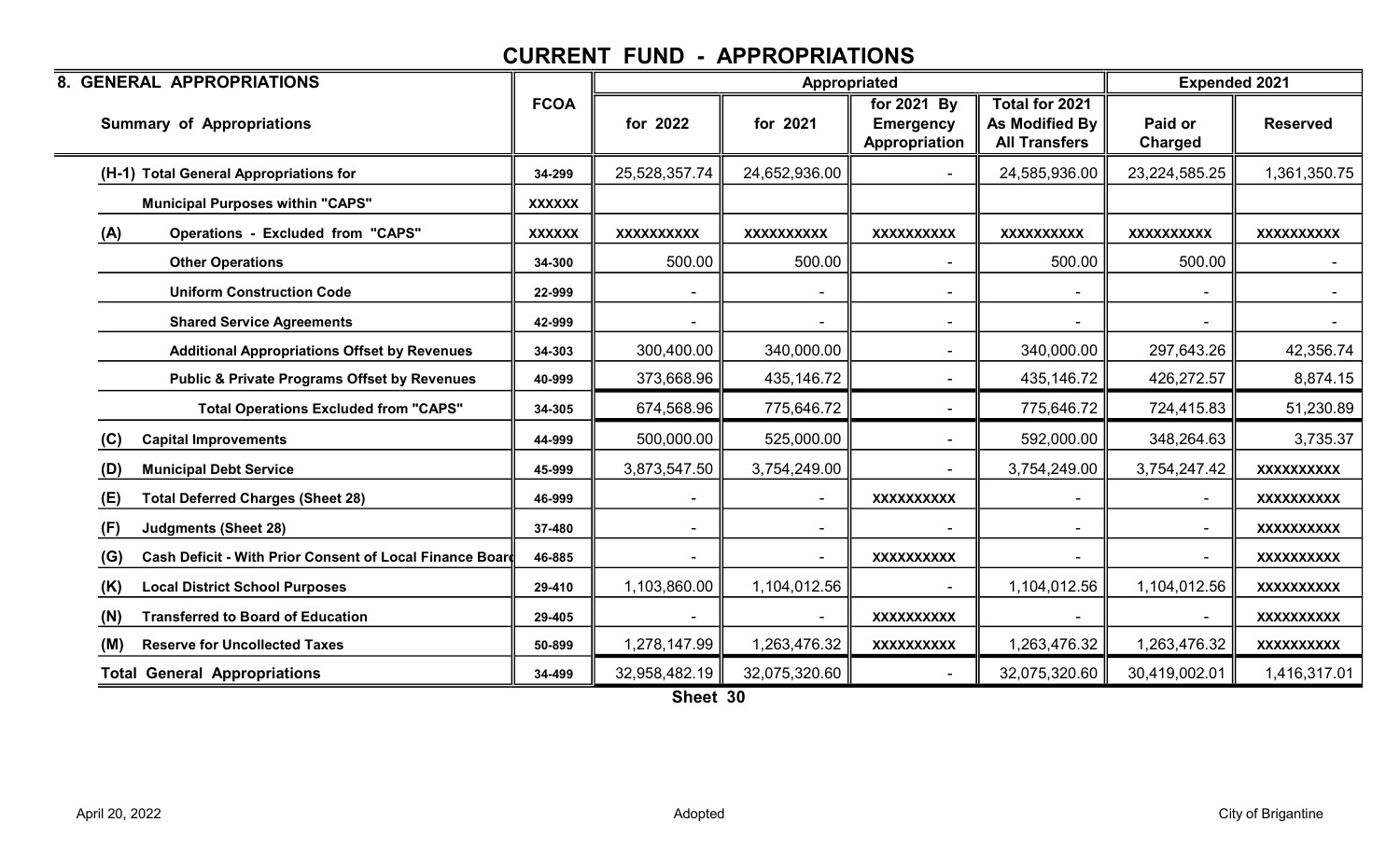# CURRENT FUND - APPROPRIATIONS

| 8. GENERAL APPROPRIATIONS | | Appropriated | | | | Expended 2021 | |
|---|---|---|---|---|---|---|---|
| Summary of Appropriations | FCOA | for 2022 | for 2021 | for 2021 By Emergency Appropriation | Total for 2021 As Modified By All Transfers | Paid or Charged | Reserved |
| (H-1) Total General Appropriations for | 34-299 | 25,528,357.74 | 24,652,936.00 | - | 24,585,936.00 | 23,224,585.25 | 1,361,350.75 |
| Municipal Purposes within "CAPS" | XXXXXX | | | | | | |
| (A) Operations - Excluded from "CAPS" | XXXXXX | XXXXXXXXXX | XXXXXXXXXX | XXXXXXXXXX | XXXXXXXXXX | XXXXXXXXXX | XXXXXXXXXX |
| Other Operations | 34-300 | 500.00 | 500.00 | - | 500.00 | 500.00 | - |
| Uniform Construction Code | 22-999 | - | - | - | - | - | - |
| Shared Service Agreements | 42-999 | - | - | - | - | - | - |
| Additional Appropriations Offset by Revenues | 34-303 | 300,400.00 | 340,000.00 | - | 340,000.00 | 297,643.26 | 42,356.74 |
| Public & Private Programs Offset by Revenues | 40-999 | 373,668.96 | 435,146.72 | - | 435,146.72 | 426,272.57 | 8,874.15 |
| Total Operations Excluded from "CAPS" | 34-305 | 674,568.96 | 775,646.72 | - | 775,646.72 | 724,415.83 | 51,230.89 |
| (C) Capital Improvements | 44-999 | 500,000.00 | 525,000.00 | - | 592,000.00 | 348,264.63 | 3,735.37 |
| (D) Municipal Debt Service | 45-999 | 3,873,547.50 | 3,754,249.00 | - | 3,754,249.00 | 3,754,247.42 | XXXXXXXXXX |
| (E) Total Deferred Charges (Sheet 28) | 46-999 | - | - | XXXXXXXXXX | - | - | XXXXXXXXXX |
| (F) Judgments (Sheet 28) | 37-480 | - | - | - | - | - | XXXXXXXXXX |
| (G) Cash Deficit - With Prior Consent of Local Finance Board | 46-885 | - | - | XXXXXXXXXX | - | - | XXXXXXXXXX |
| (K) Local District School Purposes | 29-410 | 1,103,860.00 | 1,104,012.56 | - | 1,104,012.56 | 1,104,012.56 | XXXXXXXXXX |
| (N) Transferred to Board of Education | 29-405 | - | - | XXXXXXXXXX | - | - | XXXXXXXXXX |
| (M) Reserve for Uncollected Taxes | 50-899 | 1,278,147.99 | 1,263,476.32 | XXXXXXXXXX | 1,263,476.32 | 1,263,476.32 | XXXXXXXXXX |
| Total General Appropriations | 34-499 | 32,958,482.19 | 32,075,320.60 | - | 32,075,320.60 | 30,419,002.01 | 1,416,317.01 |

Sheet 30

April 20, 2022 Adopted City of Brigantine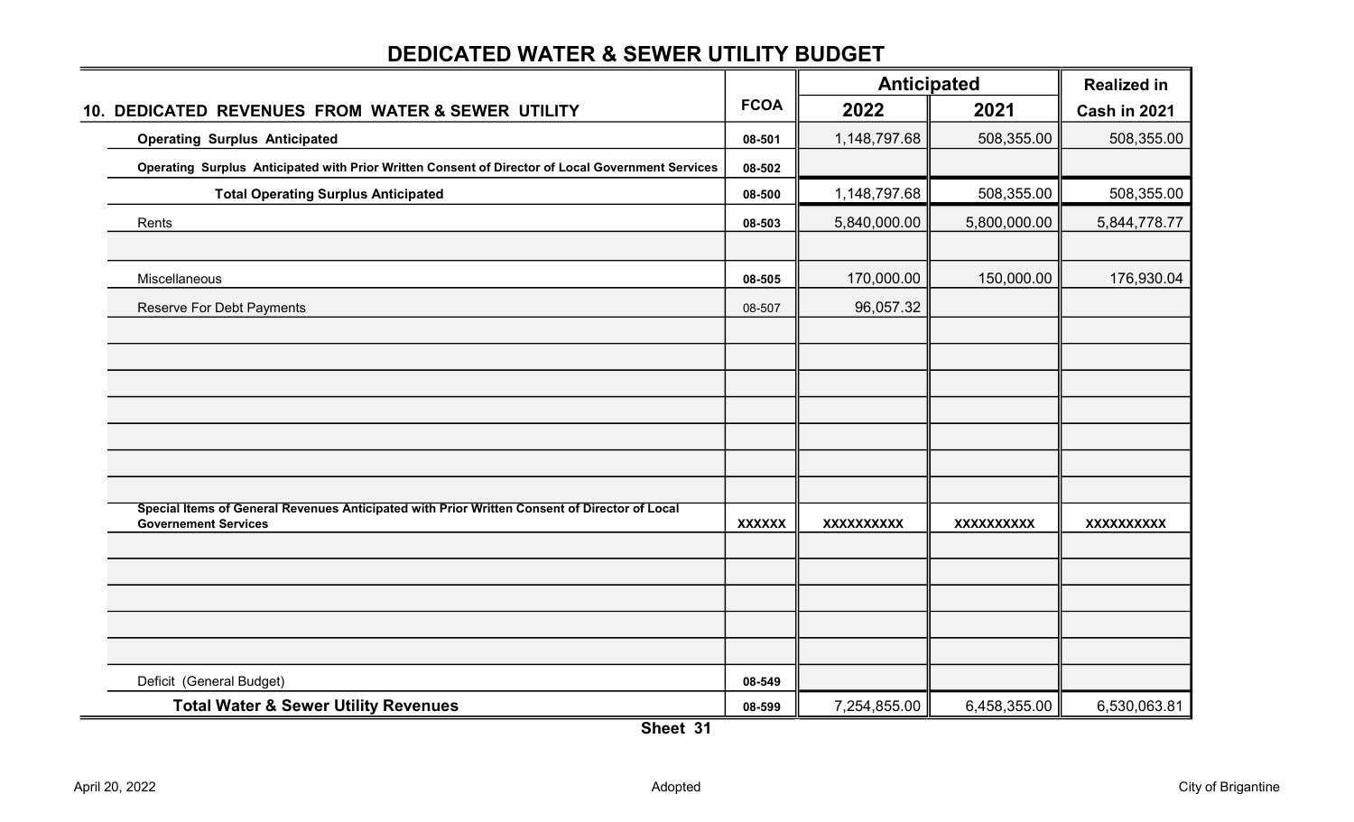# DEDICATED WATER & SEWER UTILITY BUDGET

| 10. DEDICATED REVENUES FROM WATER & SEWER UTILITY | FCOA | Anticipated | | Realized in |
|---|---|---|---|---|
| | | 2022 | 2021 | Cash in 2021 |
| **Operating Surplus Anticipated** | 08-501 | 1,148,797.68 | 508,355.00 | 508,355.00 |
| **Operating Surplus Anticipated with Prior Written Consent of Director of Local Government Services** | 08-502 | | | |
| **Total Operating Surplus Anticipated** | 08-500 | 1,148,797.68 | 508,355.00 | 508,355.00 |
| Rents | 08-503 | 5,840,000.00 | 5,800,000.00 | 5,844,778.77 |
| | | | | |
| Miscellaneous | 08-505 | 170,000.00 | 150,000.00 | 176,930.04 |
| Reserve For Debt Payments | 08-507 | 96,057.32 | | |
| | | | | |
| | | | | |
| | | | | |
| | | | | |
| | | | | |
| | | | | |
| | | | | |
| **Special Items of General Revenues Anticipated with Prior Written Consent of Director of Local Governement Services** | XXXXXX | XXXXXXXXXX | XXXXXXXXXX | XXXXXXXXXX |
| | | | | |
| | | | | |
| | | | | |
| | | | | |
| | | | | |
| Deficit (General Budget) | 08-549 | | | |
| **Total Water & Sewer Utility Revenues** | 08-599 | 7,254,855.00 | 6,458,355.00 | 6,530,063.81 |

Sheet 31

April 20, 2022 Adopted City of Brigantine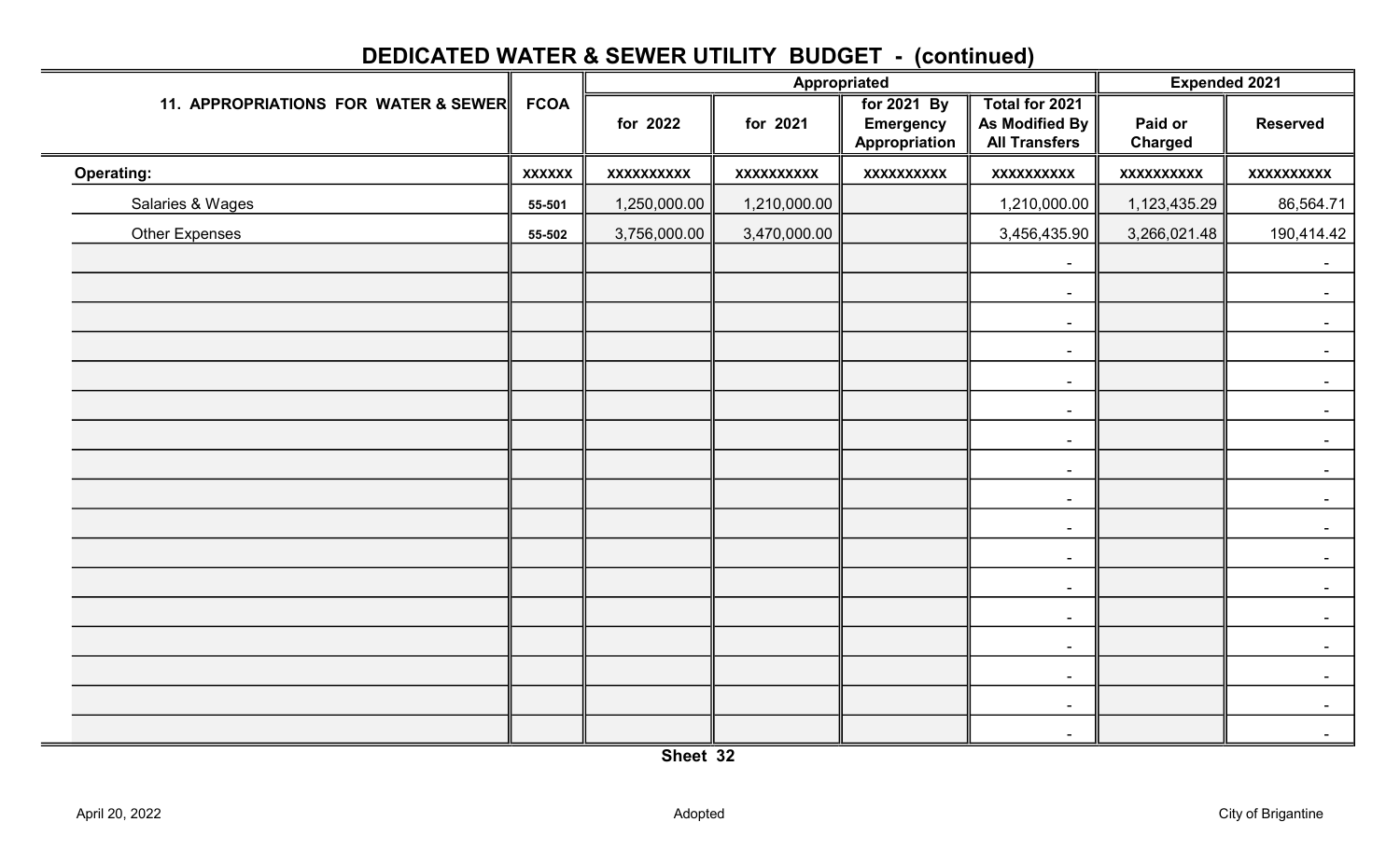# DEDICATED WATER & SEWER UTILITY BUDGET - (continued)

| 11. APPROPRIATIONS FOR WATER & SEWER | FCOA | Appropriated | | | | Expended 2021 | |
|---|---|---|---|---|---|---|---|
| | | for 2022 | for 2021 | for 2021 By Emergency Appropriation | Total for 2021 As Modified By All Transfers | Paid or Charged | Reserved |
| **Operating:** | xxxxxx | xxxxxxxxxx | xxxxxxxxxx | xxxxxxxxxx | xxxxxxxxxx | xxxxxxxxxx | xxxxxxxxxx |
| Salaries & Wages | 55-501 | 1,250,000.00 | 1,210,000.00 | | 1,210,000.00 | 1,123,435.29 | 86,564.71 |
| Other Expenses | 55-502 | 3,756,000.00 | 3,470,000.00 | | 3,456,435.90 | 3,266,021.48 | 190,414.42 |
| | | | | | - | | - |
| | | | | | - | | - |
| | | | | | - | | - |
| | | | | | - | | - |
| | | | | | - | | - |
| | | | | | - | | - |
| | | | | | - | | - |
| | | | | | - | | - |
| | | | | | - | | - |
| | | | | | - | | - |
| | | | | | - | | - |
| | | | | | - | | - |
| | | | | | - | | - |
| | | | | | - | | - |
| | | | | | - | | - |
| | | | | | - | | - |
| | | | | | - | | - |

Sheet 32

April 20, 2022 Adopted City of Brigantine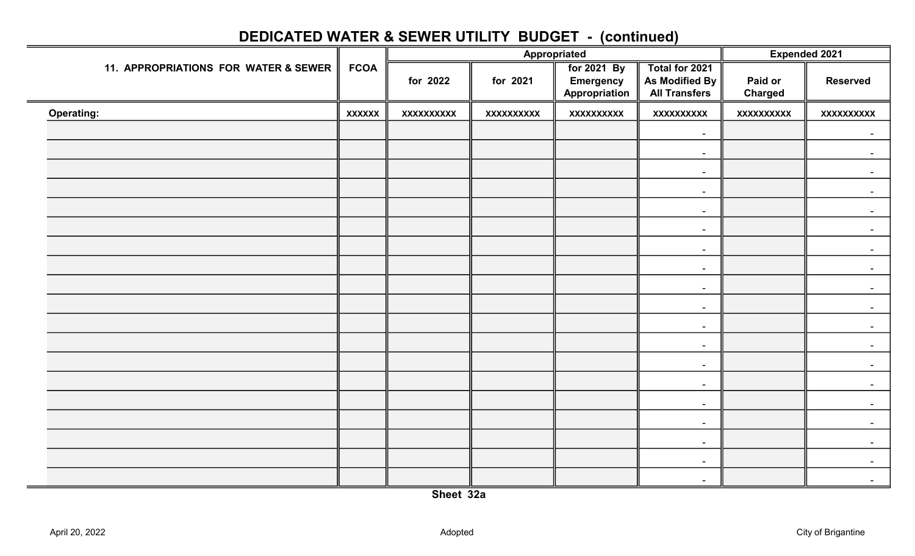# DEDICATED WATER & SEWER UTILITY BUDGET - (continued)

| 11. APPROPRIATIONS FOR WATER & SEWER | FCOA | Appropriated | | | | Expended 2021 | |
|---|---|---|---|---|---|---|---|
| | | for 2022 | for 2021 | for 2021 By Emergency Appropriation | Total for 2021 As Modified By All Transfers | Paid or Charged | Reserved |
| **Operating:** | xxxxxx | xxxxxxxxxx | xxxxxxxxxx | xxxxxxxxxx | xxxxxxxxxx | xxxxxxxxxx | xxxxxxxxxx |
| | | | | | - | | - |
| | | | | | - | | - |
| | | | | | - | | - |
| | | | | | - | | - |
| | | | | | - | | - |
| | | | | | - | | - |
| | | | | | - | | - |
| | | | | | - | | - |
| | | | | | - | | - |
| | | | | | - | | - |
| | | | | | - | | - |
| | | | | | - | | - |
| | | | | | - | | - |
| | | | | | - | | - |
| | | | | | - | | - |
| | | | | | - | | - |
| | | | | | - | | - |
| | | | | | - | | - |
| | | | | | - | | - |

**Sheet 32a**

April 20, 2022 Adopted City of Brigantine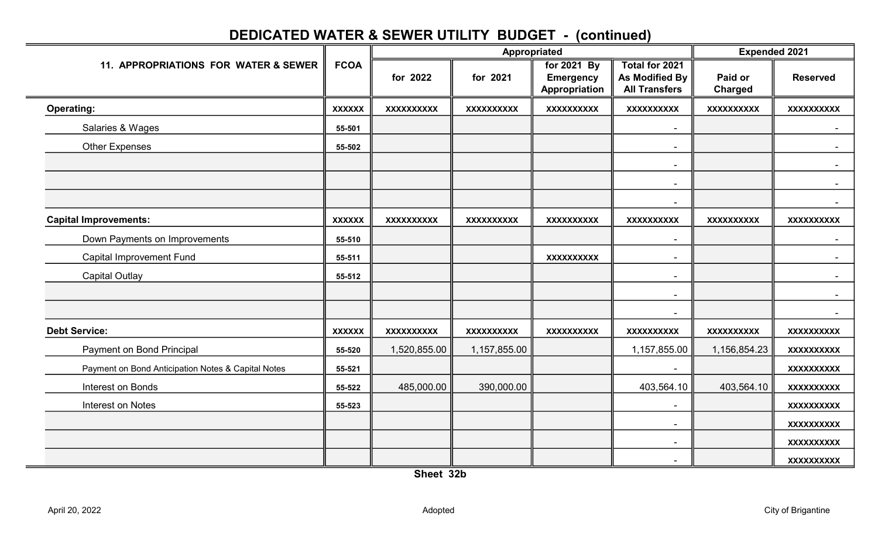# DEDICATED WATER & SEWER UTILITY BUDGET - (continued)

| 11. APPROPRIATIONS FOR WATER & SEWER | FCOA | Appropriated | | | | Expended 2021 | |
|---|---|---|---|---|---|---|---|
| | | for 2022 | for 2021 | for 2021 By Emergency Appropriation | Total for 2021 As Modified By All Transfers | Paid or Charged | Reserved |
| **Operating:** | XXXXXX | XXXXXXXXXX | XXXXXXXXXX | XXXXXXXXXX | XXXXXXXXXX | XXXXXXXXXX | XXXXXXXXXX |
| Salaries & Wages | 55-501 | | | | - | | - |
| Other Expenses | 55-502 | | | | - | | - |
| | | | | | - | | - |
| | | | | | - | | - |
| | | | | | - | | - |
| **Capital Improvements:** | XXXXXX | XXXXXXXXXX | XXXXXXXXXX | XXXXXXXXXX | XXXXXXXXXX | XXXXXXXXXX | XXXXXXXXXX |
| Down Payments on Improvements | 55-510 | | | | - | | - |
| Capital Improvement Fund | 55-511 | | | XXXXXXXXXX | - | | - |
| Capital Outlay | 55-512 | | | | - | | - |
| | | | | | - | | - |
| | | | | | - | | - |
| **Debt Service:** | XXXXXX | XXXXXXXXXX | XXXXXXXXXX | XXXXXXXXXX | XXXXXXXXXX | XXXXXXXXXX | XXXXXXXXXX |
| Payment on Bond Principal | 55-520 | 1,520,855.00 | 1,157,855.00 | | 1,157,855.00 | 1,156,854.23 | XXXXXXXXXX |
| Payment on Bond Anticipation Notes & Capital Notes | 55-521 | | | | - | | XXXXXXXXXX |
| Interest on Bonds | 55-522 | 485,000.00 | 390,000.00 | | 403,564.10 | 403,564.10 | XXXXXXXXXX |
| Interest on Notes | 55-523 | | | | - | | XXXXXXXXXX |
| | | | | | - | | XXXXXXXXXX |
| | | | | | - | | XXXXXXXXXX |
| | | | | | - | | XXXXXXXXXX |

Sheet 32b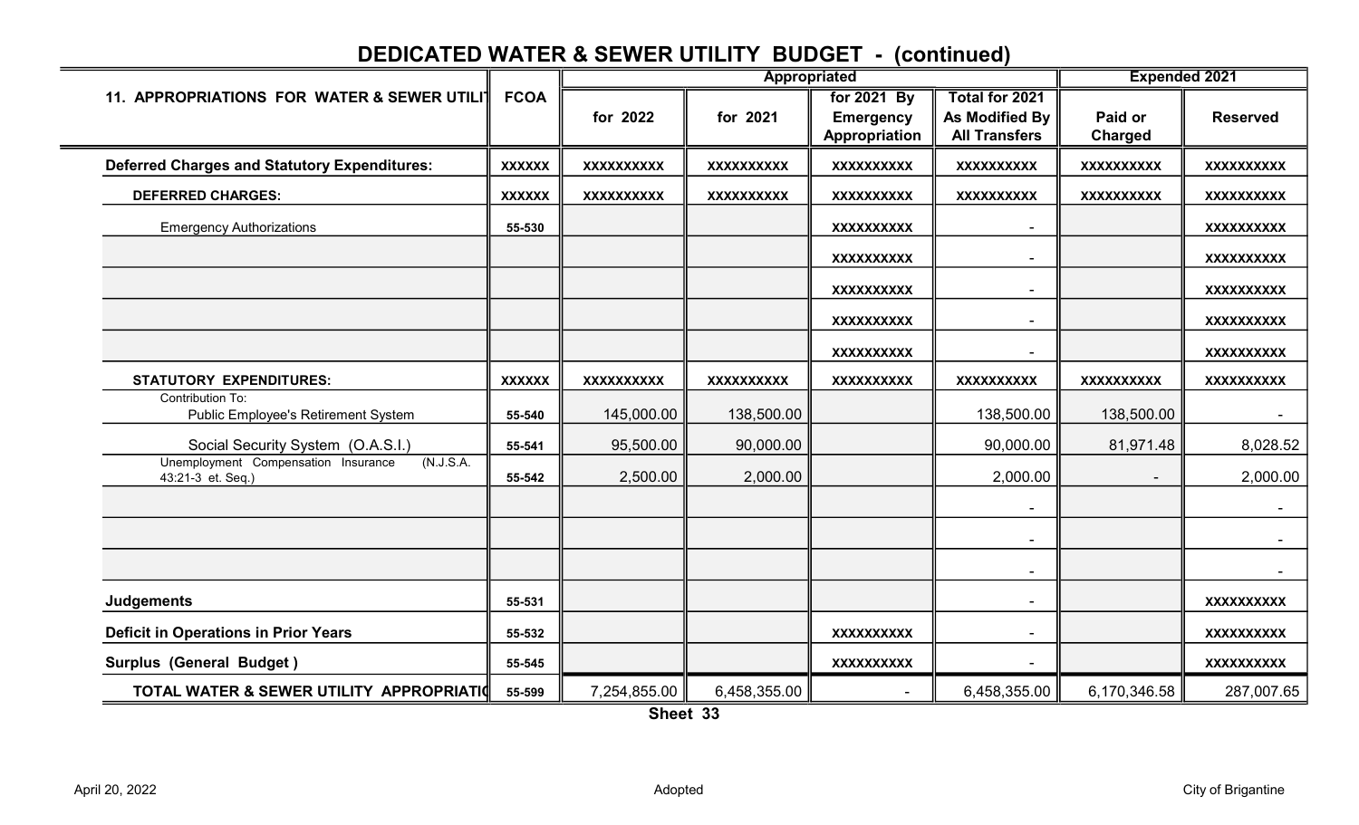# DEDICATED WATER & SEWER UTILITY BUDGET - (continued)

| 11. APPROPRIATIONS FOR WATER & SEWER UTILITY | FCOA | Appropriated | | | | Expended 2021 | |
|---|---|---|---|---|---|---|---|
| | | for 2022 | for 2021 | for 2021 By Emergency Appropriation | Total for 2021 As Modified By All Transfers | Paid or Charged | Reserved |
| **Deferred Charges and Statutory Expenditures:** | XXXXXX | XXXXXXXXXX | XXXXXXXXXX | XXXXXXXXXX | XXXXXXXXXX | XXXXXXXXXX | XXXXXXXXXX |
| **DEFERRED CHARGES:** | XXXXXX | XXXXXXXXXX | XXXXXXXXXX | XXXXXXXXXX | XXXXXXXXXX | XXXXXXXXXX | XXXXXXXXXX |
| Emergency Authorizations | 55-530 | | | XXXXXXXXXX | - | | XXXXXXXXXX |
| | | | | XXXXXXXXXX | - | | XXXXXXXXXX |
| | | | | XXXXXXXXXX | - | | XXXXXXXXXX |
| | | | | XXXXXXXXXX | - | | XXXXXXXXXX |
| | | | | XXXXXXXXXX | - | | XXXXXXXXXX |
| **STATUTORY EXPENDITURES:** | XXXXXX | XXXXXXXXXX | XXXXXXXXXX | XXXXXXXXXX | XXXXXXXXXX | XXXXXXXXXX | XXXXXXXXXX |
| Contribution To: Public Employee's Retirement System | 55-540 | 145,000.00 | 138,500.00 | | 138,500.00 | 138,500.00 | - |
| Social Security System (O.A.S.I.) | 55-541 | 95,500.00 | 90,000.00 | | 90,000.00 | 81,971.48 | 8,028.52 |
| Unemployment Compensation Insurance (N.J.S.A. 43:21-3 et. Seq.) | 55-542 | 2,500.00 | 2,000.00 | | 2,000.00 | - | 2,000.00 |
| | | | | | - | | - |
| | | | | | - | | - |
| | | | | | - | | - |
| **Judgements** | 55-531 | | | | - | | XXXXXXXXXX |
| **Deficit in Operations in Prior Years** | 55-532 | | | XXXXXXXXXX | - | | XXXXXXXXXX |
| **Surplus (General Budget)** | 55-545 | | | XXXXXXXXXX | - | | XXXXXXXXXX |
| **TOTAL WATER & SEWER UTILITY APPROPRIATIONS** | 55-599 | 7,254,855.00 | 6,458,355.00 | - | 6,458,355.00 | 6,170,346.58 | 287,007.65 |

Sheet 33

April 20, 2022 Adopted City of Brigantine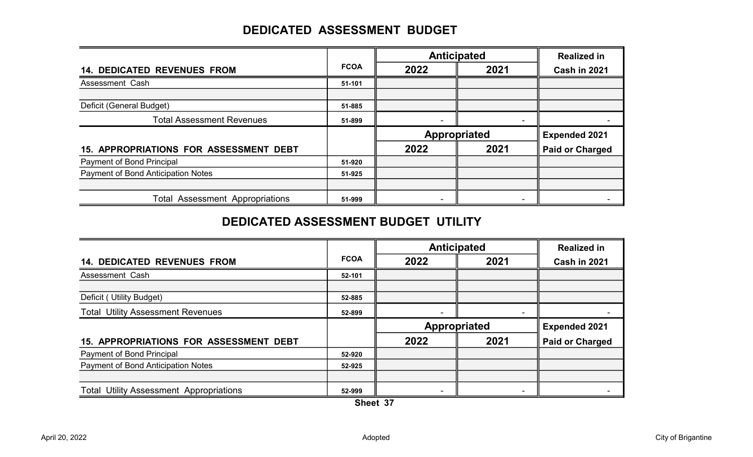# DEDICATED ASSESSMENT BUDGET

| 14. DEDICATED REVENUES FROM | FCOA | Anticipated 2022 | Anticipated 2021 | Realized in Cash in 2021 |
|---|---|---|---|---|
| Assessment Cash | 51-101 | | | |
| | | | | |
| Deficit (General Budget) | 51-885 | | | |
| Total Assessment Revenues | 51-899 | - | - | - |

| 15. APPROPRIATIONS FOR ASSESSMENT DEBT | | Appropriated 2022 | Appropriated 2021 | Expended 2021 Paid or Charged |
|---|---|---|---|---|
| Payment of Bond Principal | 51-920 | | | |
| Payment of Bond Anticipation Notes | 51-925 | | | |
| | | | | |
| Total Assessment Appropriations | 51-999 | - | - | - |

# DEDICATED ASSESSMENT BUDGET UTILITY

| 14. DEDICATED REVENUES FROM | FCOA | Anticipated 2022 | Anticipated 2021 | Realized in Cash in 2021 |
|---|---|---|---|---|
| Assessment Cash | 52-101 | | | |
| | | | | |
| Deficit ( Utility Budget) | 52-885 | | | |
| Total Utility Assessment Revenues | 52-899 | - | - | - |

| 15. APPROPRIATIONS FOR ASSESSMENT DEBT | | Appropriated 2022 | Appropriated 2021 | Expended 2021 Paid or Charged |
|---|---|---|---|---|
| Payment of Bond Principal | 52-920 | | | |
| Payment of Bond Anticipation Notes | 52-925 | | | |
| | | | | |
| Total Utility Assessment Appropriations | 52-999 | - | - | - |

Sheet 37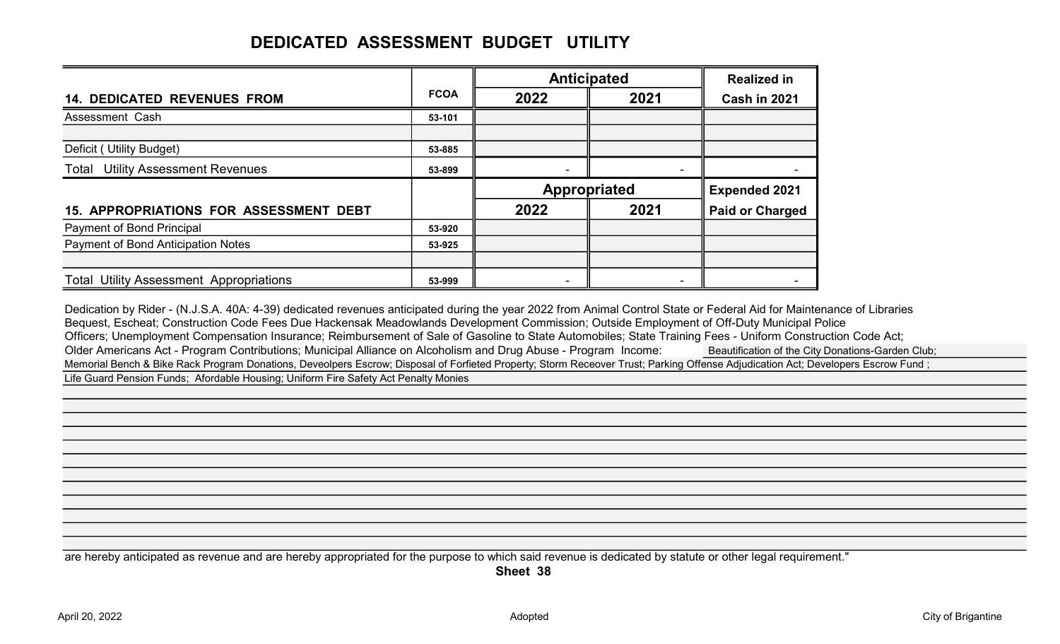# DEDICATED ASSESSMENT BUDGET UTILITY

| 14. DEDICATED REVENUES FROM | FCOA | Anticipated 2022 | Anticipated 2021 | Realized in Cash in 2021 |
|---|---|---|---|---|
| Assessment Cash | 53-101 | | | |
| | | | | |
| Deficit ( Utility Budget) | 53-885 | | | |
| Total Utility Assessment Revenues | 53-899 | - | - | - |

| 15. APPROPRIATIONS FOR ASSESSMENT DEBT | | Appropriated 2022 | Appropriated 2021 | Expended 2021 Paid or Charged |
|---|---|---|---|---|
| Payment of Bond Principal | 53-920 | | | |
| Payment of Bond Anticipation Notes | 53-925 | | | |
| | | | | |
| Total Utility Assessment Appropriations | 53-999 | - | - | - |

Dedication by Rider - (N.J.S.A. 40A: 4-39) dedicated revenues anticipated during the year 2022 from Animal Control State or Federal Aid for Maintenance of Libraries Bequest, Escheat; Construction Code Fees Due Hackensak Meadowlands Development Commission; Outside Employment of Off-Duty Municipal Police Officers; Unemployment Compensation Insurance; Reimbursement of Sale of Gasoline to State Automobiles; State Training Fees - Uniform Construction Code Act; Older Americans Act - Program Contributions; Municipal Alliance on Alcoholism and Drug Abuse - Program Income: Beautification of the City Donations-Garden Club; Memorial Bench & Bike Rack Program Donations, Deveolpers Escrow; Disposal of Forfieted Property; Storm Receover Trust; Parking Offense Adjudication Act; Developers Escrow Fund ; Life Guard Pension Funds; Afordable Housing; Uniform Fire Safety Act Penalty Monies

are hereby anticipated as revenue and are hereby appropriated for the purpose to which said revenue is dedicated by statute or other legal requirement."

Sheet 38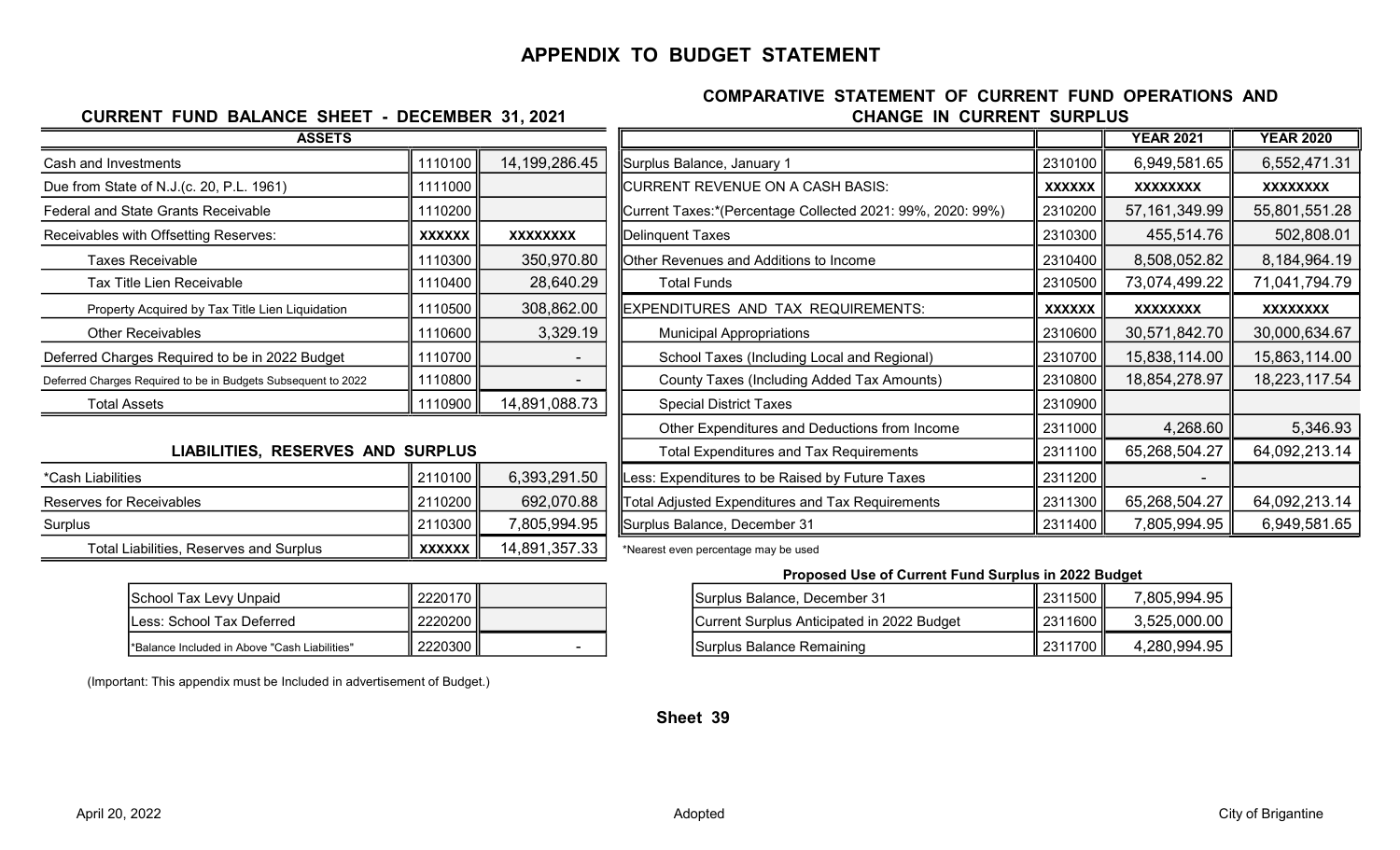# APPENDIX TO BUDGET STATEMENT

## CURRENT FUND BALANCE SHEET - DECEMBER 31, 2021

| ASSETS | | |
|---|---|---|
| Cash and Investments | 1110100 | 14,199,286.45 |
| Due from State of N.J.(c. 20, P.L. 1961) | 1111000 | |
| Federal and State Grants Receivable | 1110200 | |
| Receivables with Offsetting Reserves: | XXXXXX | XXXXXXXX |
| Taxes Receivable | 1110300 | 350,970.80 |
| Tax Title Lien Receivable | 1110400 | 28,640.29 |
| Property Acquired by Tax Title Lien Liquidation | 1110500 | 308,862.00 |
| Other Receivables | 1110600 | 3,329.19 |
| Deferred Charges Required to be in 2022 Budget | 1110700 | - |
| Deferred Charges Required to be in Budgets Subsequent to 2022 | 1110800 | - |
| Total Assets | 1110900 | 14,891,088.73 |

### LIABILITIES, RESERVES AND SURPLUS

| | | |
|---|---|---|
| *Cash Liabilities | 2110100 | 6,393,291.50 |
| Reserves for Receivables | 2110200 | 692,070.88 |
| Surplus | 2110300 | 7,805,994.95 |
| Total Liabilities, Reserves and Surplus | XXXXXX | 14,891,357.33 |

| | | |
|---|---|---|
| School Tax Levy Unpaid | 2220170 | |
| Less: School Tax Deferred | 2220200 | |
| *Balance Included in Above "Cash Liabilities" | 2220300 | - |

(Important: This appendix must be Included in advertisement of Budget.)

## COMPARATIVE STATEMENT OF CURRENT FUND OPERATIONS AND CHANGE IN CURRENT SURPLUS

| | | YEAR 2021 | YEAR 2020 |
|---|---|---|---|
| Surplus Balance, January 1 | 2310100 | 6,949,581.65 | 6,552,471.31 |
| CURRENT REVENUE ON A CASH BASIS: | XXXXXX | XXXXXXXX | XXXXXXXX |
| Current Taxes:*(Percentage Collected 2021: 99%, 2020: 99%) | 2310200 | 57,161,349.99 | 55,801,551.28 |
| Delinquent Taxes | 2310300 | 455,514.76 | 502,808.01 |
| Other Revenues and Additions to Income | 2310400 | 8,508,052.82 | 8,184,964.19 |
| Total Funds | 2310500 | 73,074,499.22 | 71,041,794.79 |
| EXPENDITURES AND TAX REQUIREMENTS: | XXXXXX | XXXXXXXX | XXXXXXXX |
| Municipal Appropriations | 2310600 | 30,571,842.70 | 30,000,634.67 |
| School Taxes (Including Local and Regional) | 2310700 | 15,838,114.00 | 15,863,114.00 |
| County Taxes (Including Added Tax Amounts) | 2310800 | 18,854,278.97 | 18,223,117.54 |
| Special District Taxes | 2310900 | | |
| Other Expenditures and Deductions from Income | 2311000 | 4,268.60 | 5,346.93 |
| Total Expenditures and Tax Requirements | 2311100 | 65,268,504.27 | 64,092,213.14 |
| Less: Expenditures to be Raised by Future Taxes | 2311200 | - | |
| Total Adjusted Expenditures and Tax Requirements | 2311300 | 65,268,504.27 | 64,092,213.14 |
| Surplus Balance, December 31 | 2311400 | 7,805,994.95 | 6,949,581.65 |

*Nearest even percentage may be used

### Proposed Use of Current Fund Surplus in 2022 Budget

| | | |
|---|---|---|
| Surplus Balance, December 31 | 2311500 | 7,805,994.95 |
| Current Surplus Anticipated in 2022 Budget | 2311600 | 3,525,000.00 |
| Surplus Balance Remaining | 2311700 | 4,280,994.95 |

Sheet 39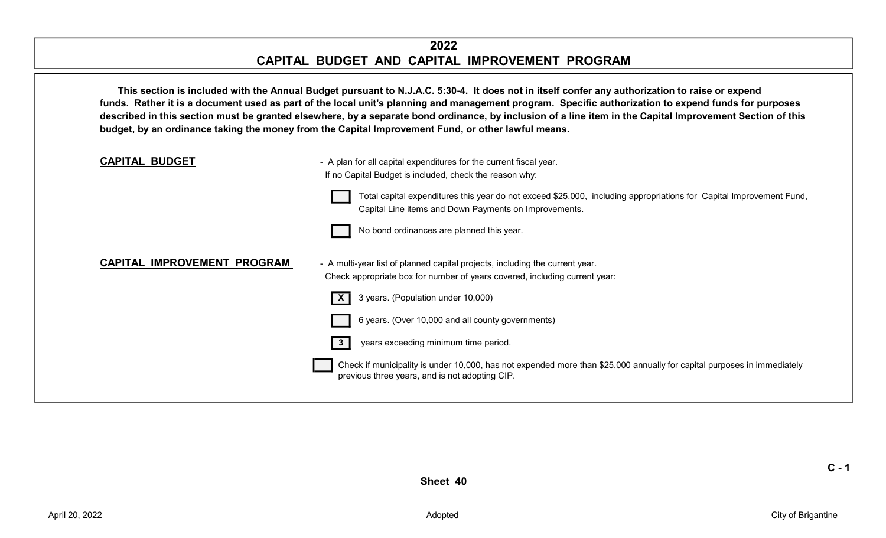# 2022
# CAPITAL BUDGET AND CAPITAL IMPROVEMENT PROGRAM

**This section is included with the Annual Budget pursuant to N.J.A.C. 5:30-4. It does not in itself confer any authorization to raise or expend funds. Rather it is a document used as part of the local unit's planning and management program. Specific authorization to expend funds for purposes described in this section must be granted elsewhere, by a separate bond ordinance, by inclusion of a line item in the Capital Improvement Section of this budget, by an ordinance taking the money from the Capital Improvement Fund, or other lawful means.**

**CAPITAL BUDGET** - A plan for all capital expenditures for the current fiscal year.
If no Capital Budget is included, check the reason why:

- [ ] Total capital expenditures this year do not exceed $25,000, including appropriations for Capital Improvement Fund, Capital Line items and Down Payments on Improvements.
- [ ] No bond ordinances are planned this year.

**CAPITAL IMPROVEMENT PROGRAM** - A multi-year list of planned capital projects, including the current year.
Check appropriate box for number of years covered, including current year:

- [X] 3 years. (Population under 10,000)
- [ ] 6 years. (Over 10,000 and all county governments)
- [3] years exceeding minimum time period.

- [ ] Check if municipality is under 10,000, has not expended more than $25,000 annually for capital purposes in immediately previous three years, and is not adopting CIP.

C - 1

Sheet 40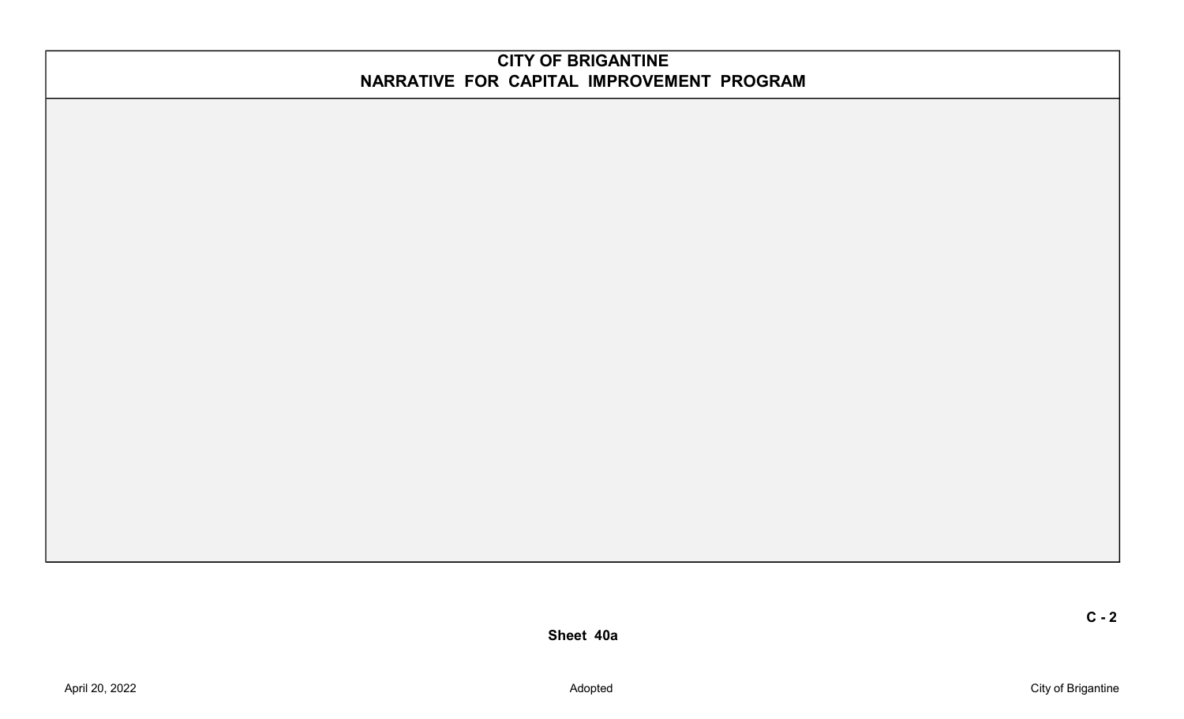# CITY OF BRIGANTINE
## NARRATIVE FOR CAPITAL IMPROVEMENT PROGRAM

C - 2

**Sheet 40a**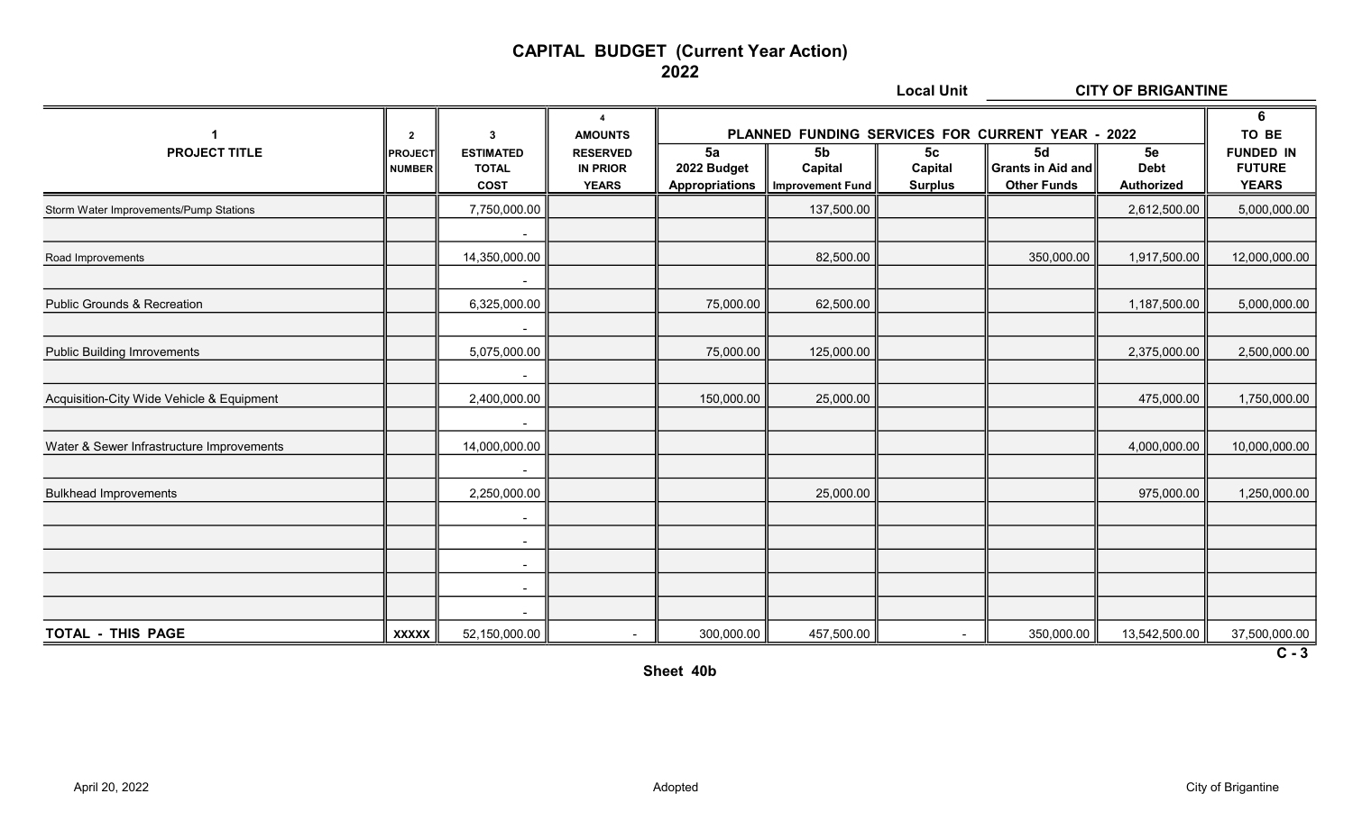# CAPITAL BUDGET (Current Year Action)
## 2022

**Local Unit** CITY OF BRIGANTINE

| 1<br>PROJECT TITLE | 2<br>PROJECT NUMBER | 3<br>ESTIMATED TOTAL COST | 4<br>AMOUNTS RESERVED IN PRIOR YEARS | PLANNED FUNDING SERVICES FOR CURRENT YEAR - 2022<br>5a<br>2022 Budget Appropriations | 5b<br>Capital Improvement Fund | 5c<br>Capital Surplus | 5d<br>Grants in Aid and Other Funds | 5e<br>Debt Authorized | 6<br>TO BE FUNDED IN FUTURE YEARS |
|---|---|---|---|---|---|---|---|---|---|
| Storm Water Improvements/Pump Stations | | 7,750,000.00 | | | 137,500.00 | | | 2,612,500.00 | 5,000,000.00 |
| | | - | | | | | | | |
| Road Improvements | | 14,350,000.00 | | | 82,500.00 | | 350,000.00 | 1,917,500.00 | 12,000,000.00 |
| | | - | | | | | | | |
| Public Grounds & Recreation | | 6,325,000.00 | | 75,000.00 | 62,500.00 | | | 1,187,500.00 | 5,000,000.00 |
| | | - | | | | | | | |
| Public Building Imrovements | | 5,075,000.00 | | 75,000.00 | 125,000.00 | | | 2,375,000.00 | 2,500,000.00 |
| | | - | | | | | | | |
| Acquisition-City Wide Vehicle & Equipment | | 2,400,000.00 | | 150,000.00 | 25,000.00 | | | 475,000.00 | 1,750,000.00 |
| | | - | | | | | | | |
| Water & Sewer Infrastructure Improvements | | 14,000,000.00 | | | | | | 4,000,000.00 | 10,000,000.00 |
| | | - | | | | | | | |
| Bulkhead Improvements | | 2,250,000.00 | | | 25,000.00 | | | 975,000.00 | 1,250,000.00 |
| | | - | | | | | | | |
| | | - | | | | | | | |
| | | - | | | | | | | |
| | | - | | | | | | | |
| | | - | | | | | | | |
| **TOTAL - THIS PAGE** | **XXXXX** | 52,150,000.00 | - | 300,000.00 | 457,500.00 | - | 350,000.00 | 13,542,500.00 | 37,500,000.00 |

C - 3

**Sheet 40b**

April 20, 2022 Adopted City of Brigantine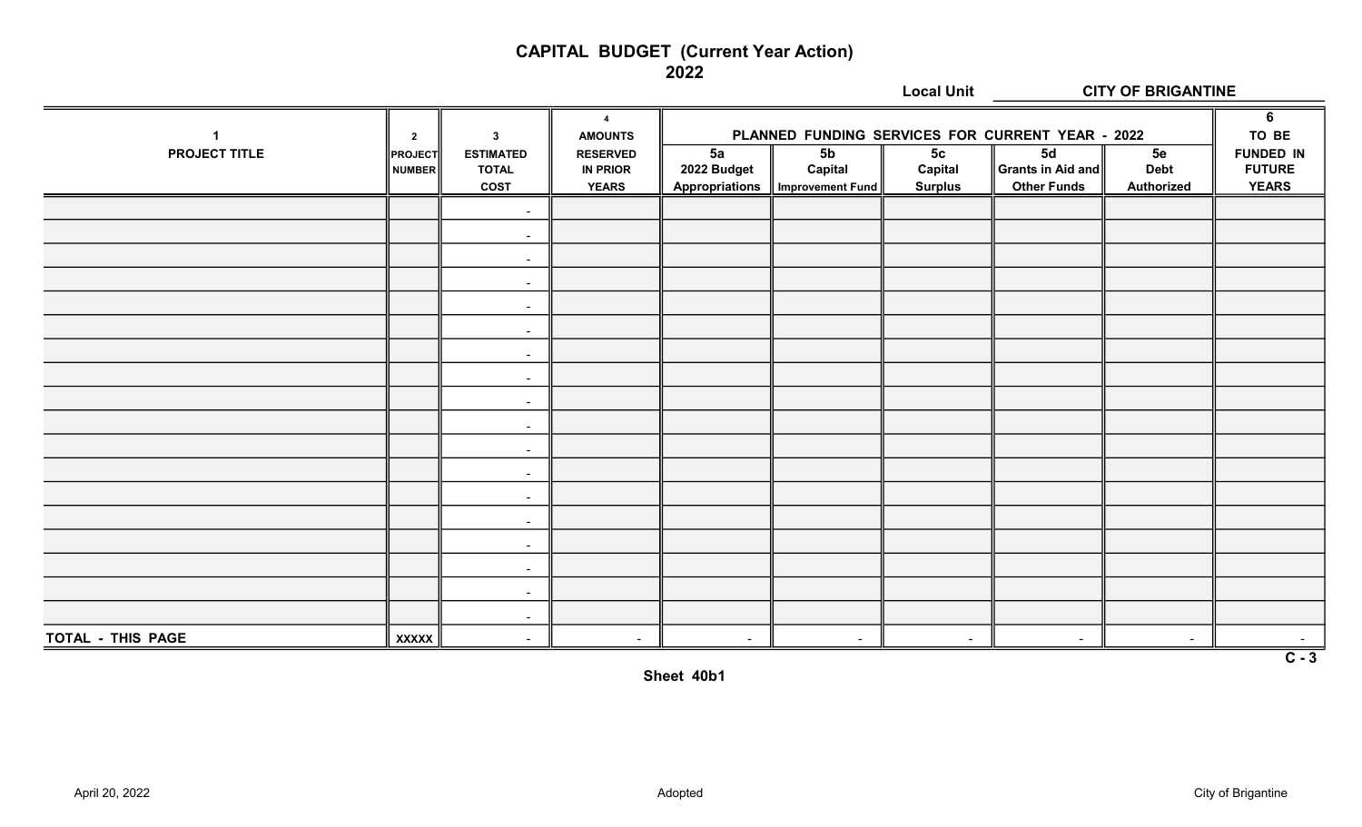# CAPITAL BUDGET (Current Year Action)
## 2022

**Local Unit** CITY OF BRIGANTINE

| 1 PROJECT TITLE | 2 PROJECT NUMBER | 3 ESTIMATED TOTAL COST | 4 AMOUNTS RESERVED IN PRIOR YEARS | PLANNED FUNDING SERVICES FOR CURRENT YEAR - 2022 5a 2022 Budget Appropriations | 5b Capital Improvement Fund | 5c Capital Surplus | 5d Grants in Aid and Other Funds | 5e Debt Authorized | 6 TO BE FUNDED IN FUTURE YEARS |
|---|---|---|---|---|---|---|---|---|---|
| | | - | | | | | | | |
| | | - | | | | | | | |
| | | - | | | | | | | |
| | | - | | | | | | | |
| | | - | | | | | | | |
| | | - | | | | | | | |
| | | - | | | | | | | |
| | | - | | | | | | | |
| | | - | | | | | | | |
| | | - | | | | | | | |
| | | - | | | | | | | |
| | | - | | | | | | | |
| | | - | | | | | | | |
| | | - | | | | | | | |
| | | - | | | | | | | |
| | | - | | | | | | | |
| | | - | | | | | | | |
| | | - | | | | | | | |
| TOTAL - THIS PAGE | XXXXX | - | - | - | - | - | - | - | - |

C - 3

Sheet 40b1

April 20, 2022 Adopted City of Brigantine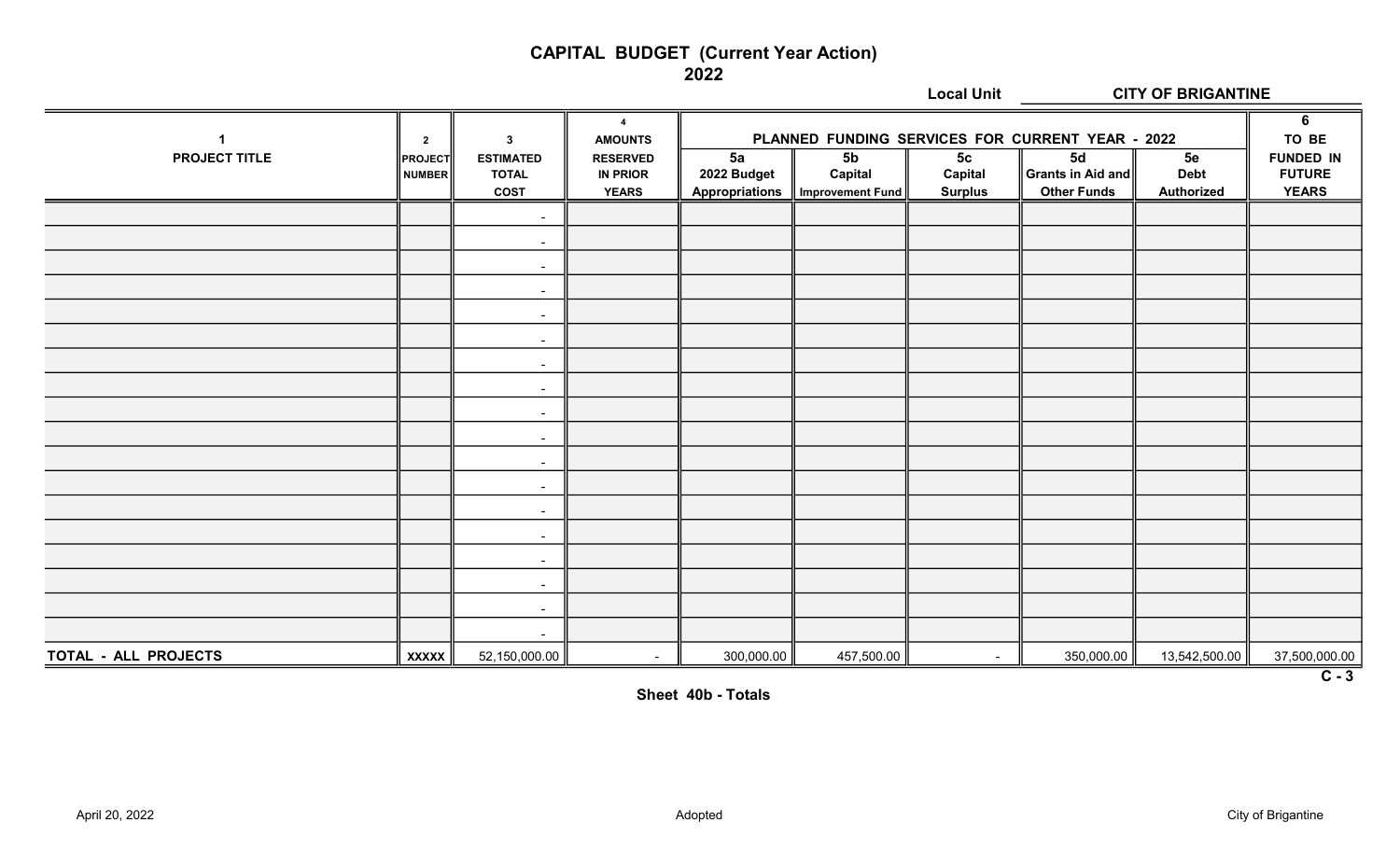# CAPITAL BUDGET (Current Year Action)
## 2022

**Local Unit** CITY OF BRIGANTINE

| 1 | 2 | 3 | 4 | PLANNED FUNDING SERVICES FOR CURRENT YEAR - 2022 | | | | | 6 |
|---|---|---|---|---|---|---|---|---|---|
| PROJECT TITLE | PROJECT NUMBER | ESTIMATED TOTAL COST | AMOUNTS RESERVED IN PRIOR YEARS | 5a 2022 Budget Appropriations | 5b Capital Improvement Fund | 5c Capital Surplus | 5d Grants in Aid and Other Funds | 5e Debt Authorized | TO BE FUNDED IN FUTURE YEARS |
| | | - | | | | | | | |
| | | - | | | | | | | |
| | | - | | | | | | | |
| | | - | | | | | | | |
| | | - | | | | | | | |
| | | - | | | | | | | |
| | | - | | | | | | | |
| | | - | | | | | | | |
| | | - | | | | | | | |
| | | - | | | | | | | |
| | | - | | | | | | | |
| | | - | | | | | | | |
| | | - | | | | | | | |
| | | - | | | | | | | |
| | | - | | | | | | | |
| | | - | | | | | | | |
| | | - | | | | | | | |
| | | - | | | | | | | |
| **TOTAL - ALL PROJECTS** | XXXXX | 52,150,000.00 | - | 300,000.00 | 457,500.00 | - | 350,000.00 | 13,542,500.00 | 37,500,000.00 |

C - 3

**Sheet 40b - Totals**

April 20, 2022 Adopted City of Brigantine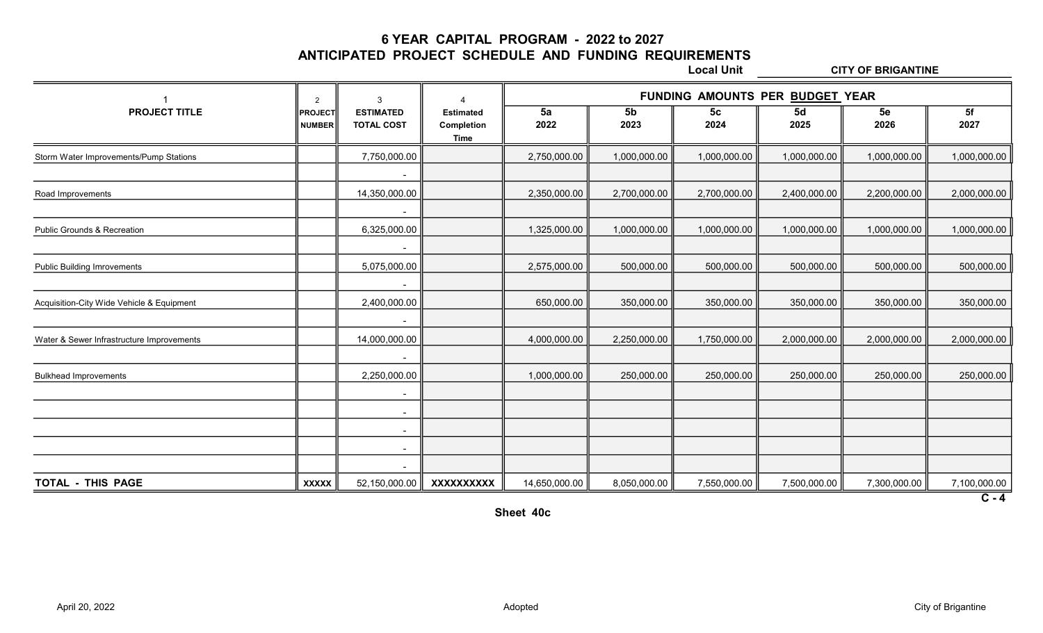# 6 YEAR CAPITAL PROGRAM - 2022 to 2027
## ANTICIPATED PROJECT SCHEDULE AND FUNDING REQUIREMENTS

**Local Unit** CITY OF BRIGANTINE

| 1 | 2 | 3 | 4 | FUNDING AMOUNTS PER BUDGET YEAR | | | | | |
|---|---|---|---|---|---|---|---|---|---|
| **PROJECT TITLE** | **PROJECT NUMBER** | **ESTIMATED TOTAL COST** | **Estimated Completion Time** | **5a 2022** | **5b 2023** | **5c 2024** | **5d 2025** | **5e 2026** | **5f 2027** |
| Storm Water Improvements/Pump Stations | | 7,750,000.00 | | 2,750,000.00 | 1,000,000.00 | 1,000,000.00 | 1,000,000.00 | 1,000,000.00 | 1,000,000.00 |
| | | - | | | | | | | |
| Road Improvements | | 14,350,000.00 | | 2,350,000.00 | 2,700,000.00 | 2,700,000.00 | 2,400,000.00 | 2,200,000.00 | 2,000,000.00 |
| | | - | | | | | | | |
| Public Grounds & Recreation | | 6,325,000.00 | | 1,325,000.00 | 1,000,000.00 | 1,000,000.00 | 1,000,000.00 | 1,000,000.00 | 1,000,000.00 |
| | | - | | | | | | | |
| Public Building Imrovements | | 5,075,000.00 | | 2,575,000.00 | 500,000.00 | 500,000.00 | 500,000.00 | 500,000.00 | 500,000.00 |
| | | - | | | | | | | |
| Acquisition-City Wide Vehicle & Equipment | | 2,400,000.00 | | 650,000.00 | 350,000.00 | 350,000.00 | 350,000.00 | 350,000.00 | 350,000.00 |
| | | - | | | | | | | |
| Water & Sewer Infrastructure Improvements | | 14,000,000.00 | | 4,000,000.00 | 2,250,000.00 | 1,750,000.00 | 2,000,000.00 | 2,000,000.00 | 2,000,000.00 |
| | | - | | | | | | | |
| Bulkhead Improvements | | 2,250,000.00 | | 1,000,000.00 | 250,000.00 | 250,000.00 | 250,000.00 | 250,000.00 | 250,000.00 |
| | | - | | | | | | | |
| | | - | | | | | | | |
| | | - | | | | | | | |
| | | - | | | | | | | |
| | | - | | | | | | | |
| **TOTAL - THIS PAGE** | **XXXXX** | 52,150,000.00 | **XXXXXXXXXX** | 14,650,000.00 | 8,050,000.00 | 7,550,000.00 | 7,500,000.00 | 7,300,000.00 | 7,100,000.00 |

**C - 4**

**Sheet 40c**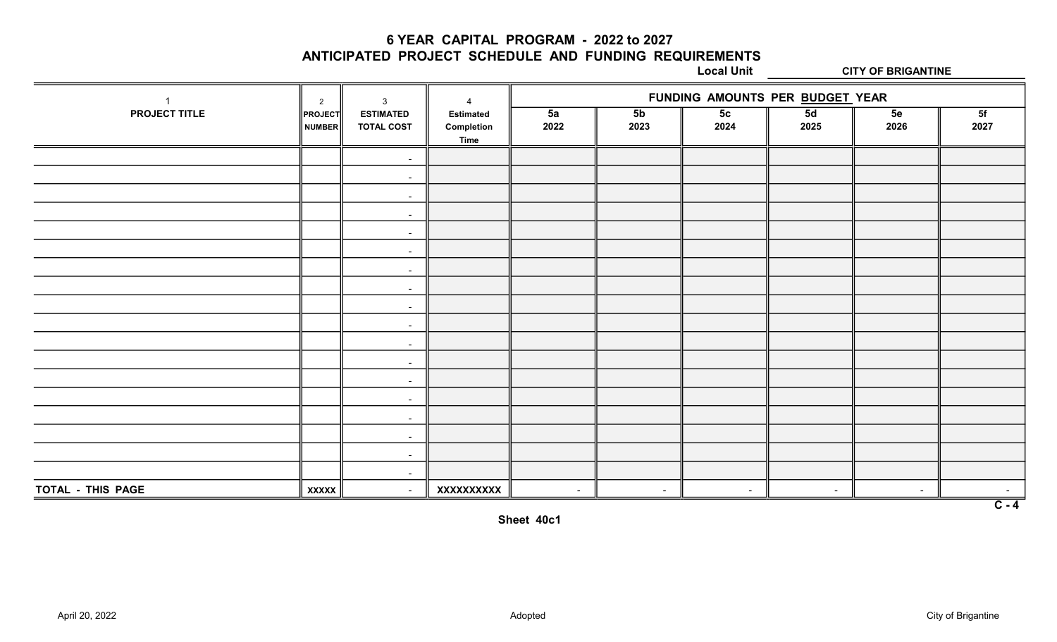# 6 YEAR CAPITAL PROGRAM - 2022 to 2027
## ANTICIPATED PROJECT SCHEDULE AND FUNDING REQUIREMENTS

Local Unit **CITY OF BRIGANTINE**

| 1 | 2 | 3 | 4 | FUNDING AMOUNTS PER BUDGET YEAR | | | | | |
|---|---|---|---|---|---|---|---|---|---|
| PROJECT TITLE | PROJECT NUMBER | ESTIMATED TOTAL COST | Estimated Completion Time | 5a 2022 | 5b 2023 | 5c 2024 | 5d 2025 | 5e 2026 | 5f 2027 |
| | | - | | | | | | | |
| | | - | | | | | | | |
| | | - | | | | | | | |
| | | - | | | | | | | |
| | | - | | | | | | | |
| | | - | | | | | | | |
| | | - | | | | | | | |
| | | - | | | | | | | |
| | | - | | | | | | | |
| | | - | | | | | | | |
| | | - | | | | | | | |
| | | - | | | | | | | |
| | | - | | | | | | | |
| | | - | | | | | | | |
| | | - | | | | | | | |
| | | - | | | | | | | |
| | | - | | | | | | | |
| | | - | | | | | | | |
| TOTAL - THIS PAGE | XXXXX | - | XXXXXXXXXX | - | - | - | - | - | - |

C - 4

Sheet 40c1

April 20, 2022 | Adopted | City of Brigantine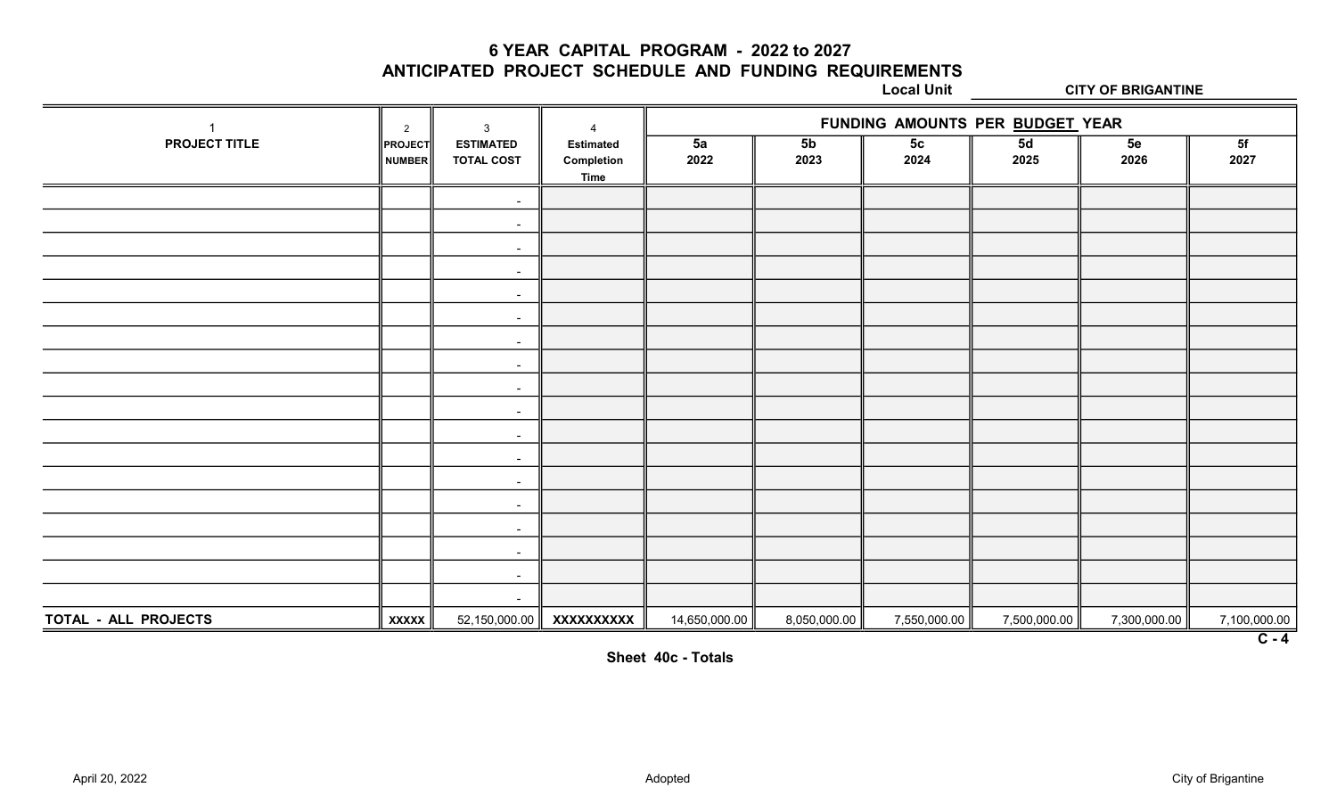# 6 YEAR CAPITAL PROGRAM - 2022 to 2027
## ANTICIPATED PROJECT SCHEDULE AND FUNDING REQUIREMENTS

**Local Unit** CITY OF BRIGANTINE

| 1 | 2 | 3 | 4 | FUNDING AMOUNTS PER BUDGET YEAR | | | | | |
|---|---|---|---|---|---|---|---|---|---|
| PROJECT TITLE | PROJECT NUMBER | ESTIMATED TOTAL COST | Estimated Completion Time | 5a 2022 | 5b 2023 | 5c 2024 | 5d 2025 | 5e 2026 | 5f 2027 |
| | | - | | | | | | | |
| | | - | | | | | | | |
| | | - | | | | | | | |
| | | - | | | | | | | |
| | | - | | | | | | | |
| | | - | | | | | | | |
| | | - | | | | | | | |
| | | - | | | | | | | |
| | | - | | | | | | | |
| | | - | | | | | | | |
| | | - | | | | | | | |
| | | - | | | | | | | |
| | | - | | | | | | | |
| | | - | | | | | | | |
| | | - | | | | | | | |
| | | - | | | | | | | |
| | | - | | | | | | | |
| | | - | | | | | | | |
| TOTAL - ALL PROJECTS | XXXXX | 52,150,000.00 | XXXXXXXXXX | 14,650,000.00 | 8,050,000.00 | 7,550,000.00 | 7,500,000.00 | 7,300,000.00 | 7,100,000.00 |

C - 4

**Sheet 40c - Totals**

April 20, 2022 Adopted City of Brigantine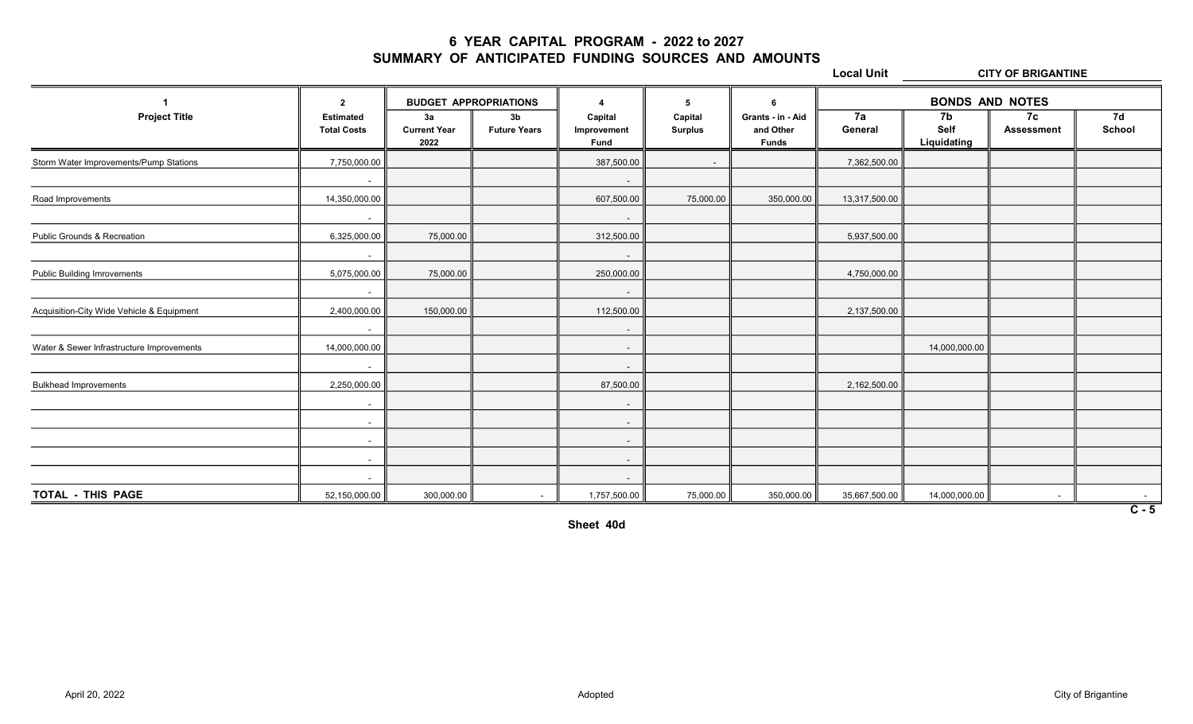# 6 YEAR CAPITAL PROGRAM - 2022 to 2027

## SUMMARY OF ANTICIPATED FUNDING SOURCES AND AMOUNTS

**Local Unit** CITY OF BRIGANTINE

| 1 | 2 | BUDGET APPROPRIATIONS | | 4 | 5 | 6 | BONDS AND NOTES | | | |
|---|---|---|---|---|---|---|---|---|---|---|
| **Project Title** | **Estimated Total Costs** | **3a Current Year 2022** | **3b Future Years** | **Capital Improvement Fund** | **Capital Surplus** | **Grants - in - Aid and Other Funds** | **7a General** | **7b Self Liquidating** | **7c Assessment** | **7d School** |
| Storm Water Improvements/Pump Stations | 7,750,000.00 | | | 387,500.00 | - | | 7,362,500.00 | | | |
| | - | | | - | | | | | | |
| Road Improvements | 14,350,000.00 | | | 607,500.00 | 75,000.00 | 350,000.00 | 13,317,500.00 | | | |
| | - | | | - | | | | | | |
| Public Grounds & Recreation | 6,325,000.00 | 75,000.00 | | 312,500.00 | | | 5,937,500.00 | | | |
| | - | | | - | | | | | | |
| Public Building Imrovements | 5,075,000.00 | 75,000.00 | | 250,000.00 | | | 4,750,000.00 | | | |
| | - | | | - | | | | | | |
| Acquisition-City Wide Vehicle & Equipment | 2,400,000.00 | 150,000.00 | | 112,500.00 | | | 2,137,500.00 | | | |
| | - | | | - | | | | | | |
| Water & Sewer Infrastructure Improvements | 14,000,000.00 | | | - | | | | 14,000,000.00 | | |
| | - | | | - | | | | | | |
| Bulkhead Improvements | 2,250,000.00 | | | 87,500.00 | | | 2,162,500.00 | | | |
| | - | | | - | | | | | | |
| | - | | | - | | | | | | |
| | - | | | - | | | | | | |
| | - | | | - | | | | | | |
| | - | | | - | | | | | | |
| **TOTAL - THIS PAGE** | 52,150,000.00 | 300,000.00 | - | 1,757,500.00 | 75,000.00 | 350,000.00 | 35,667,500.00 | 14,000,000.00 | - | - |

C - 5

Sheet 40d

April 20, 2022 Adopted City of Brigantine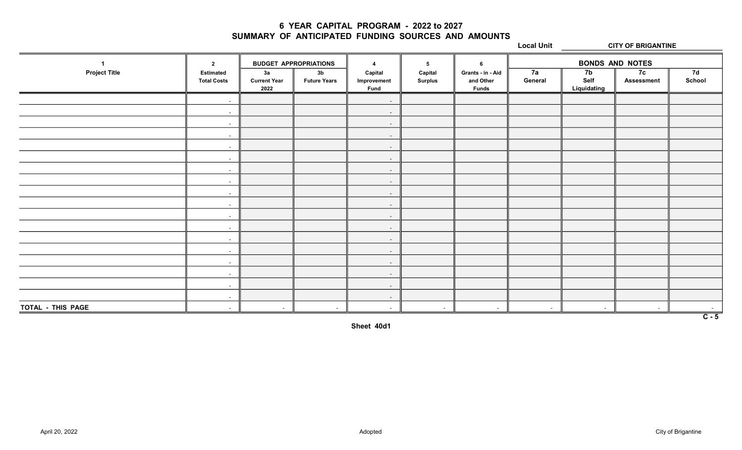# 6 YEAR CAPITAL PROGRAM - 2022 to 2027
## SUMMARY OF ANTICIPATED FUNDING SOURCES AND AMOUNTS

**Local Unit** CITY OF BRIGANTINE

| 1 | 2 | BUDGET APPROPRIATIONS | | 4 | 5 | 6 | BONDS AND NOTES | | | |
|---|---|---|---|---|---|---|---|---|---|---|
| Project Title | Estimated Total Costs | 3a Current Year 2022 | 3b Future Years | Capital Improvement Fund | Capital Surplus | Grants - in - Aid and Other Funds | 7a General | 7b Self Liquidating | 7c Assessment | 7d School |
| | - | | | - | | | | | | |
| | - | | | - | | | | | | |
| | - | | | - | | | | | | |
| | - | | | - | | | | | | |
| | - | | | - | | | | | | |
| | - | | | - | | | | | | |
| | - | | | - | | | | | | |
| | - | | | - | | | | | | |
| | - | | | - | | | | | | |
| | - | | | - | | | | | | |
| | - | | | - | | | | | | |
| | - | | | - | | | | | | |
| | - | | | - | | | | | | |
| | - | | | - | | | | | | |
| | - | | | - | | | | | | |
| | - | | | - | | | | | | |
| | - | | | - | | | | | | |
| | - | | | - | | | | | | |
| TOTAL - THIS PAGE | - | - | - | - | - | - | - | - | - | - |

C - 5

Sheet 40d1

April 20, 2022 Adopted City of Brigantine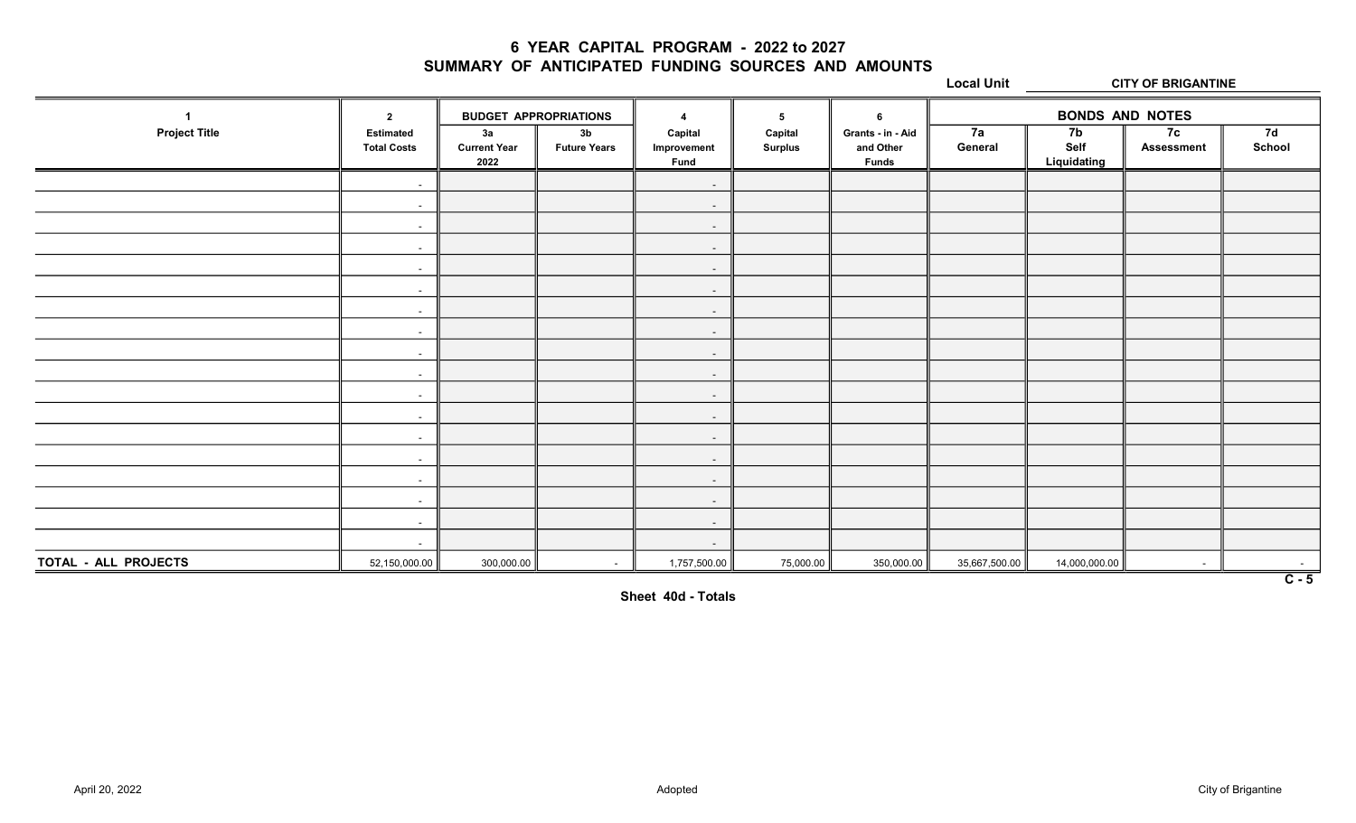# 6 YEAR CAPITAL PROGRAM - 2022 to 2027
## SUMMARY OF ANTICIPATED FUNDING SOURCES AND AMOUNTS

**Local Unit** CITY OF BRIGANTINE

| 1 | 2 | BUDGET APPROPRIATIONS | | 4 | 5 | 6 | BONDS AND NOTES | | | |
|---|---|---|---|---|---|---|---|---|---|---|
| Project Title | Estimated Total Costs | 3a Current Year 2022 | 3b Future Years | Capital Improvement Fund | Capital Surplus | Grants - in - Aid and Other Funds | 7a General | 7b Self Liquidating | 7c Assessment | 7d School |
| | - | | | - | | | | | | |
| | - | | | - | | | | | | |
| | - | | | - | | | | | | |
| | - | | | - | | | | | | |
| | - | | | - | | | | | | |
| | - | | | - | | | | | | |
| | - | | | - | | | | | | |
| | - | | | - | | | | | | |
| | - | | | - | | | | | | |
| | - | | | - | | | | | | |
| | - | | | - | | | | | | |
| | - | | | - | | | | | | |
| | - | | | - | | | | | | |
| | - | | | - | | | | | | |
| | - | | | - | | | | | | |
| | - | | | - | | | | | | |
| | - | | | - | | | | | | |
| | - | | | - | | | | | | |
| **TOTAL - ALL PROJECTS** | 52,150,000.00 | 300,000.00 | - | 1,757,500.00 | 75,000.00 | 350,000.00 | 35,667,500.00 | 14,000,000.00 | - | - |

C - 5

**Sheet 40d - Totals**

April 20, 2022 Adopted City of Brigantine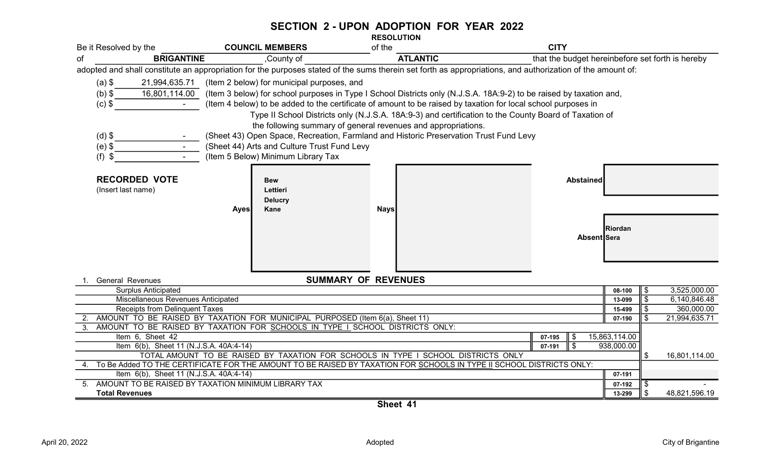# SECTION 2 - UPON ADOPTION FOR YEAR 2022

**RESOLUTION**

Be it Resolved by the **COUNCIL MEMBERS** of the **CITY** of **BRIGANTINE**, County of **ATLANTIC** that the budget hereinbefore set forth is hereby adopted and shall constitute an appropriation for the purposes stated of the sums therein set forth as appropriations, and authorization of the amount of:

(a) $ 21,994,635.71 (Item 2 below) for municipal purposes, and

(b) $ 16,801,114.00 (Item 3 below) for school purposes in Type I School Districts only (N.J.S.A. 18A:9-2) to be raised by taxation and,

(c) $ - (Item 4 below) to be added to the certificate of amount to be raised by taxation for local school purposes in Type II School Districts only (N.J.S.A. 18A:9-3) and certification to the County Board of Taxation of the following summary of general revenues and appropriations.

(d) $ - (Sheet 43) Open Space, Recreation, Farmland and Historic Preservation Trust Fund Levy

(e) $ - (Sheet 44) Arts and Culture Trust Fund Levy

(f) $ - (Item 5 Below) Minimum Library Tax

**RECORDED VOTE**
(Insert last name)

| Ayes | Nays | Abstained | Absent |
|---|---|---|---|
| Bew<br>Lettieri<br>Delucry<br>Kane | | | Riordan<br>Sera |

## SUMMARY OF REVENUES

| | | | | |
|---|---|---|---|---|
| 1. General Revenues | | | | |
| Surplus Anticipated | | | 08-100 | $ 3,525,000.00 |
| Miscellaneous Revenues Anticipated | | | 13-099 | $ 6,140,846.48 |
| Receipts from Delinquent Taxes | | | 15-499 | $ 360,000.00 |
| 2. AMOUNT TO BE RAISED BY TAXATION FOR MUNICIPAL PURPOSED (Item 6(a), Sheet 11) | | | 07-190 | $ 21,994,635.71 |
| 3. AMOUNT TO BE RAISED BY TAXATION FOR SCHOOLS IN TYPE I SCHOOL DISTRICTS ONLY: | | | | |
| Item 6, Sheet 42 | 07-195 | $ 15,863,114.00 | | |
| Item 6(b), Sheet 11 (N.J.S.A. 40A:4-14) | 07-191 | $ 938,000.00 | | |
| TOTAL AMOUNT TO BE RAISED BY TAXATION FOR SCHOOLS IN TYPE I SCHOOL DISTRICTS ONLY | | | | $ 16,801,114.00 |
| 4. To Be Added TO THE CERTIFICATE FOR THE AMOUNT TO BE RAISED BY TAXATION FOR SCHOOLS IN TYPE II SCHOOL DISTRICTS ONLY: | | | | |
| Item 6(b), Sheet 11 (N.J.S.A. 40A:4-14) | | | 07-191 | |
| 5. AMOUNT TO BE RAISED BY TAXATION MINIMUM LIBRARY TAX | | | 07-192 | $ - |
| **Total Revenues** | | | 13-299 | $ 48,821,596.19 |

Sheet 41

April 20, 2022 Adopted City of Brigantine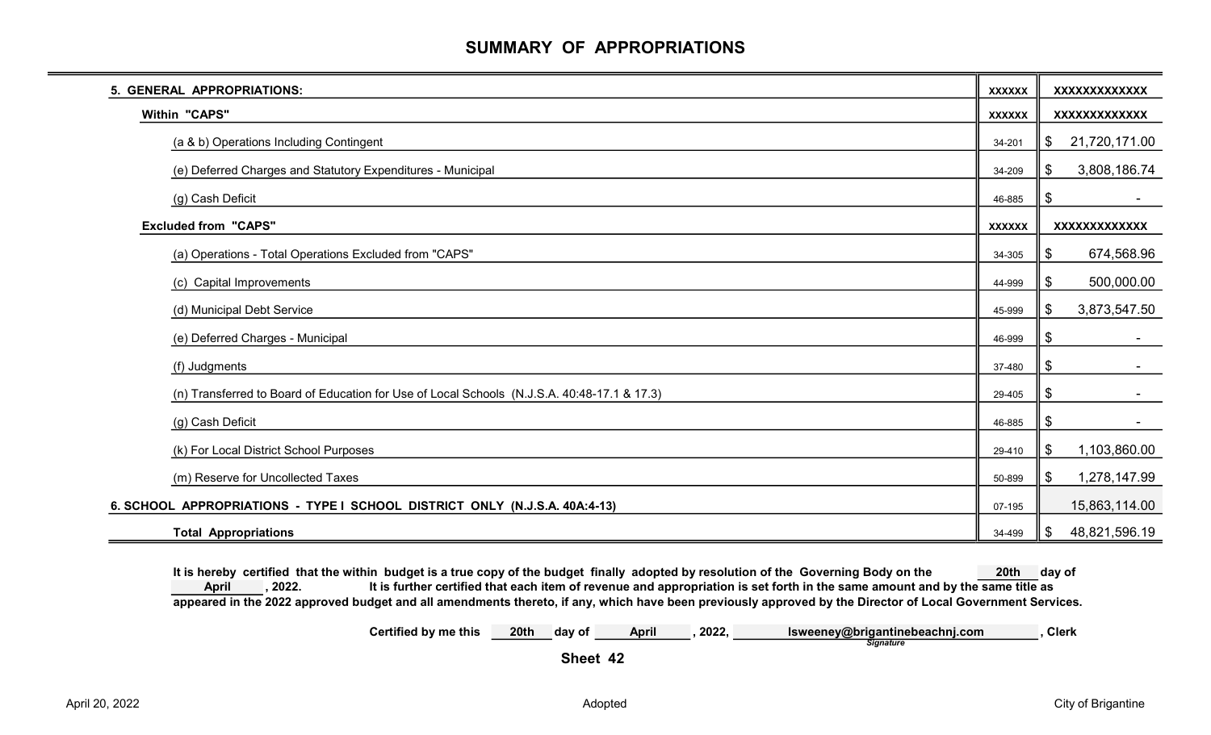# SUMMARY OF APPROPRIATIONS

| | | |
|---|---|---|
| **5. GENERAL APPROPRIATIONS:** | **XXXXXX** | **XXXXXXXXXXXXX** |
| **Within "CAPS"** | **XXXXXX** | **XXXXXXXXXXXXX** |
| (a & b) Operations Including Contingent | 34-201 | $ 21,720,171.00 |
| (e) Deferred Charges and Statutory Expenditures - Municipal | 34-209 | $ 3,808,186.74 |
| (g) Cash Deficit | 46-885 | $ - |
| **Excluded from "CAPS"** | **XXXXXX** | **XXXXXXXXXXXXX** |
| (a) Operations - Total Operations Excluded from "CAPS" | 34-305 | $ 674,568.96 |
| (c) Capital Improvements | 44-999 | $ 500,000.00 |
| (d) Municipal Debt Service | 45-999 | $ 3,873,547.50 |
| (e) Deferred Charges - Municipal | 46-999 | $ - |
| (f) Judgments | 37-480 | $ - |
| (n) Transferred to Board of Education for Use of Local Schools (N.J.S.A. 40:48-17.1 & 17.3) | 29-405 | $ - |
| (g) Cash Deficit | 46-885 | $ - |
| (k) For Local District School Purposes | 29-410 | $ 1,103,860.00 |
| (m) Reserve for Uncollected Taxes | 50-899 | $ 1,278,147.99 |
| **6. SCHOOL APPROPRIATIONS - TYPE I SCHOOL DISTRICT ONLY (N.J.S.A. 40A:4-13)** | 07-195 | 15,863,114.00 |
| **Total Appropriations** | 34-499 | $ 48,821,596.19 |

**It is hereby certified that the within budget is a true copy of the budget finally adopted by resolution of the Governing Body on the 20th day of April, 2022. It is further certified that each item of revenue and appropriation is set forth in the same amount and by the same title as appeared in the 2022 approved budget and all amendments thereto, if any, which have been previously approved by the Director of Local Government Services.**

**Certified by me this 20th day of April, 2022, lsweeney@brigantinebeachnj.com, Clerk**

*Signature*

**Sheet 42**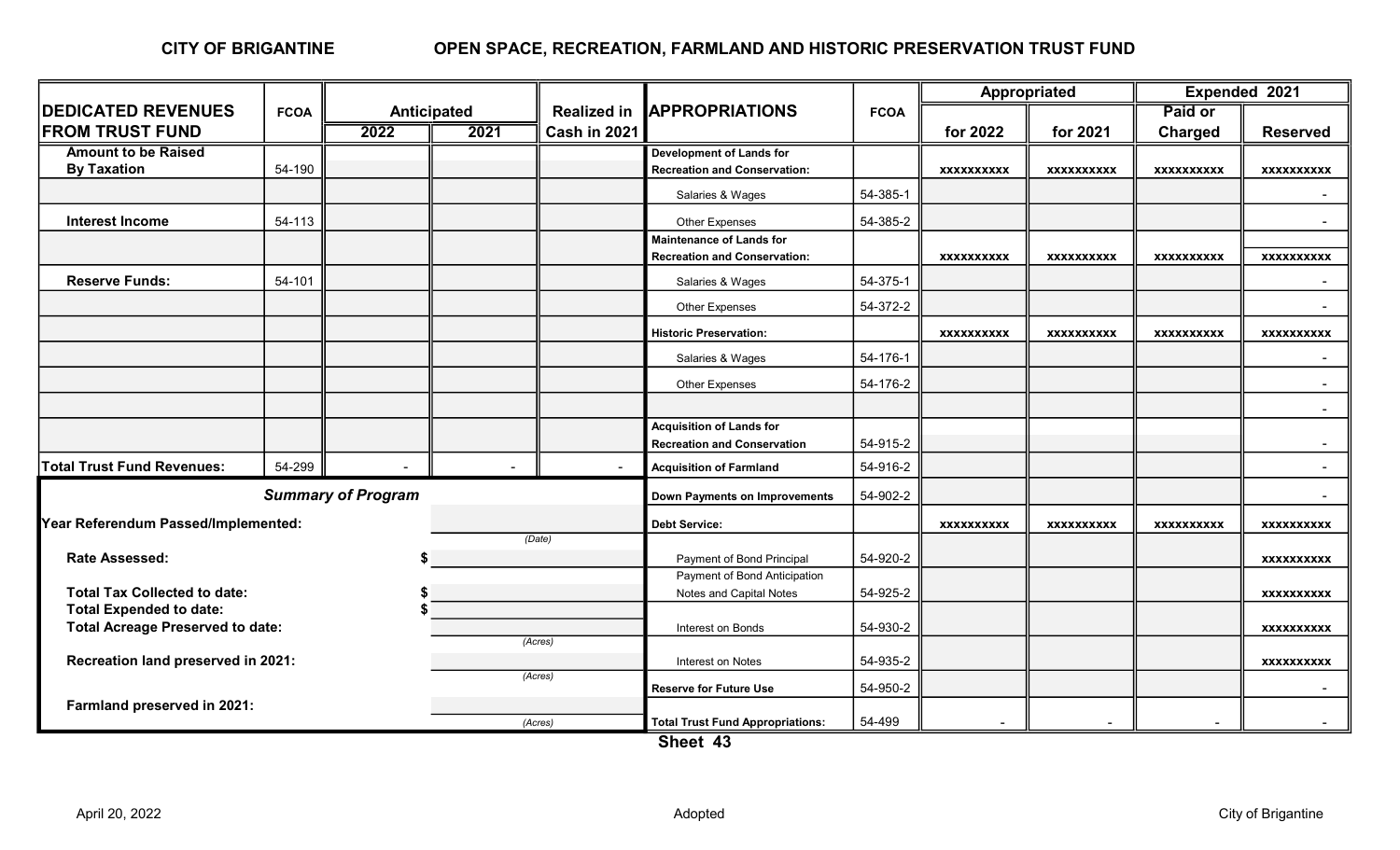**CITY OF BRIGANTINE** **OPEN SPACE, RECREATION, FARMLAND AND HISTORIC PRESERVATION TRUST FUND**

| DEDICATED REVENUES FROM TRUST FUND | FCOA | Anticipated 2022 | Anticipated 2021 | Realized in Cash in 2021 |
|---|---|---|---|---|
| Amount to be Raised By Taxation | 54-190 | | | |
| Interest Income | 54-113 | | | |
| Reserve Funds: | 54-101 | | | |
| Total Trust Fund Revenues: | 54-299 | - | - | - |

| APPROPRIATIONS | FCOA | Appropriated for 2022 | Appropriated for 2021 | Expended 2021 Paid or Charged | Expended 2021 Reserved |
|---|---|---|---|---|---|
| **Development of Lands for Recreation and Conservation:** | | xxxxxxxxxx | xxxxxxxxxx | xxxxxxxxxx | xxxxxxxxxx |
| Salaries & Wages | 54-385-1 | | | | - |
| Other Expenses | 54-385-2 | | | | - |
| **Maintenance of Lands for Recreation and Conservation:** | | xxxxxxxxxx | xxxxxxxxxx | xxxxxxxxxx | xxxxxxxxxx |
| Salaries & Wages | 54-375-1 | | | | - |
| Other Expenses | 54-372-2 | | | | - |
| **Historic Preservation:** | | xxxxxxxxxx | xxxxxxxxxx | xxxxxxxxxx | xxxxxxxxxx |
| Salaries & Wages | 54-176-1 | | | | - |
| Other Expenses | 54-176-2 | | | | - |
| | | | | | - |
| **Acquisition of Lands for Recreation and Conservation** | 54-915-2 | | | | - |
| **Acquisition of Farmland** | 54-916-2 | | | | - |
| **Down Payments on Improvements** | 54-902-2 | | | | - |
| **Debt Service:** | | xxxxxxxxxx | xxxxxxxxxx | xxxxxxxxxx | xxxxxxxxxx |
| Payment of Bond Principal | 54-920-2 | | | | xxxxxxxxxx |
| Payment of Bond Anticipation Notes and Capital Notes | 54-925-2 | | | | xxxxxxxxxx |
| Interest on Bonds | 54-930-2 | | | | xxxxxxxxxx |
| Interest on Notes | 54-935-2 | | | | xxxxxxxxxx |
| **Reserve for Future Use** | 54-950-2 | | | | - |
| **Total Trust Fund Appropriations:** | 54-499 | - | - | - | - |

***Summary of Program***

| | | |
|---|---|---|
| Year Referendum Passed/Implemented: | | (Date) |
| Rate Assessed: | $ | |
| Total Tax Collected to date: | $ | |
| Total Expended to date: | $ | |
| Total Acreage Preserved to date: | | (Acres) |
| Recreation land preserved in 2021: | | (Acres) |
| Farmland preserved in 2021: | | (Acres) |

**Sheet 43**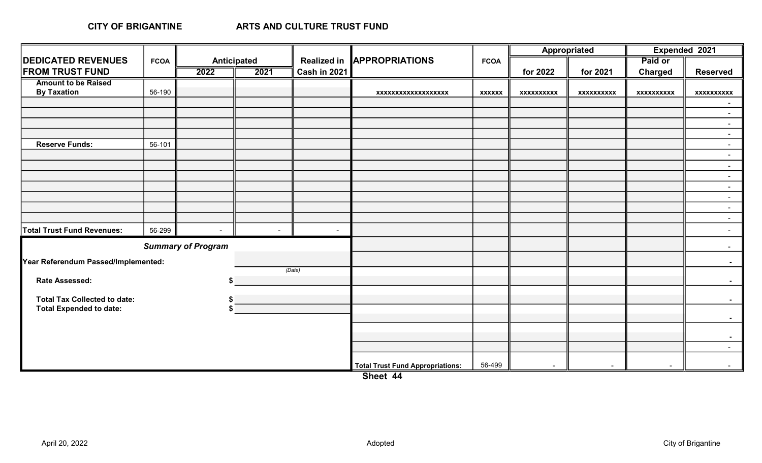**CITY OF BRIGANTINE** **ARTS AND CULTURE TRUST FUND**

| DEDICATED REVENUES FROM TRUST FUND | FCOA | Anticipated 2022 | Anticipated 2021 | Realized in Cash in 2021 | APPROPRIATIONS | FCOA | Appropriated for 2022 | Appropriated for 2021 | Expended 2021 Paid or Charged | Expended 2021 Reserved |
|---|---|---|---|---|---|---|---|---|---|---|
| Amount to be Raised By Taxation | 56-190 | | | | xxxxxxxxxxxxxxxxxxx | xxxxxx | xxxxxxxxxx | xxxxxxxxxx | xxxxxxxxxx | xxxxxxxxxx |
| | | | | | | | | | | - |
| | | | | | | | | | | - |
| | | | | | | | | | | - |
| | | | | | | | | | | - |
| Reserve Funds: | 56-101 | | | | | | | | | - |
| | | | | | | | | | | - |
| | | | | | | | | | | - |
| | | | | | | | | | | - |
| | | | | | | | | | | - |
| | | | | | | | | | | - |
| | | | | | | | | | | - |
| | | | | | | | | | | - |
| Total Trust Fund Revenues: | 56-299 | - | - | - | | | | | | - |
| | | | | | | | | | | - |
| | | | | | | | | | | - |
| | | | | | | | | | | - |
| | | | | | | | | | | - |
| | | | | | | | | | | - |
| | | | | | | | | | | - |
| | | | | | | | | | | - |
| | | | | | Total Trust Fund Appropriations: | 56-499 | - | - | - | - |

***Summary of Program***

**Year Referendum Passed/Implemented:** ____________ *(Date)*

**Rate Assessed:** $ ____________

**Total Tax Collected to date:** $ ____________

**Total Expended to date:** $ ____________

**Sheet 44**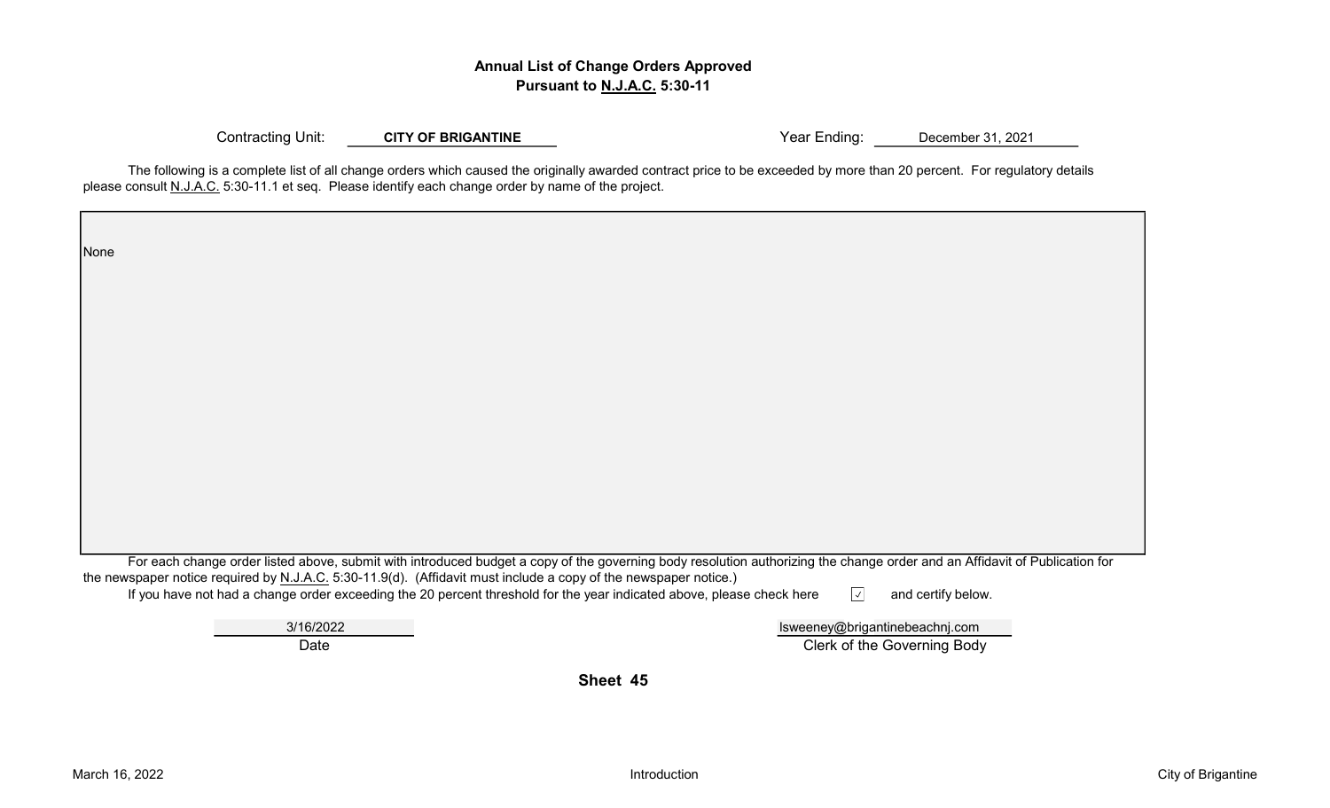**Annual List of Change Orders Approved**
**Pursuant to N.J.A.C. 5:30-11**

Contracting Unit: **CITY OF BRIGANTINE** Year Ending: December 31, 2021

The following is a complete list of all change orders which caused the originally awarded contract price to be exceeded by more than 20 percent. For regulatory details please consult N.J.A.C. 5:30-11.1 et seq. Please identify each change order by name of the project.

None

For each change order listed above, submit with introduced budget a copy of the governing body resolution authorizing the change order and an Affidavit of Publication for the newspaper notice required by N.J.A.C. 5:30-11.9(d). (Affidavit must include a copy of the newspaper notice.)

If you have not had a change order exceeding the 20 percent threshold for the year indicated above, please check here ☑ and certify below.

3/16/2022
Date

lsweeney@brigantinebeachnj.com
Clerk of the Governing Body

**Sheet 45**